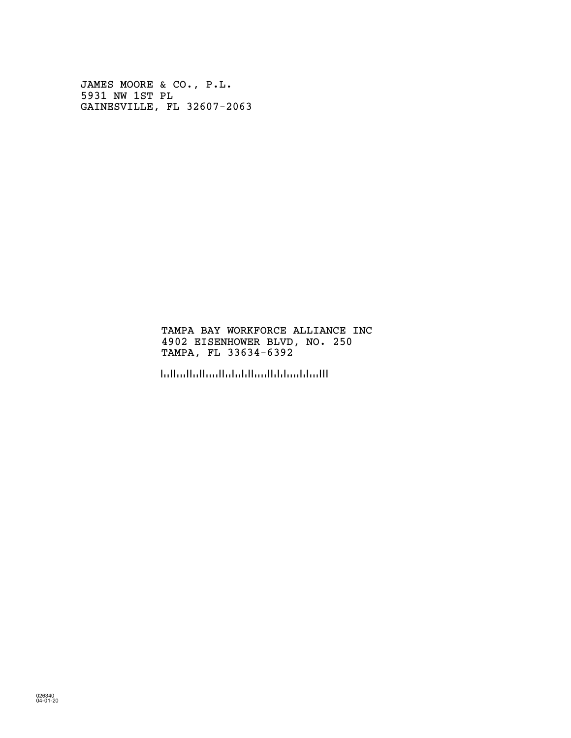JAMES MOORE & CO., P.L.
5931 NW 1ST PL
GAINESVILLE, FL 32607-2063

TAMPA BAY WORKFORCE ALLIANCE INC
4902 EISENHOWER BLVD, NO. 250
TAMPA, FL 33634-6392

026340
04-01-20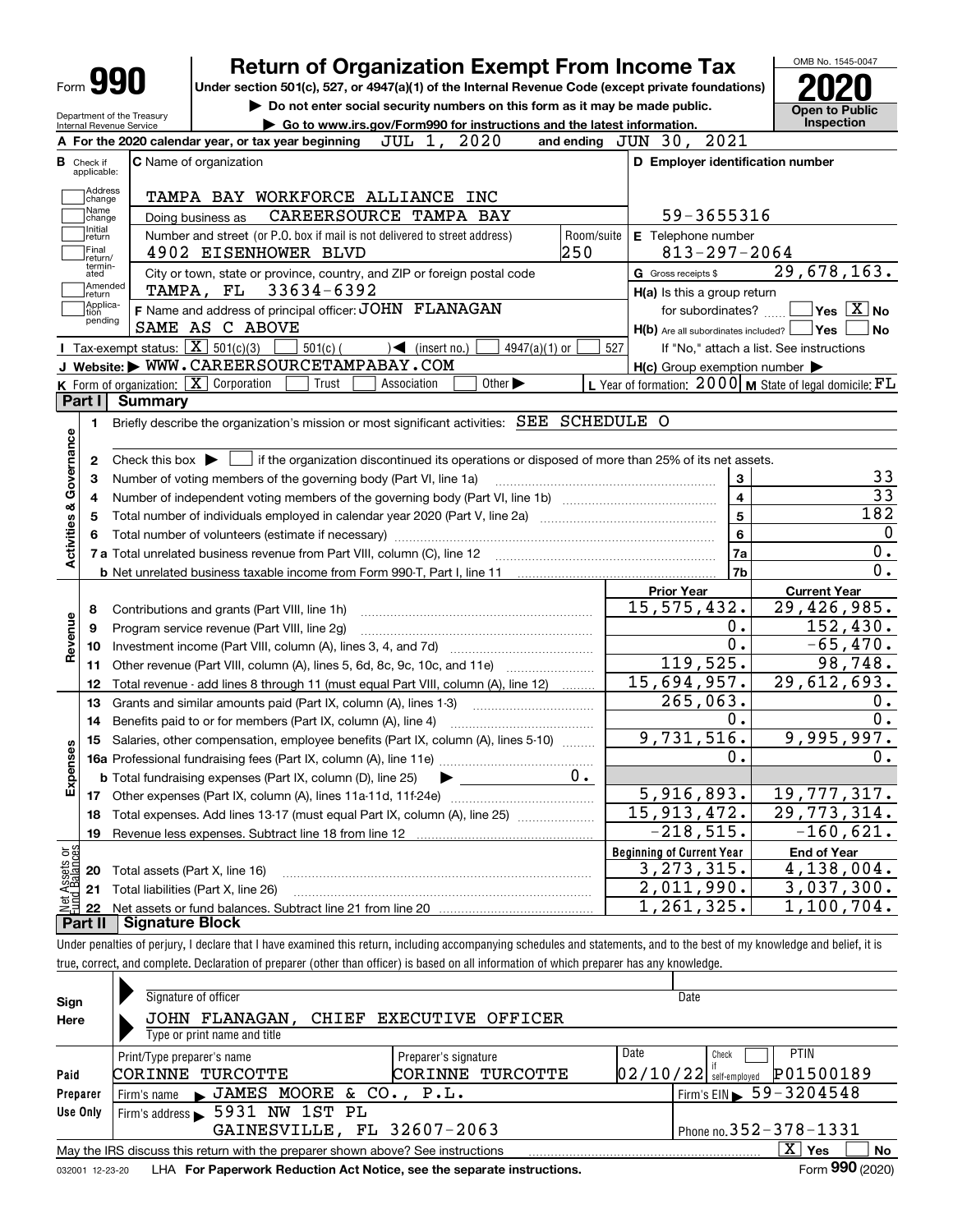# Form 990 — Return of Organization Exempt From Income Tax — 2020

Under section 501(c), 527, or 4947(a)(1) of the Internal Revenue Code (except private foundations)

▶ Do not enter social security numbers on this form as it may be made public.

▶ Go to www.irs.gov/Form990 for instructions and the latest information.

Department of the Treasury, Internal Revenue Service

OMB No. 1545-0047 — **Open to Public Inspection**

**A** For the 2020 calendar year, or tax year beginning JUL 1, 2020 and ending JUN 30, 2021

**B** Check if applicable: Address change; Name change; Initial return; Final return/terminated; Amended return; Application pending

**C** Name of organization: TAMPA BAY WORKFORCE ALLIANCE INC

Doing business as: CAREERSOURCE TAMPA BAY

Number and street (or P.O. box if mail is not delivered to street address): 4902 EISENHOWER BLVD — Room/suite: 250

City or town, state or province, country, and ZIP or foreign postal code: TAMPA, FL 33634-6392

**D** Employer identification number: 59-3655316

**E** Telephone number: 813-297-2064

**G** Gross receipts $ 29,678,163.

**F** Name and address of principal officer: JOHN FLANAGAN, SAME AS C ABOVE

**H(a)** Is this a group return for subordinates? ☐ Yes ☒ No

**H(b)** Are all subordinates included? ☐ Yes ☐ No — If "No," attach a list. See instructions

**H(c)** Group exemption number ▶

**I** Tax-exempt status: ☒ 501(c)(3) ☐ 501(c)( ) ◀ (insert no.) ☐ 4947(a)(1) or ☐ 527

**J** Website: ▶ WWW.CAREERSOURCETAMPABAY.COM

**K** Form of organization: ☒ Corporation ☐ Trust ☐ Association ☐ Other ▶

**L** Year of formation: 2000 **M** State of legal domicile: FL

## Part I Summary

**Activities & Governance**

1. Briefly describe the organization's mission or most significant activities: SEE SCHEDULE O
2. Check this box ▶ ☐ if the organization discontinued its operations or disposed of more than 25% of its net assets.

| Line | Description | | Value |
|---|---|---|---|
| 3 | Number of voting members of the governing body (Part VI, line 1a) | 3 | 33 |
| 4 | Number of independent voting members of the governing body (Part VI, line 1b) | 4 | 33 |
| 5 | Total number of individuals employed in calendar year 2020 (Part V, line 2a) | 5 | 182 |
| 6 | Total number of volunteers (estimate if necessary) | 6 | 0 |
| 7a | Total unrelated business revenue from Part VIII, column (C), line 12 | 7a | 0. |
| b | Net unrelated business taxable income from Form 990-T, Part I, line 11 | 7b | 0. |

| Line | Description | Prior Year | Current Year |
|---|---|---|---|
| **Revenue** | | | |
| 8 | Contributions and grants (Part VIII, line 1h) | 15,575,432. | 29,426,985. |
| 9 | Program service revenue (Part VIII, line 2g) | 0. | 152,430. |
| 10 | Investment income (Part VIII, column (A), lines 3, 4, and 7d) | 0. | -65,470. |
| 11 | Other revenue (Part VIII, column (A), lines 5, 6d, 8c, 9c, 10c, and 11e) | 119,525. | 98,748. |
| 12 | Total revenue - add lines 8 through 11 (must equal Part VIII, column (A), line 12) | 15,694,957. | 29,612,693. |
| **Expenses** | | | |
| 13 | Grants and similar amounts paid (Part IX, column (A), lines 1-3) | 265,063. | 0. |
| 14 | Benefits paid to or for members (Part IX, column (A), line 4) | 0. | 0. |
| 15 | Salaries, other compensation, employee benefits (Part IX, column (A), lines 5-10) | 9,731,516. | 9,995,997. |
| 16a | Professional fundraising fees (Part IX, column (A), line 11e) | 0. | 0. |
| b | Total fundraising expenses (Part IX, column (D), line 25) ▶ 0. | | |
| 17 | Other expenses (Part IX, column (A), lines 11a-11d, 11f-24e) | 5,916,893. | 19,777,317. |
| 18 | Total expenses. Add lines 13-17 (must equal Part IX, column (A), line 25) | 15,913,472. | 29,773,314. |
| 19 | Revenue less expenses. Subtract line 18 from line 12 | -218,515. | -160,621. |
| **Net Assets or Fund Balances** | | **Beginning of Current Year** | **End of Year** |
| 20 | Total assets (Part X, line 16) | 3,273,315. | 4,138,004. |
| 21 | Total liabilities (Part X, line 26) | 2,011,990. | 3,037,300. |
| 22 | Net assets or fund balances. Subtract line 21 from line 20 | 1,261,325. | 1,100,704. |

## Part II Signature Block

Under penalties of perjury, I declare that I have examined this return, including accompanying schedules and statements, and to the best of my knowledge and belief, it is true, correct, and complete. Declaration of preparer (other than officer) is based on all information of which preparer has any knowledge.

**Sign Here**

Signature of officer — Date

JOHN FLANAGAN, CHIEF EXECUTIVE OFFICER

Type or print name and title

**Paid Preparer Use Only**

| Print/Type preparer's name | Preparer's signature | Date | Check ☐ if self-employed | PTIN |
|---|---|---|---|---|
| CORINNE TURCOTTE | CORINNE TURCOTTE | 02/10/22 | | P01500189 |

Firm's name ▶ JAMES MOORE & CO., P.L. — Firm's EIN ▶ 59-3204548

Firm's address ▶ 5931 NW 1ST PL, GAINESVILLE, FL 32607-2063 — Phone no. 352-378-1331

May the IRS discuss this return with the preparer shown above? See instructions ☒ Yes ☐ No

032001 12-23-20 LHA For Paperwork Reduction Act Notice, see the separate instructions. Form **990** (2020)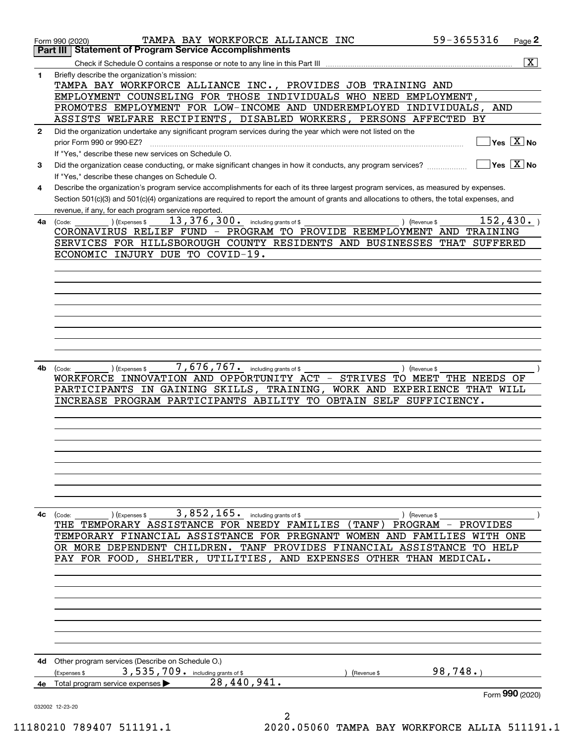Form 990 (2020) TAMPA BAY WORKFORCE ALLIANCE INC 59-3655316 Page **2**

## Part III Statement of Program Service Accomplishments

Check if Schedule O contains a response or note to any line in this Part III .......... [X]

**1** Briefly describe the organization's mission:

TAMPA BAY WORKFORCE ALLIANCE INC., PROVIDES JOB TRAINING AND EMPLOYMENT COUNSELING FOR THOSE INDIVIDUALS WHO NEED EMPLOYMENT, PROMOTES EMPLOYMENT FOR LOW-INCOME AND UNDEREMPLOYED INDIVIDUALS, AND ASSISTS WELFARE RECIPIENTS, DISABLED WORKERS, PERSONS AFFECTED BY

**2** Did the organization undertake any significant program services during the year which were not listed on the prior Form 990 or 990-EZ? .......... [ ] Yes [X] No

If "Yes," describe these new services on Schedule O.

**3** Did the organization cease conducting, or make significant changes in how it conducts, any program services? .......... [ ] Yes [X] No

If "Yes," describe these changes on Schedule O.

**4** Describe the organization's program service accomplishments for each of its three largest program services, as measured by expenses. Section 501(c)(3) and 501(c)(4) organizations are required to report the amount of grants and allocations to others, the total expenses, and revenue, if any, for each program service reported.

**4a** (Code: ) (Expenses $ 13,376,300. including grants of $ ) (Revenue $ 152,430. )

CORONAVIRUS RELIEF FUND - PROGRAM TO PROVIDE REEMPLOYMENT AND TRAINING SERVICES FOR HILLSBOROUGH COUNTY RESIDENTS AND BUSINESSES THAT SUFFERED ECONOMIC INJURY DUE TO COVID-19.

**4b** (Code: ) (Expenses $ 7,676,767. including grants of $ ) (Revenue $ )

WORKFORCE INNOVATION AND OPPORTUNITY ACT - STRIVES TO MEET THE NEEDS OF PARTICIPANTS IN GAINING SKILLS, TRAINING, WORK AND EXPERIENCE THAT WILL INCREASE PROGRAM PARTICIPANTS ABILITY TO OBTAIN SELF SUFFICIENCY.

**4c** (Code: ) (Expenses $ 3,852,165. including grants of $ ) (Revenue $ )

THE TEMPORARY ASSISTANCE FOR NEEDY FAMILIES (TANF) PROGRAM - PROVIDES TEMPORARY FINANCIAL ASSISTANCE FOR PREGNANT WOMEN AND FAMILIES WITH ONE OR MORE DEPENDENT CHILDREN. TANF PROVIDES FINANCIAL ASSISTANCE TO HELP PAY FOR FOOD, SHELTER, UTILITIES, AND EXPENSES OTHER THAN MEDICAL.

**4d** Other program services (Describe on Schedule O.)

(Expenses $ 3,535,709. including grants of $ ) (Revenue $ 98,748.)

**4e** Total program service expenses ▶ 28,440,941.

Form **990** (2020)

032002 12-23-20

11180210 789407 511191.1 2020.05060 TAMPA BAY WORKFORCE ALLIA 511191.1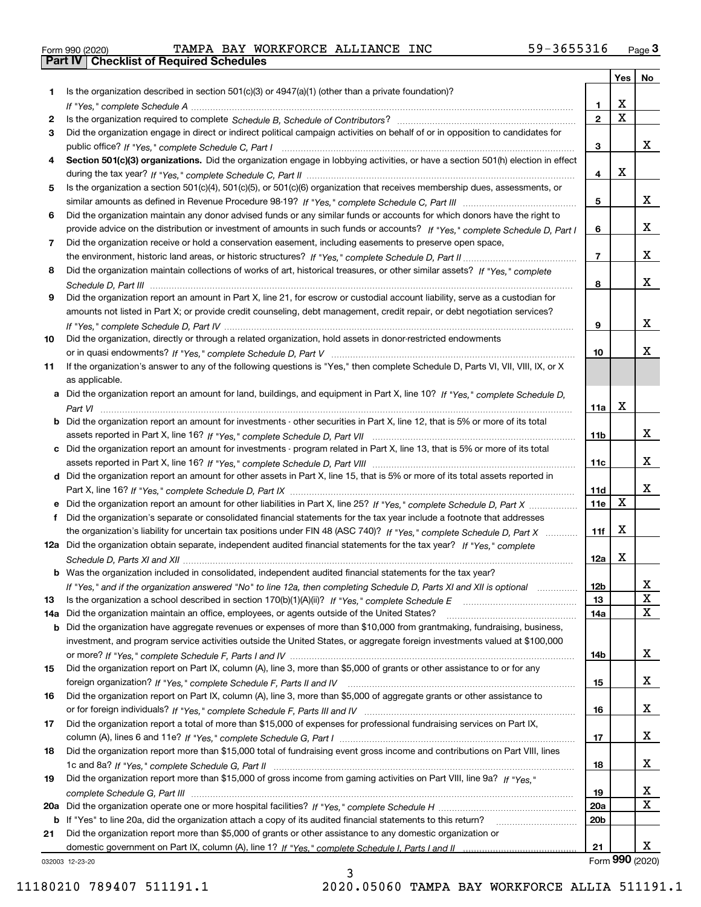Form 990 (2020) TAMPA BAY WORKFORCE ALLIANCE INC 59-3655316 Page **3**

## Part IV | Checklist of Required Schedules

| | | | Yes | No |
|---|---|---|---|---|
| **1** | Is the organization described in section 501(c)(3) or 4947(a)(1) (other than a private foundation)? *If "Yes," complete Schedule A* | **1** | X | |
| **2** | Is the organization required to complete *Schedule B, Schedule of Contributors*? | **2** | X | |
| **3** | Did the organization engage in direct or indirect political campaign activities on behalf of or in opposition to candidates for public office? *If "Yes," complete Schedule C, Part I* | **3** | | X |
| **4** | **Section 501(c)(3) organizations.** Did the organization engage in lobbying activities, or have a section 501(h) election in effect during the tax year? *If "Yes," complete Schedule C, Part II* | **4** | X | |
| **5** | Is the organization a section 501(c)(4), 501(c)(5), or 501(c)(6) organization that receives membership dues, assessments, or similar amounts as defined in Revenue Procedure 98-19? *If "Yes," complete Schedule C, Part III* | **5** | | X |
| **6** | Did the organization maintain any donor advised funds or any similar funds or accounts for which donors have the right to provide advice on the distribution or investment of amounts in such funds or accounts? *If "Yes," complete Schedule D, Part I* | **6** | | X |
| **7** | Did the organization receive or hold a conservation easement, including easements to preserve open space, the environment, historic land areas, or historic structures? *If "Yes," complete Schedule D, Part II* | **7** | | X |
| **8** | Did the organization maintain collections of works of art, historical treasures, or other similar assets? *If "Yes," complete Schedule D, Part III* | **8** | | X |
| **9** | Did the organization report an amount in Part X, line 21, for escrow or custodial account liability, serve as a custodian for amounts not listed in Part X; or provide credit counseling, debt management, credit repair, or debt negotiation services? *If "Yes," complete Schedule D, Part IV* | **9** | | X |
| **10** | Did the organization, directly or through a related organization, hold assets in donor-restricted endowments or in quasi endowments? *If "Yes," complete Schedule D, Part V* | **10** | | X |
| **11** | If the organization's answer to any of the following questions is "Yes," then complete Schedule D, Parts VI, VII, VIII, IX, or X as applicable. | | | |
| **a** | Did the organization report an amount for land, buildings, and equipment in Part X, line 10? *If "Yes," complete Schedule D, Part VI* | **11a** | X | |
| **b** | Did the organization report an amount for investments - other securities in Part X, line 12, that is 5% or more of its total assets reported in Part X, line 16? *If "Yes," complete Schedule D, Part VII* | **11b** | | X |
| **c** | Did the organization report an amount for investments - program related in Part X, line 13, that is 5% or more of its total assets reported in Part X, line 16? *If "Yes," complete Schedule D, Part VIII* | **11c** | | X |
| **d** | Did the organization report an amount for other assets in Part X, line 15, that is 5% or more of its total assets reported in Part X, line 16? *If "Yes," complete Schedule D, Part IX* | **11d** | | X |
| **e** | Did the organization report an amount for other liabilities in Part X, line 25? *If "Yes," complete Schedule D, Part X* | **11e** | X | |
| **f** | Did the organization's separate or consolidated financial statements for the tax year include a footnote that addresses the organization's liability for uncertain tax positions under FIN 48 (ASC 740)? *If "Yes," complete Schedule D, Part X* | **11f** | X | |
| **12a** | Did the organization obtain separate, independent audited financial statements for the tax year? *If "Yes," complete Schedule D, Parts XI and XII* | **12a** | X | |
| **b** | Was the organization included in consolidated, independent audited financial statements for the tax year? *If "Yes," and if the organization answered "No" to line 12a, then completing Schedule D, Parts XI and XII is optional* | **12b** | | X |
| **13** | Is the organization a school described in section 170(b)(1)(A)(ii)? *If "Yes," complete Schedule E* | **13** | | X |
| **14a** | Did the organization maintain an office, employees, or agents outside of the United States? | **14a** | | X |
| **b** | Did the organization have aggregate revenues or expenses of more than $10,000 from grantmaking, fundraising, business, investment, and program service activities outside the United States, or aggregate foreign investments valued at $100,000 or more? *If "Yes," complete Schedule F, Parts I and IV* | **14b** | | X |
| **15** | Did the organization report on Part IX, column (A), line 3, more than $5,000 of grants or other assistance to or for any foreign organization? *If "Yes," complete Schedule F, Parts II and IV* | **15** | | X |
| **16** | Did the organization report on Part IX, column (A), line 3, more than $5,000 of aggregate grants or other assistance to or for foreign individuals? *If "Yes," complete Schedule F, Parts III and IV* | **16** | | X |
| **17** | Did the organization report a total of more than $15,000 of expenses for professional fundraising services on Part IX, column (A), lines 6 and 11e? *If "Yes," complete Schedule G, Part I* | **17** | | X |
| **18** | Did the organization report more than $15,000 total of fundraising event gross income and contributions on Part VIII, lines 1c and 8a? *If "Yes," complete Schedule G, Part II* | **18** | | X |
| **19** | Did the organization report more than $15,000 of gross income from gaming activities on Part VIII, line 9a? *If "Yes," complete Schedule G, Part III* | **19** | | X |
| **20a** | Did the organization operate one or more hospital facilities? *If "Yes," complete Schedule H* | **20a** | | X |
| **b** | If "Yes" to line 20a, did the organization attach a copy of its audited financial statements to this return? | **20b** | | |
| **21** | Did the organization report more than $5,000 of grants or other assistance to any domestic organization or domestic government on Part IX, column (A), line 1? *If "Yes," complete Schedule I, Parts I and II* | **21** | | X |

032003 12-23-20 Form **990** (2020)

11180210 789407 511191.1 2020.05060 TAMPA BAY WORKFORCE ALLIA 511191.1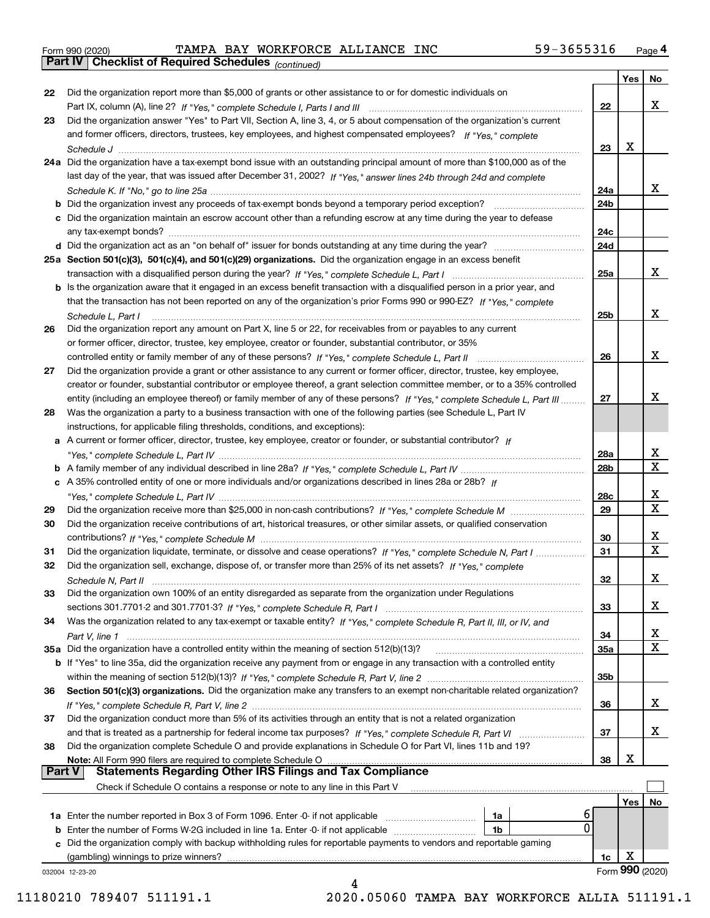Form 990 (2020) TAMPA BAY WORKFORCE ALLIANCE INC 59-3655316 Page 4

**Part IV Checklist of Required Schedules** *(continued)*

| | | | Yes | No |
|---|---|---|---|---|
| 22 | Did the organization report more than $5,000 of grants or other assistance to or for domestic individuals on Part IX, column (A), line 2? *If "Yes," complete Schedule I, Parts I and III* | 22 | | X |
| 23 | Did the organization answer "Yes" to Part VII, Section A, line 3, 4, or 5 about compensation of the organization's current and former officers, directors, trustees, key employees, and highest compensated employees? *If "Yes," complete Schedule J* | 23 | X | |
| 24a | Did the organization have a tax-exempt bond issue with an outstanding principal amount of more than $100,000 as of the last day of the year, that was issued after December 31, 2002? *If "Yes," answer lines 24b through 24d and complete Schedule K. If "No," go to line 25a* | 24a | | X |
| b | Did the organization invest any proceeds of tax-exempt bonds beyond a temporary period exception? | 24b | | |
| c | Did the organization maintain an escrow account other than a refunding escrow at any time during the year to defease any tax-exempt bonds? | 24c | | |
| d | Did the organization act as an "on behalf of" issuer for bonds outstanding at any time during the year? | 24d | | |
| 25a | **Section 501(c)(3), 501(c)(4), and 501(c)(29) organizations.** Did the organization engage in an excess benefit transaction with a disqualified person during the year? *If "Yes," complete Schedule L, Part I* | 25a | | X |
| b | Is the organization aware that it engaged in an excess benefit transaction with a disqualified person in a prior year, and that the transaction has not been reported on any of the organization's prior Forms 990 or 990-EZ? *If "Yes," complete Schedule L, Part I* | 25b | | X |
| 26 | Did the organization report any amount on Part X, line 5 or 22, for receivables from or payables to any current or former officer, director, trustee, key employee, creator or founder, substantial contributor, or 35% controlled entity or family member of any of these persons? *If "Yes," complete Schedule L, Part II* | 26 | | X |
| 27 | Did the organization provide a grant or other assistance to any current or former officer, director, trustee, key employee, creator or founder, substantial contributor or employee thereof, a grant selection committee member, or to a 35% controlled entity (including an employee thereof) or family member of any of these persons? *If "Yes," complete Schedule L, Part III* | 27 | | X |
| 28 | Was the organization a party to a business transaction with one of the following parties (see Schedule L, Part IV instructions, for applicable filing thresholds, conditions, and exceptions): | | | |
| a | A current or former officer, director, trustee, key employee, creator or founder, or substantial contributor? *If "Yes," complete Schedule L, Part IV* | 28a | | X |
| b | A family member of any individual described in line 28a? *If "Yes," complete Schedule L, Part IV* | 28b | | X |
| c | A 35% controlled entity of one or more individuals and/or organizations described in lines 28a or 28b? *If "Yes," complete Schedule L, Part IV* | 28c | | X |
| 29 | Did the organization receive more than $25,000 in non-cash contributions? *If "Yes," complete Schedule M* | 29 | | X |
| 30 | Did the organization receive contributions of art, historical treasures, or other similar assets, or qualified conservation contributions? *If "Yes," complete Schedule M* | 30 | | X |
| 31 | Did the organization liquidate, terminate, or dissolve and cease operations? *If "Yes," complete Schedule N, Part I* | 31 | | X |
| 32 | Did the organization sell, exchange, dispose of, or transfer more than 25% of its net assets? *If "Yes," complete Schedule N, Part II* | 32 | | X |
| 33 | Did the organization own 100% of an entity disregarded as separate from the organization under Regulations sections 301.7701-2 and 301.7701-3? *If "Yes," complete Schedule R, Part I* | 33 | | X |
| 34 | Was the organization related to any tax-exempt or taxable entity? *If "Yes," complete Schedule R, Part II, III, or IV, and Part V, line 1* | 34 | | X |
| 35a | Did the organization have a controlled entity within the meaning of section 512(b)(13)? | 35a | | X |
| b | If "Yes" to line 35a, did the organization receive any payment from or engage in any transaction with a controlled entity within the meaning of section 512(b)(13)? *If "Yes," complete Schedule R, Part V, line 2* | 35b | | |
| 36 | **Section 501(c)(3) organizations.** Did the organization make any transfers to an exempt non-charitable related organization? *If "Yes," complete Schedule R, Part V, line 2* | 36 | | X |
| 37 | Did the organization conduct more than 5% of its activities through an entity that is not a related organization and that is treated as a partnership for federal income tax purposes? *If "Yes," complete Schedule R, Part VI* | 37 | | X |
| 38 | Did the organization complete Schedule O and provide explanations in Schedule O for Part VI, lines 11b and 19? **Note:** All Form 990 filers are required to complete Schedule O | 38 | X | |

**Part V Statements Regarding Other IRS Filings and Tax Compliance**

Check if Schedule O contains a response or note to any line in this Part V ☐

| | | | | | Yes | No |
|---|---|---|---|---|---|---|
| 1a | Enter the number reported in Box 3 of Form 1096. Enter -0- if not applicable | 1a | 6 | | | |
| b | Enter the number of Forms W-2G included in line 1a. Enter -0- if not applicable | 1b | 0 | | | |
| c | Did the organization comply with backup withholding rules for reportable payments to vendors and reportable gaming (gambling) winnings to prize winners? | | | 1c | X | |

032004 12-23-20 Form **990** (2020)

11180210 789407 511191.1 2020.05060 TAMPA BAY WORKFORCE ALLIA 511191.1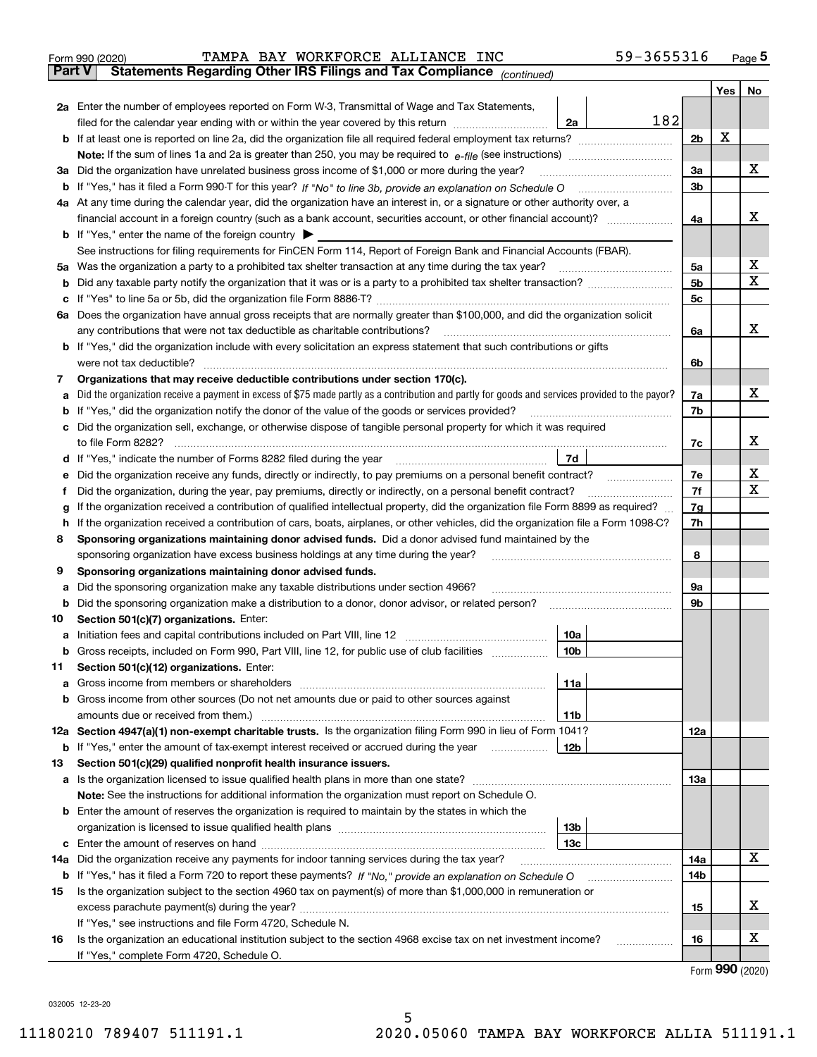Form 990 (2020) TAMPA BAY WORKFORCE ALLIANCE INC 59-3655316

## Part V Statements Regarding Other IRS Filings and Tax Compliance *(continued)*

| | | | | | Yes | No |
|---|---|---|---|---|---|---|
| **2a** | Enter the number of employees reported on Form W-3, Transmittal of Wage and Tax Statements, filed for the calendar year ending with or within the year covered by this return | 2a | 182 | | | |
| **b** | If at least one is reported on line 2a, did the organization file all required federal employment tax returns? | | | 2b | X | |
| | **Note:** If the sum of lines 1a and 2a is greater than 250, you may be required to *e-file* (see instructions) | | | | | |
| **3a** | Did the organization have unrelated business gross income of $1,000 or more during the year? | | | 3a | | X |
| **b** | If "Yes," has it filed a Form 990-T for this year? *If "No" to line 3b, provide an explanation on Schedule O* | | | 3b | | |
| **4a** | At any time during the calendar year, did the organization have an interest in, or a signature or other authority over, a financial account in a foreign country (such as a bank account, securities account, or other financial account)? | | | 4a | | X |
| **b** | If "Yes," enter the name of the foreign country ▶ | | | | | |
| | See instructions for filing requirements for FinCEN Form 114, Report of Foreign Bank and Financial Accounts (FBAR). | | | | | |
| **5a** | Was the organization a party to a prohibited tax shelter transaction at any time during the tax year? | | | 5a | | X |
| **b** | Did any taxable party notify the organization that it was or is a party to a prohibited tax shelter transaction? | | | 5b | | X |
| **c** | If "Yes" to line 5a or 5b, did the organization file Form 8886-T? | | | 5c | | |
| **6a** | Does the organization have annual gross receipts that are normally greater than $100,000, and did the organization solicit any contributions that were not tax deductible as charitable contributions? | | | 6a | | X |
| **b** | If "Yes," did the organization include with every solicitation an express statement that such contributions or gifts were not tax deductible? | | | 6b | | |
| **7** | **Organizations that may receive deductible contributions under section 170(c).** | | | | | |
| **a** | Did the organization receive a payment in excess of $75 made partly as a contribution and partly for goods and services provided to the payor? | | | 7a | | X |
| **b** | If "Yes," did the organization notify the donor of the value of the goods or services provided? | | | 7b | | |
| **c** | Did the organization sell, exchange, or otherwise dispose of tangible personal property for which it was required to file Form 8282? | | | 7c | | X |
| **d** | If "Yes," indicate the number of Forms 8282 filed during the year | 7d | | | | |
| **e** | Did the organization receive any funds, directly or indirectly, to pay premiums on a personal benefit contract? | | | 7e | | X |
| **f** | Did the organization, during the year, pay premiums, directly or indirectly, on a personal benefit contract? | | | 7f | | X |
| **g** | If the organization received a contribution of qualified intellectual property, did the organization file Form 8899 as required? | | | 7g | | |
| **h** | If the organization received a contribution of cars, boats, airplanes, or other vehicles, did the organization file a Form 1098-C? | | | 7h | | |
| **8** | **Sponsoring organizations maintaining donor advised funds.** Did a donor advised fund maintained by the sponsoring organization have excess business holdings at any time during the year? | | | 8 | | |
| **9** | **Sponsoring organizations maintaining donor advised funds.** | | | | | |
| **a** | Did the sponsoring organization make any taxable distributions under section 4966? | | | 9a | | |
| **b** | Did the sponsoring organization make a distribution to a donor, donor advisor, or related person? | | | 9b | | |
| **10** | **Section 501(c)(7) organizations.** Enter: | | | | | |
| **a** | Initiation fees and capital contributions included on Part VIII, line 12 | 10a | | | | |
| **b** | Gross receipts, included on Form 990, Part VIII, line 12, for public use of club facilities | 10b | | | | |
| **11** | **Section 501(c)(12) organizations.** Enter: | | | | | |
| **a** | Gross income from members or shareholders | 11a | | | | |
| **b** | Gross income from other sources (Do not net amounts due or paid to other sources against amounts due or received from them.) | 11b | | | | |
| **12a** | **Section 4947(a)(1) non-exempt charitable trusts.** Is the organization filing Form 990 in lieu of Form 1041? | | | 12a | | |
| **b** | If "Yes," enter the amount of tax-exempt interest received or accrued during the year | 12b | | | | |
| **13** | **Section 501(c)(29) qualified nonprofit health insurance issuers.** | | | | | |
| **a** | Is the organization licensed to issue qualified health plans in more than one state? | | | 13a | | |
| | **Note:** See the instructions for additional information the organization must report on Schedule O. | | | | | |
| **b** | Enter the amount of reserves the organization is required to maintain by the states in which the organization is licensed to issue qualified health plans | 13b | | | | |
| **c** | Enter the amount of reserves on hand | 13c | | | | |
| **14a** | Did the organization receive any payments for indoor tanning services during the tax year? | | | 14a | | X |
| **b** | If "Yes," has it filed a Form 720 to report these payments? *If "No," provide an explanation on Schedule O* | | | 14b | | |
| **15** | Is the organization subject to the section 4960 tax on payment(s) of more than $1,000,000 in remuneration or excess parachute payment(s) during the year? | | | 15 | | X |
| | If "Yes," see instructions and file Form 4720, Schedule N. | | | | | |
| **16** | Is the organization an educational institution subject to the section 4968 excise tax on net investment income? | | | 16 | | X |
| | If "Yes," complete Form 4720, Schedule O. | | | | | |

Form **990** (2020)

032005 12-23-20

11180210 789407 511191.1 2020.05060 TAMPA BAY WORKFORCE ALLIA 511191.1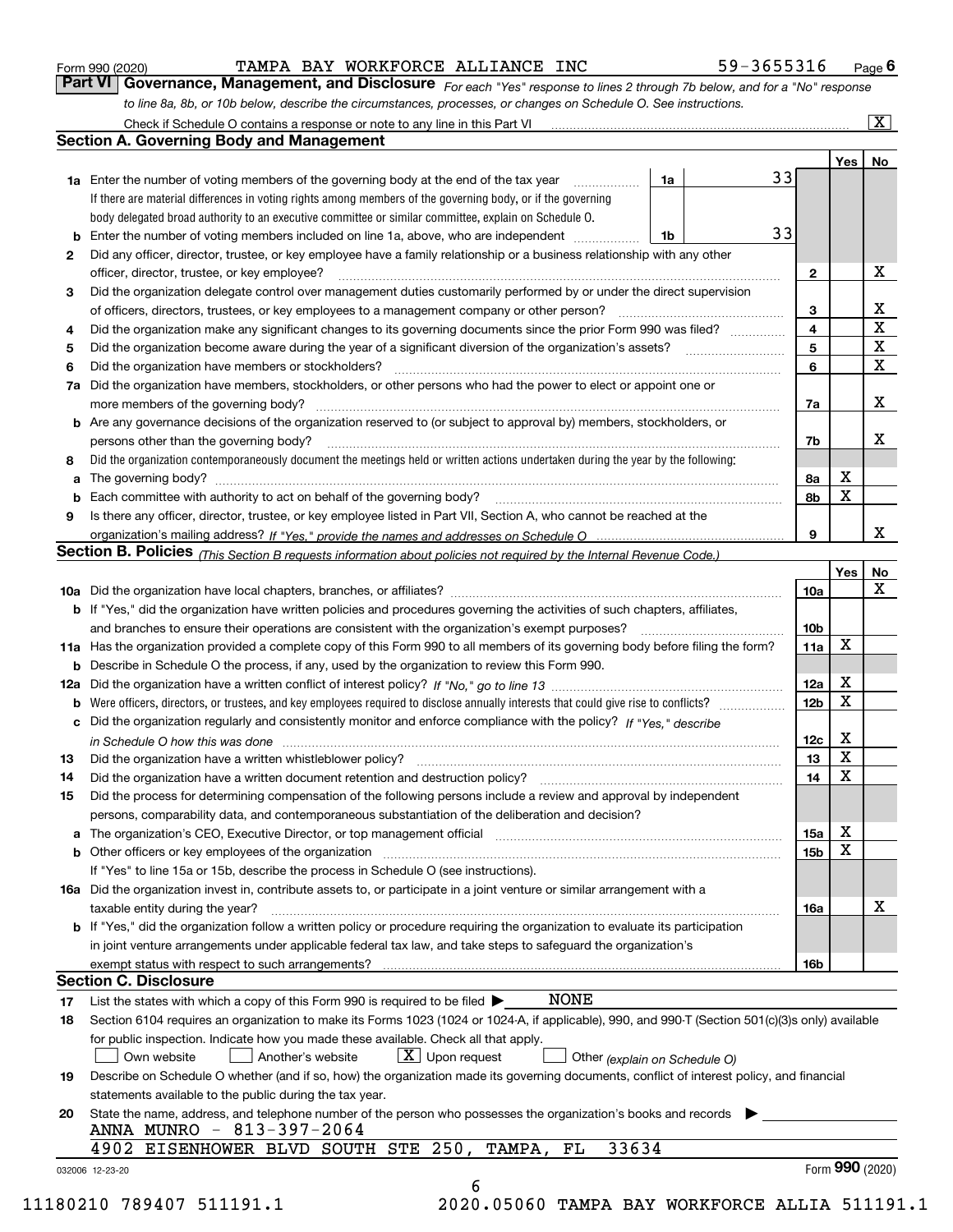Form 990 (2020) TAMPA BAY WORKFORCE ALLIANCE INC 59-3655316 Page 6

**Part VI Governance, Management, and Disclosure** *For each "Yes" response to lines 2 through 7b below, and for a "No" response to line 8a, 8b, or 10b below, describe the circumstances, processes, or changes on Schedule O. See instructions.*

Check if Schedule O contains a response or note to any line in this Part VI ... [X]

## Section A. Governing Body and Management

| | | | | Yes | No |
|---|---|---|---|---|---|
| **1a** | Enter the number of voting members of the governing body at the end of the tax year ... **1a** 33 | | | | |
| | If there are material differences in voting rights among members of the governing body, or if the governing body delegated broad authority to an executive committee or similar committee, explain on Schedule O. | | | | |
| **b** | Enter the number of voting members included on line 1a, above, who are independent ... **1b** 33 | | | | |
| **2** | Did any officer, director, trustee, or key employee have a family relationship or a business relationship with any other officer, director, trustee, or key employee? | | **2** | | X |
| **3** | Did the organization delegate control over management duties customarily performed by or under the direct supervision of officers, directors, trustees, or key employees to a management company or other person? | | **3** | | X |
| **4** | Did the organization make any significant changes to its governing documents since the prior Form 990 was filed? | | **4** | | X |
| **5** | Did the organization become aware during the year of a significant diversion of the organization's assets? | | **5** | | X |
| **6** | Did the organization have members or stockholders? | | **6** | | X |
| **7a** | Did the organization have members, stockholders, or other persons who had the power to elect or appoint one or more members of the governing body? | | **7a** | | X |
| **b** | Are any governance decisions of the organization reserved to (or subject to approval by) members, stockholders, or persons other than the governing body? | | **7b** | | X |
| **8** | Did the organization contemporaneously document the meetings held or written actions undertaken during the year by the following: | | | | |
| **a** | The governing body? | | **8a** | X | |
| **b** | Each committee with authority to act on behalf of the governing body? | | **8b** | X | |
| **9** | Is there any officer, director, trustee, or key employee listed in Part VII, Section A, who cannot be reached at the organization's mailing address? *If "Yes," provide the names and addresses on Schedule O* | | **9** | | X |

## Section B. Policies *(This Section B requests information about policies not required by the Internal Revenue Code.)*

| | | | Yes | No |
|---|---|---|---|---|
| **10a** | Did the organization have local chapters, branches, or affiliates? | **10a** | | X |
| **b** | If "Yes," did the organization have written policies and procedures governing the activities of such chapters, affiliates, and branches to ensure their operations are consistent with the organization's exempt purposes? | **10b** | | |
| **11a** | Has the organization provided a complete copy of this Form 990 to all members of its governing body before filing the form? | **11a** | X | |
| **b** | Describe in Schedule O the process, if any, used by the organization to review this Form 990. | | | |
| **12a** | Did the organization have a written conflict of interest policy? *If "No," go to line 13* | **12a** | X | |
| **b** | Were officers, directors, or trustees, and key employees required to disclose annually interests that could give rise to conflicts? | **12b** | X | |
| **c** | Did the organization regularly and consistently monitor and enforce compliance with the policy? *If "Yes," describe in Schedule O how this was done* | **12c** | X | |
| **13** | Did the organization have a written whistleblower policy? | **13** | X | |
| **14** | Did the organization have a written document retention and destruction policy? | **14** | X | |
| **15** | Did the process for determining compensation of the following persons include a review and approval by independent persons, comparability data, and contemporaneous substantiation of the deliberation and decision? | | | |
| **a** | The organization's CEO, Executive Director, or top management official | **15a** | X | |
| **b** | Other officers or key employees of the organization | **15b** | X | |
| | If "Yes" to line 15a or 15b, describe the process in Schedule O (see instructions). | | | |
| **16a** | Did the organization invest in, contribute assets to, or participate in a joint venture or similar arrangement with a taxable entity during the year? | **16a** | | X |
| **b** | If "Yes," did the organization follow a written policy or procedure requiring the organization to evaluate its participation in joint venture arrangements under applicable federal tax law, and take steps to safeguard the organization's exempt status with respect to such arrangements? | **16b** | | |

## Section C. Disclosure

**17** List the states with which a copy of this Form 990 is required to be filed ▶ NONE

**18** Section 6104 requires an organization to make its Forms 1023 (1024 or 1024-A, if applicable), 990, and 990-T (Section 501(c)(3)s only) available for public inspection. Indicate how you made these available. Check all that apply.

[ ] Own website [ ] Another's website [X] Upon request [ ] Other *(explain on Schedule O)*

**19** Describe on Schedule O whether (and if so, how) the organization made its governing documents, conflict of interest policy, and financial statements available to the public during the tax year.

**20** State the name, address, and telephone number of the person who possesses the organization's books and records ▶

ANNA MUNRO - 813-397-2064

4902 EISENHOWER BLVD SOUTH STE 250, TAMPA, FL 33634

032006 12-23-20 Form **990** (2020)

11180210 789407 511191.1 2020.05060 TAMPA BAY WORKFORCE ALLIA 511191.1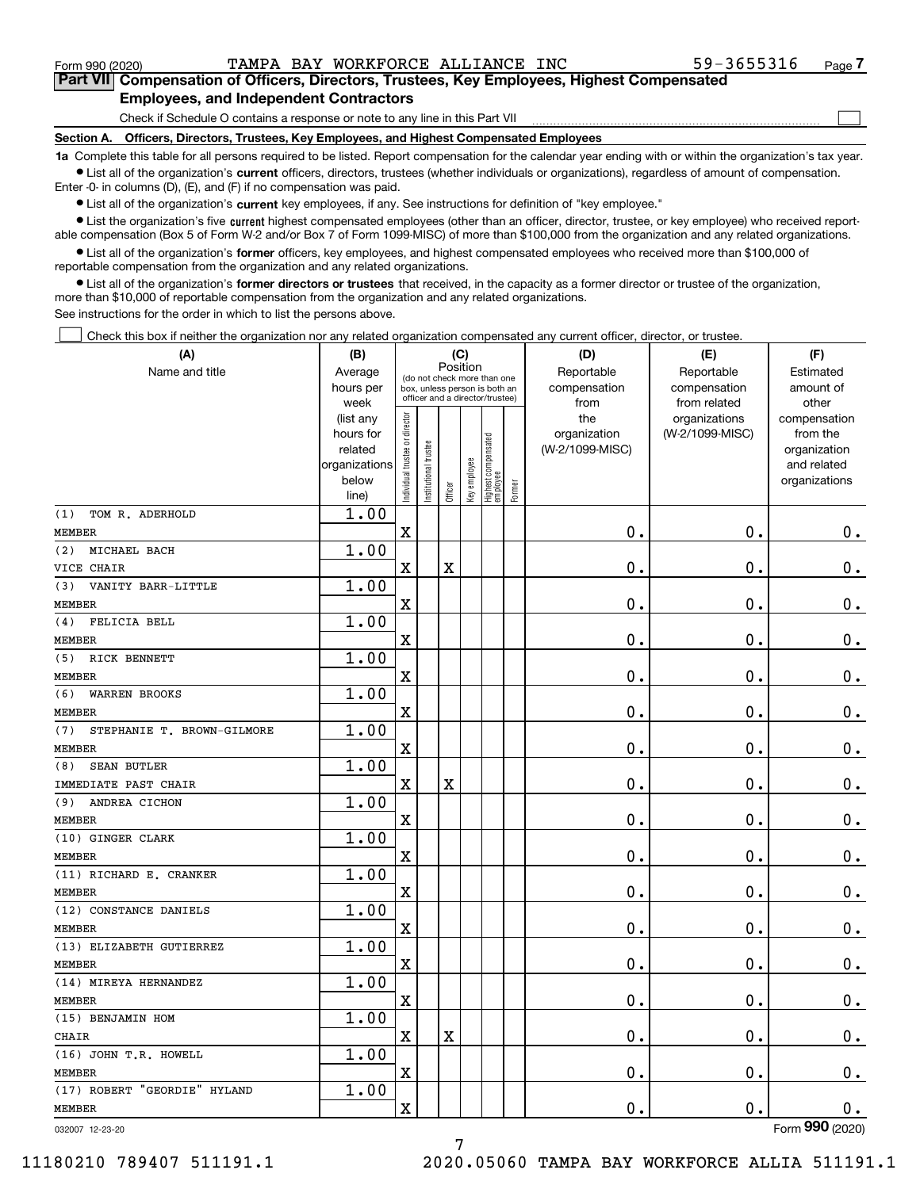Form 990 (2020) TAMPA BAY WORKFORCE ALLIANCE INC 59-3655316 Page 7

## Part VII Compensation of Officers, Directors, Trustees, Key Employees, Highest Compensated Employees, and Independent Contractors

Check if Schedule O contains a response or note to any line in this Part VII

### Section A. Officers, Directors, Trustees, Key Employees, and Highest Compensated Employees

**1a** Complete this table for all persons required to be listed. Report compensation for the calendar year ending with or within the organization's tax year.

- List all of the organization's **current** officers, directors, trustees (whether individuals or organizations), regardless of amount of compensation. Enter -0- in columns (D), (E), and (F) if no compensation was paid.
- List all of the organization's **current** key employees, if any. See instructions for definition of "key employee."
- List the organization's five **current** highest compensated employees (other than an officer, director, trustee, or key employee) who received reportable compensation (Box 5 of Form W-2 and/or Box 7 of Form 1099-MISC) of more than $100,000 from the organization and any related organizations.
- List all of the organization's **former** officers, key employees, and highest compensated employees who received more than $100,000 of reportable compensation from the organization and any related organizations.
- List all of the organization's **former directors or trustees** that received, in the capacity as a former director or trustee of the organization, more than $10,000 of reportable compensation from the organization and any related organizations.

See instructions for the order in which to list the persons above.

Check this box if neither the organization nor any related organization compensated any current officer, director, or trustee.

| (A) Name and title | (B) Average hours per week (list any hours for related organizations below line) | (C) Individual trustee or director | Institutional trustee | Officer | Key employee | Highest compensated employee | Former | (D) Reportable compensation from the organization (W-2/1099-MISC) | (E) Reportable compensation from related organizations (W-2/1099-MISC) | (F) Estimated amount of other compensation from the organization and related organizations |
|---|---|---|---|---|---|---|---|---|---|---|
| (1) TOM R. ADERHOLD<br>MEMBER | 1.00 | X | | | | | | 0. | 0. | 0. |
| (2) MICHAEL BACH<br>VICE CHAIR | 1.00 | X | | X | | | | 0. | 0. | 0. |
| (3) VANITY BARR-LITTLE<br>MEMBER | 1.00 | X | | | | | | 0. | 0. | 0. |
| (4) FELICIA BELL<br>MEMBER | 1.00 | X | | | | | | 0. | 0. | 0. |
| (5) RICK BENNETT<br>MEMBER | 1.00 | X | | | | | | 0. | 0. | 0. |
| (6) WARREN BROOKS<br>MEMBER | 1.00 | X | | | | | | 0. | 0. | 0. |
| (7) STEPHANIE T. BROWN-GILMORE<br>MEMBER | 1.00 | X | | | | | | 0. | 0. | 0. |
| (8) SEAN BUTLER<br>IMMEDIATE PAST CHAIR | 1.00 | X | | X | | | | 0. | 0. | 0. |
| (9) ANDREA CICHON<br>MEMBER | 1.00 | X | | | | | | 0. | 0. | 0. |
| (10) GINGER CLARK<br>MEMBER | 1.00 | X | | | | | | 0. | 0. | 0. |
| (11) RICHARD E. CRANKER<br>MEMBER | 1.00 | X | | | | | | 0. | 0. | 0. |
| (12) CONSTANCE DANIELS<br>MEMBER | 1.00 | X | | | | | | 0. | 0. | 0. |
| (13) ELIZABETH GUTIERREZ<br>MEMBER | 1.00 | X | | | | | | 0. | 0. | 0. |
| (14) MIREYA HERNANDEZ<br>MEMBER | 1.00 | X | | | | | | 0. | 0. | 0. |
| (15) BENJAMIN HOM<br>CHAIR | 1.00 | X | | X | | | | 0. | 0. | 0. |
| (16) JOHN T.R. HOWELL<br>MEMBER | 1.00 | X | | | | | | 0. | 0. | 0. |
| (17) ROBERT "GEORDIE" HYLAND<br>MEMBER | 1.00 | X | | | | | | 0. | 0. | 0. |

032007 12-23-20 Form 990 (2020)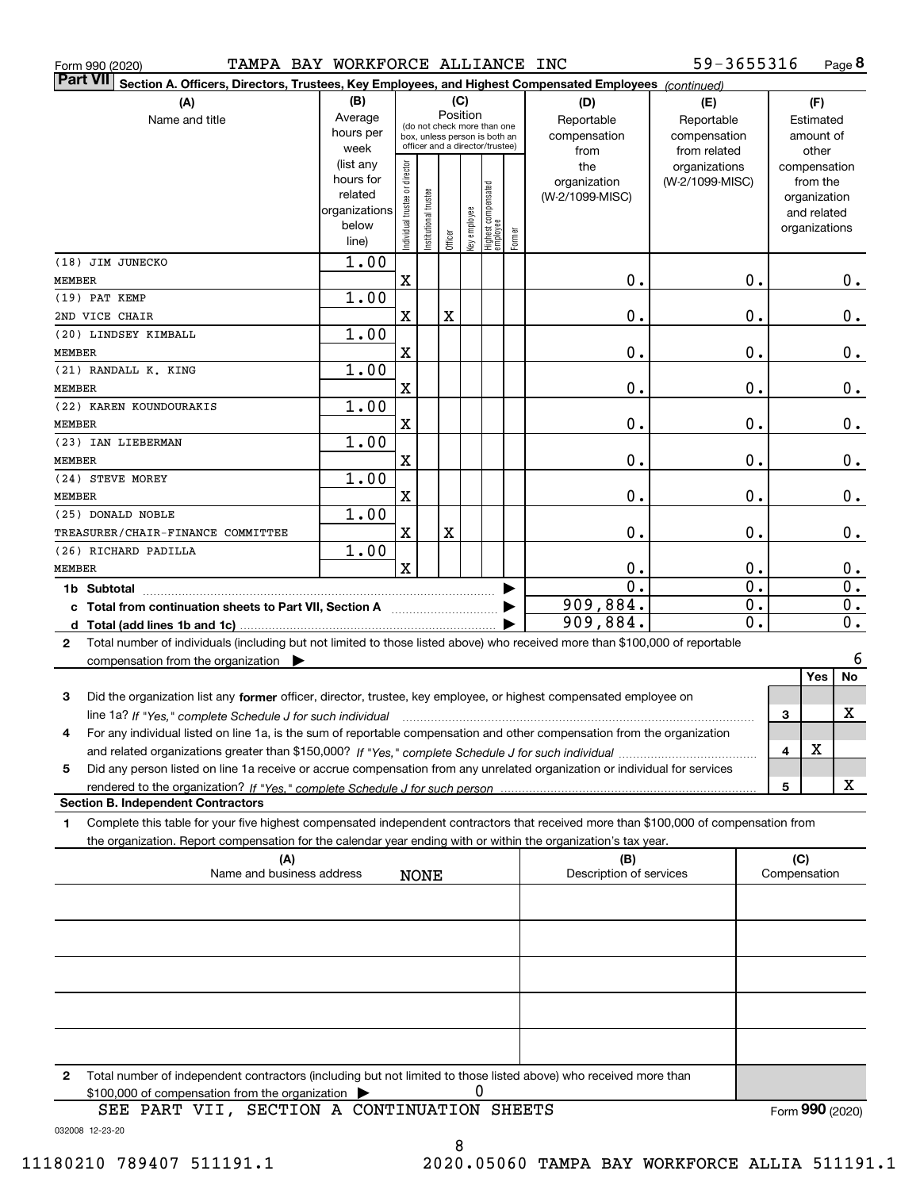Form 990 (2020) TAMPA BAY WORKFORCE ALLIANCE INC 59-3655316 Page 8

**Part VII** **Section A. Officers, Directors, Trustees, Key Employees, and Highest Compensated Employees** *(continued)*

| (A) Name and title | (B) Average hours per week (list any hours for related organizations below line) | (C) Position: Individual trustee or director | Institutional trustee | Officer | Key employee | Highest compensated employee | Former | (D) Reportable compensation from the organization (W-2/1099-MISC) | (E) Reportable compensation from related organizations (W-2/1099-MISC) | (F) Estimated amount of other compensation from the organization and related organizations |
|---|---|---|---|---|---|---|---|---|---|---|
| (18) JIM JUNECKO<br>MEMBER | 1.00 | X | | | | | | 0. | 0. | 0. |
| (19) PAT KEMP<br>2ND VICE CHAIR | 1.00 | X | | X | | | | 0. | 0. | 0. |
| (20) LINDSEY KIMBALL<br>MEMBER | 1.00 | X | | | | | | 0. | 0. | 0. |
| (21) RANDALL K. KING<br>MEMBER | 1.00 | X | | | | | | 0. | 0. | 0. |
| (22) KAREN KOUNDOURAKIS<br>MEMBER | 1.00 | X | | | | | | 0. | 0. | 0. |
| (23) IAN LIEBERMAN<br>MEMBER | 1.00 | X | | | | | | 0. | 0. | 0. |
| (24) STEVE MOREY<br>MEMBER | 1.00 | X | | | | | | 0. | 0. | 0. |
| (25) DONALD NOBLE<br>TREASURER/CHAIR-FINANCE COMMITTEE | 1.00 | X | | X | | | | 0. | 0. | 0. |
| (26) RICHARD PADILLA<br>MEMBER | 1.00 | X | | | | | | 0. | 0. | 0. |
| **1b Subtotal** | | | | | | | | 0. | 0. | 0. |
| **c Total from continuation sheets to Part VII, Section A** | | | | | | | | 909,884. | 0. | 0. |
| **d Total (add lines 1b and 1c)** | | | | | | | | 909,884. | 0. | 0. |

**2** Total number of individuals (including but not limited to those listed above) who received more than $100,000 of reportable compensation from the organization ▶ 6

| | | Yes | No |
|---|---|---|---|
| **3** Did the organization list any **former** officer, director, trustee, key employee, or highest compensated employee on line 1a? *If "Yes," complete Schedule J for such individual* | 3 | | X |
| **4** For any individual listed on line 1a, is the sum of reportable compensation and other compensation from the organization and related organizations greater than $150,000? *If "Yes," complete Schedule J for such individual* | 4 | X | |
| **5** Did any person listed on line 1a receive or accrue compensation from any unrelated organization or individual for services rendered to the organization? *If "Yes," complete Schedule J for such person* | 5 | | X |

**Section B. Independent Contractors**

**1** Complete this table for your five highest compensated independent contractors that received more than $100,000 of compensation from the organization. Report compensation for the calendar year ending with or within the organization's tax year.

| (A) Name and business address | (B) Description of services | (C) Compensation |
|---|---|---|
| NONE | | |
| | | |
| | | |
| | | |
| | | |

**2** Total number of independent contractors (including but not limited to those listed above) who received more than $100,000 of compensation from the organization ▶ 0

SEE PART VII, SECTION A CONTINUATION SHEETS

Form **990** (2020)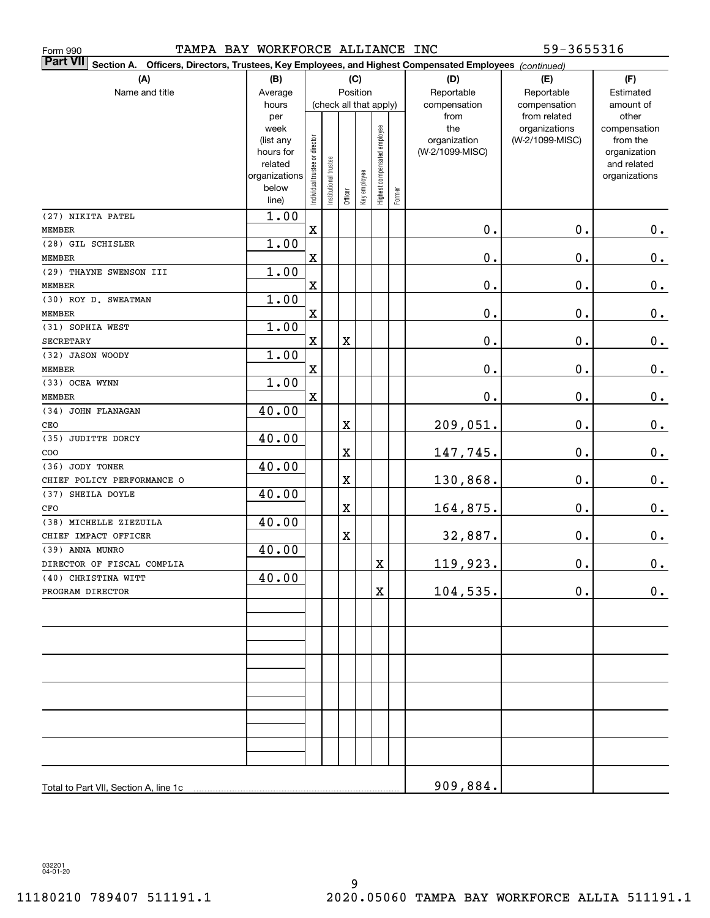Form 990 TAMPA BAY WORKFORCE ALLIANCE INC 59-3655316

**Part VII Section A. Officers, Directors, Trustees, Key Employees, and Highest Compensated Employees** *(continued)*

| (A) Name and title | (B) Average hours per week (list any hours for related organizations below line) | (C) Position (check all that apply): Individual trustee or director | Institutional trustee | Officer | Key employee | Highest compensated employee | Former | (D) Reportable compensation from the organization (W-2/1099-MISC) | (E) Reportable compensation from related organizations (W-2/1099-MISC) | (F) Estimated amount of other compensation from the organization and related organizations |
|---|---|---|---|---|---|---|---|---|---|---|
| (27) NIKITA PATEL<br>MEMBER | 1.00 | X | | | | | | 0. | 0. | 0. |
| (28) GIL SCHISLER<br>MEMBER | 1.00 | X | | | | | | 0. | 0. | 0. |
| (29) THAYNE SWENSON III<br>MEMBER | 1.00 | X | | | | | | 0. | 0. | 0. |
| (30) ROY D. SWEATMAN<br>MEMBER | 1.00 | X | | | | | | 0. | 0. | 0. |
| (31) SOPHIA WEST<br>SECRETARY | 1.00 | X | | X | | | | 0. | 0. | 0. |
| (32) JASON WOODY<br>MEMBER | 1.00 | X | | | | | | 0. | 0. | 0. |
| (33) OCEA WYNN<br>MEMBER | 1.00 | X | | | | | | 0. | 0. | 0. |
| (34) JOHN FLANAGAN<br>CEO | 40.00 | | | X | | | | 209,051. | 0. | 0. |
| (35) JUDITTE DORCY<br>COO | 40.00 | | | X | | | | 147,745. | 0. | 0. |
| (36) JODY TONER<br>CHIEF POLICY PERFORMANCE O | 40.00 | | | X | | | | 130,868. | 0. | 0. |
| (37) SHEILA DOYLE<br>CFO | 40.00 | | | X | | | | 164,875. | 0. | 0. |
| (38) MICHELLE ZIEZUILA<br>CHIEF IMPACT OFFICER | 40.00 | | | X | | | | 32,887. | 0. | 0. |
| (39) ANNA MUNRO<br>DIRECTOR OF FISCAL COMPLIA | 40.00 | | | | | X | | 119,923. | 0. | 0. |
| (40) CHRISTINA WITT<br>PROGRAM DIRECTOR | 40.00 | | | | | X | | 104,535. | 0. | 0. |
| Total to Part VII, Section A, line 1c | | | | | | | | 909,884. | | |

032201 04-01-20

11180210 789407 511191.1 2020.05060 TAMPA BAY WORKFORCE ALLIA 511191.1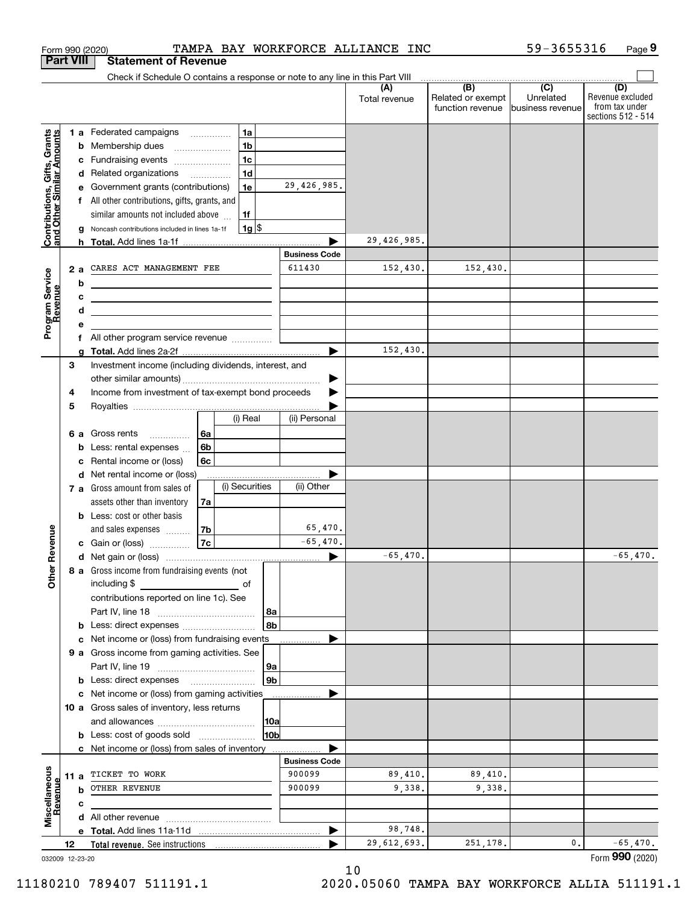Form 990 (2020) TAMPA BAY WORKFORCE ALLIANCE INC 59-3655316 Page 9

## Part VIII Statement of Revenue

Check if Schedule O contains a response or note to any line in this Part VIII

| | | | | (A) Total revenue | (B) Related or exempt function revenue | (C) Unrelated business revenue | (D) Revenue excluded from tax under sections 512 - 514 |
|---|---|---|---|---|---|---|---|
| **Contributions, Gifts, Grants and Other Similar Amounts** | 1 a Federated campaigns | 1a | | | | | |
| | b Membership dues | 1b | | | | | |
| | c Fundraising events | 1c | | | | | |
| | d Related organizations | 1d | | | | | |
| | e Government grants (contributions) | 1e | 29,426,985. | | | | |
| | f All other contributions, gifts, grants, and similar amounts not included above | 1f | | | | | |
| | g Noncash contributions included in lines 1a-1f | 1g | $ | | | | |
| | h **Total.** Add lines 1a-1f | | | 29,426,985. | | | |
| | | | **Business Code** | | | | |
| **Program Service Revenue** | 2 a CARES ACT MANAGEMENT FEE | | 611430 | 152,430. | 152,430. | | |
| | b | | | | | | |
| | c | | | | | | |
| | d | | | | | | |
| | e | | | | | | |
| | f All other program service revenue | | | | | | |
| | g **Total.** Add lines 2a-2f | | | 152,430. | | | |
| **Other Revenue** | 3 Investment income (including dividends, interest, and other similar amounts) | | | | | | |
| | 4 Income from investment of tax-exempt bond proceeds | | | | | | |
| | 5 Royalties | | | | | | |
| | | | (i) Real / (ii) Personal | | | | |
| | 6 a Gross rents | 6a | | | | | |
| | b Less: rental expenses | 6b | | | | | |
| | c Rental income or (loss) | 6c | | | | | |
| | d Net rental income or (loss) | | | | | | |
| | | | (i) Securities / (ii) Other | | | | |
| | 7 a Gross amount from sales of assets other than inventory | 7a | | | | | |
| | b Less: cost or other basis and sales expenses | 7b | (ii) 65,470. | | | | |
| | c Gain or (loss) | 7c | (ii) -65,470. | | | | |
| | d Net gain or (loss) | | | -65,470. | | | -65,470. |
| | 8 a Gross income from fundraising events (not including $ ___ of contributions reported on line 1c). See Part IV, line 18 | 8a | | | | | |
| | b Less: direct expenses | 8b | | | | | |
| | c Net income or (loss) from fundraising events | | | | | | |
| | 9 a Gross income from gaming activities. See Part IV, line 19 | 9a | | | | | |
| | b Less: direct expenses | 9b | | | | | |
| | c Net income or (loss) from gaming activities | | | | | | |
| | 10 a Gross sales of inventory, less returns and allowances | 10a | | | | | |
| | b Less: cost of goods sold | 10b | | | | | |
| | c Net income or (loss) from sales of inventory | | | | | | |
| | | | **Business Code** | | | | |
| **Miscellaneous Revenue** | 11 a TICKET TO WORK | | 900099 | 89,410. | 89,410. | | |
| | b OTHER REVENUE | | 900099 | 9,338. | 9,338. | | |
| | c | | | | | | |
| | d All other revenue | | | | | | |
| | e **Total.** Add lines 11a-11d | | | 98,748. | | | |
| 12 | **Total revenue.** See instructions | | | 29,612,693. | 251,178. | 0. | -65,470. |

032009 12-23-20 Form **990** (2020)

11180210 789407 511191.1 2020.05060 TAMPA BAY WORKFORCE ALLIA 511191.1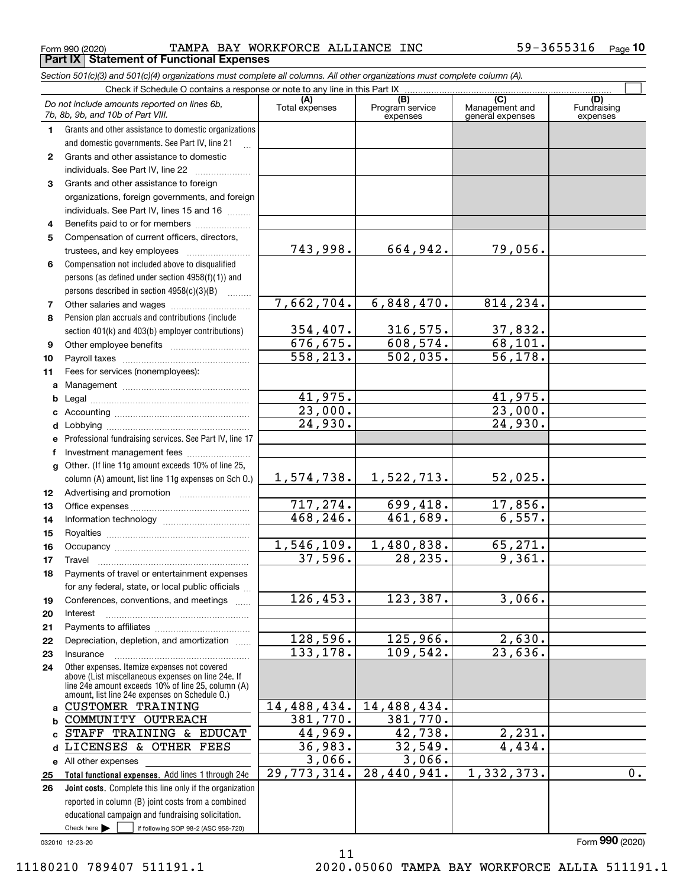Form 990 (2020) TAMPA BAY WORKFORCE ALLIANCE INC 59-3655316 Page 10

## Part IX Statement of Functional Expenses

*Section 501(c)(3) and 501(c)(4) organizations must complete all columns. All other organizations must complete column (A).*

Check if Schedule O contains a response or note to any line in this Part IX ☐

| *Do not include amounts reported on lines 6b, 7b, 8b, 9b, and 10b of Part VIII.* | (A) Total expenses | (B) Program service expenses | (C) Management and general expenses | (D) Fundraising expenses |
|---|---|---|---|---|
| **1** Grants and other assistance to domestic organizations and domestic governments. See Part IV, line 21 | | | | |
| **2** Grants and other assistance to domestic individuals. See Part IV, line 22 | | | | |
| **3** Grants and other assistance to foreign organizations, foreign governments, and foreign individuals. See Part IV, lines 15 and 16 | | | | |
| **4** Benefits paid to or for members | | | | |
| **5** Compensation of current officers, directors, trustees, and key employees | 743,998. | 664,942. | 79,056. | |
| **6** Compensation not included above to disqualified persons (as defined under section 4958(f)(1)) and persons described in section 4958(c)(3)(B) | | | | |
| **7** Other salaries and wages | 7,662,704. | 6,848,470. | 814,234. | |
| **8** Pension plan accruals and contributions (include section 401(k) and 403(b) employer contributions) | 354,407. | 316,575. | 37,832. | |
| **9** Other employee benefits | 676,675. | 608,574. | 68,101. | |
| **10** Payroll taxes | 558,213. | 502,035. | 56,178. | |
| **11** Fees for services (nonemployees): | | | | |
| **a** Management | | | | |
| **b** Legal | 41,975. | | 41,975. | |
| **c** Accounting | 23,000. | | 23,000. | |
| **d** Lobbying | 24,930. | | 24,930. | |
| **e** Professional fundraising services. See Part IV, line 17 | | | | |
| **f** Investment management fees | | | | |
| **g** Other. (If line 11g amount exceeds 10% of line 25, column (A) amount, list line 11g expenses on Sch O.) | 1,574,738. | 1,522,713. | 52,025. | |
| **12** Advertising and promotion | | | | |
| **13** Office expenses | 717,274. | 699,418. | 17,856. | |
| **14** Information technology | 468,246. | 461,689. | 6,557. | |
| **15** Royalties | | | | |
| **16** Occupancy | 1,546,109. | 1,480,838. | 65,271. | |
| **17** Travel | 37,596. | 28,235. | 9,361. | |
| **18** Payments of travel or entertainment expenses for any federal, state, or local public officials | | | | |
| **19** Conferences, conventions, and meetings | 126,453. | 123,387. | 3,066. | |
| **20** Interest | | | | |
| **21** Payments to affiliates | | | | |
| **22** Depreciation, depletion, and amortization | 128,596. | 125,966. | 2,630. | |
| **23** Insurance | 133,178. | 109,542. | 23,636. | |
| **24** Other expenses. Itemize expenses not covered above (List miscellaneous expenses on line 24e. If line 24e amount exceeds 10% of line 25, column (A) amount, list line 24e expenses on Schedule O.) | | | | |
| **a** CUSTOMER TRAINING | 14,488,434. | 14,488,434. | | |
| **b** COMMUNITY OUTREACH | 381,770. | 381,770. | | |
| **c** STAFF TRAINING & EDUCAT | 44,969. | 42,738. | 2,231. | |
| **d** LICENSES & OTHER FEES | 36,983. | 32,549. | 4,434. | |
| **e** All other expenses | 3,066. | 3,066. | | |
| **25 Total functional expenses.** Add lines 1 through 24e | 29,773,314. | 28,440,941. | 1,332,373. | 0. |
| **26 Joint costs.** Complete this line only if the organization reported in column (B) joint costs from a combined educational campaign and fundraising solicitation. Check here ☐ if following SOP 98-2 (ASC 958-720) | | | | |

032010 12-23-20

Form **990** (2020)

11180210 789407 511191.1 2020.05060 TAMPA BAY WORKFORCE ALLIA 511191.1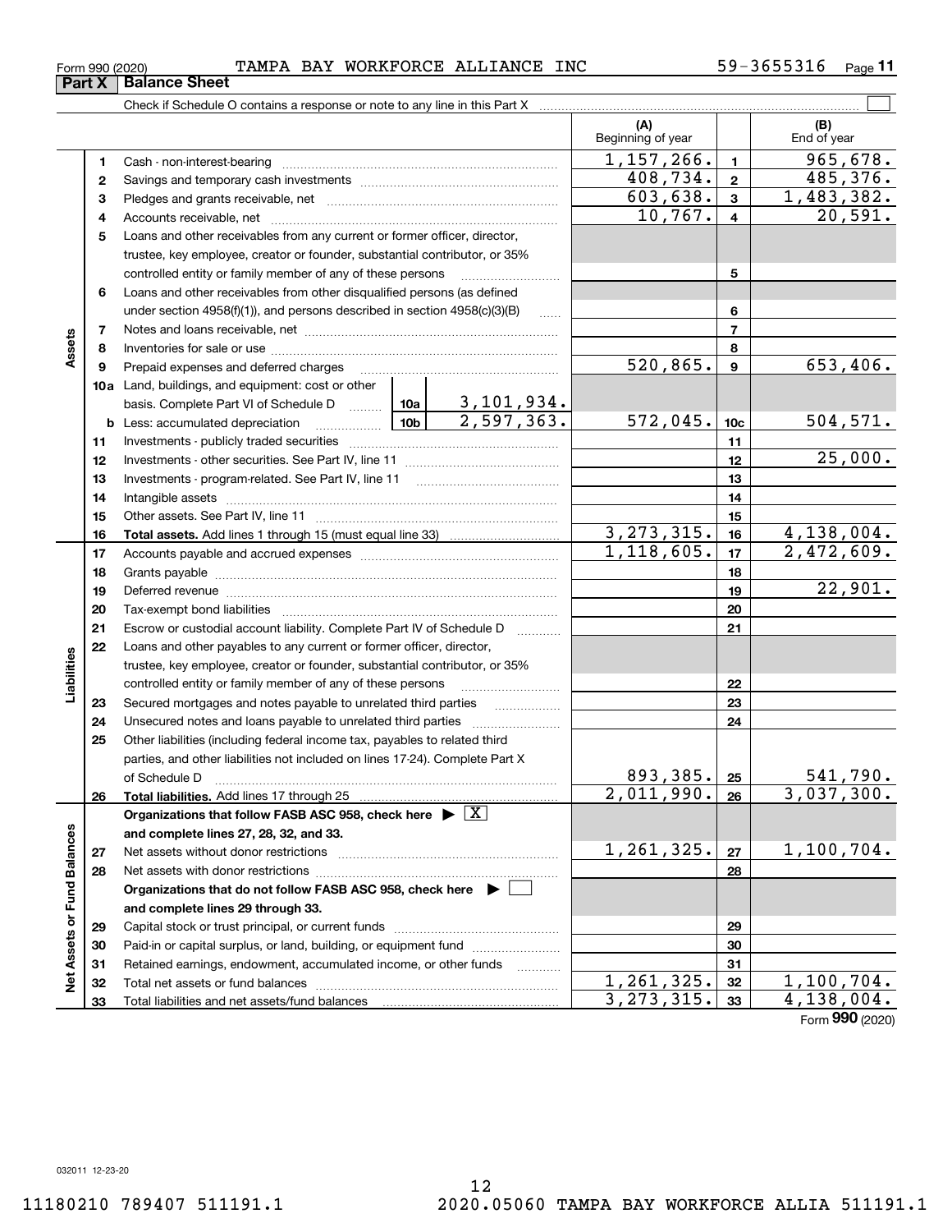Form 990 (2020) TAMPA BAY WORKFORCE ALLIANCE INC 59-3655316 Page 11

## Part X Balance Sheet

Check if Schedule O contains a response or note to any line in this Part X

| | | | | (A) Beginning of year | | (B) End of year |
|---|---|---|---|---|---|---|
| **Assets** | 1 | Cash - non-interest-bearing | | 1,157,266. | 1 | 965,678. |
| | 2 | Savings and temporary cash investments | | 408,734. | 2 | 485,376. |
| | 3 | Pledges and grants receivable, net | | 603,638. | 3 | 1,483,382. |
| | 4 | Accounts receivable, net | | 10,767. | 4 | 20,591. |
| | 5 | Loans and other receivables from any current or former officer, director, trustee, key employee, creator or founder, substantial contributor, or 35% controlled entity or family member of any of these persons | | | 5 | |
| | 6 | Loans and other receivables from other disqualified persons (as defined under section 4958(f)(1)), and persons described in section 4958(c)(3)(B) | | | 6 | |
| | 7 | Notes and loans receivable, net | | | 7 | |
| | 8 | Inventories for sale or use | | | 8 | |
| | 9 | Prepaid expenses and deferred charges | | 520,865. | 9 | 653,406. |
| | 10a | Land, buildings, and equipment: cost or other basis. Complete Part VI of Schedule D | 10a 3,101,934. | | | |
| | b | Less: accumulated depreciation | 10b 2,597,363. | 572,045. | 10c | 504,571. |
| | 11 | Investments - publicly traded securities | | | 11 | |
| | 12 | Investments - other securities. See Part IV, line 11 | | | 12 | 25,000. |
| | 13 | Investments - program-related. See Part IV, line 11 | | | 13 | |
| | 14 | Intangible assets | | | 14 | |
| | 15 | Other assets. See Part IV, line 11 | | | 15 | |
| | 16 | **Total assets.** Add lines 1 through 15 (must equal line 33) | | 3,273,315. | 16 | 4,138,004. |
| **Liabilities** | 17 | Accounts payable and accrued expenses | | 1,118,605. | 17 | 2,472,609. |
| | 18 | Grants payable | | | 18 | |
| | 19 | Deferred revenue | | | 19 | 22,901. |
| | 20 | Tax-exempt bond liabilities | | | 20 | |
| | 21 | Escrow or custodial account liability. Complete Part IV of Schedule D | | | 21 | |
| | 22 | Loans and other payables to any current or former officer, director, trustee, key employee, creator or founder, substantial contributor, or 35% controlled entity or family member of any of these persons | | | 22 | |
| | 23 | Secured mortgages and notes payable to unrelated third parties | | | 23 | |
| | 24 | Unsecured notes and loans payable to unrelated third parties | | | 24 | |
| | 25 | Other liabilities (including federal income tax, payables to related third parties, and other liabilities not included on lines 17-24). Complete Part X of Schedule D | | 893,385. | 25 | 541,790. |
| | 26 | **Total liabilities.** Add lines 17 through 25 | | 2,011,990. | 26 | 3,037,300. |
| **Net Assets or Fund Balances** | | **Organizations that follow FASB ASC 958, check here ▶ [X] and complete lines 27, 28, 32, and 33.** | | | | |
| | 27 | Net assets without donor restrictions | | 1,261,325. | 27 | 1,100,704. |
| | 28 | Net assets with donor restrictions | | | 28 | |
| | | **Organizations that do not follow FASB ASC 958, check here ▶ [ ] and complete lines 29 through 33.** | | | | |
| | 29 | Capital stock or trust principal, or current funds | | | 29 | |
| | 30 | Paid-in or capital surplus, or land, building, or equipment fund | | | 30 | |
| | 31 | Retained earnings, endowment, accumulated income, or other funds | | | 31 | |
| | 32 | Total net assets or fund balances | | 1,261,325. | 32 | 1,100,704. |
| | 33 | Total liabilities and net assets/fund balances | | 3,273,315. | 33 | 4,138,004. |

Form **990** (2020)

032011 12-23-20

11180210 789407 511191.1 2020.05060 TAMPA BAY WORKFORCE ALLIA 511191.1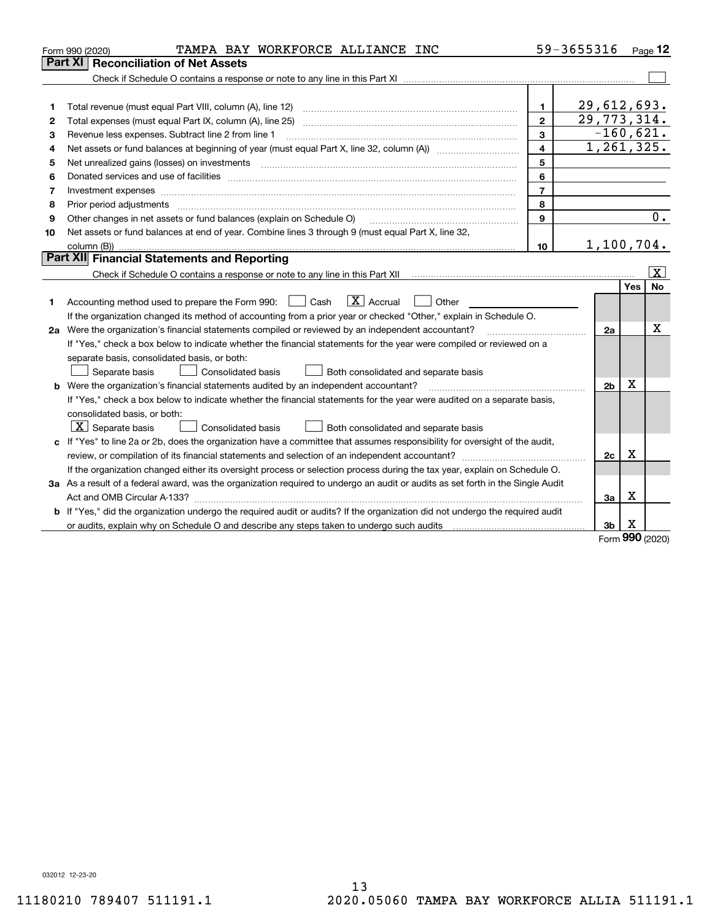Form 990 (2020) TAMPA BAY WORKFORCE ALLIANCE INC 59-3655316 Page 12

## Part XI Reconciliation of Net Assets

Check if Schedule O contains a response or note to any line in this Part XI [ ]

| | | | |
|---|---|---|---|
| 1 | Total revenue (must equal Part VIII, column (A), line 12) | 1 | 29,612,693. |
| 2 | Total expenses (must equal Part IX, column (A), line 25) | 2 | 29,773,314. |
| 3 | Revenue less expenses. Subtract line 2 from line 1 | 3 | -160,621. |
| 4 | Net assets or fund balances at beginning of year (must equal Part X, line 32, column (A)) | 4 | 1,261,325. |
| 5 | Net unrealized gains (losses) on investments | 5 | |
| 6 | Donated services and use of facilities | 6 | |
| 7 | Investment expenses | 7 | |
| 8 | Prior period adjustments | 8 | |
| 9 | Other changes in net assets or fund balances (explain on Schedule O) | 9 | 0. |
| 10 | Net assets or fund balances at end of year. Combine lines 3 through 9 (must equal Part X, line 32, column (B)) | 10 | 1,100,704. |

## Part XII Financial Statements and Reporting

Check if Schedule O contains a response or note to any line in this Part XII [X]

| | | | Yes | No |
|---|---|---|---|---|
| 1 | Accounting method used to prepare the Form 990: [ ] Cash [X] Accrual [ ] Other<br>If the organization changed its method of accounting from a prior year or checked "Other," explain in Schedule O. | | | |
| 2a | Were the organization's financial statements compiled or reviewed by an independent accountant?<br>If "Yes," check a box below to indicate whether the financial statements for the year were compiled or reviewed on a separate basis, consolidated basis, or both:<br>[ ] Separate basis [ ] Consolidated basis [ ] Both consolidated and separate basis | 2a | | X |
| b | Were the organization's financial statements audited by an independent accountant?<br>If "Yes," check a box below to indicate whether the financial statements for the year were audited on a separate basis, consolidated basis, or both:<br>[X] Separate basis [ ] Consolidated basis [ ] Both consolidated and separate basis | 2b | X | |
| c | If "Yes" to line 2a or 2b, does the organization have a committee that assumes responsibility for oversight of the audit, review, or compilation of its financial statements and selection of an independent accountant?<br>If the organization changed either its oversight process or selection process during the tax year, explain on Schedule O. | 2c | X | |
| 3a | As a result of a federal award, was the organization required to undergo an audit or audits as set forth in the Single Audit Act and OMB Circular A-133? | 3a | X | |
| b | If "Yes," did the organization undergo the required audit or audits? If the organization did not undergo the required audit or audits, explain why on Schedule O and describe any steps taken to undergo such audits | 3b | X | |

Form 990 (2020)

032012 12-23-20

11180210 789407 511191.1 2020.05060 TAMPA BAY WORKFORCE ALLIA 511191.1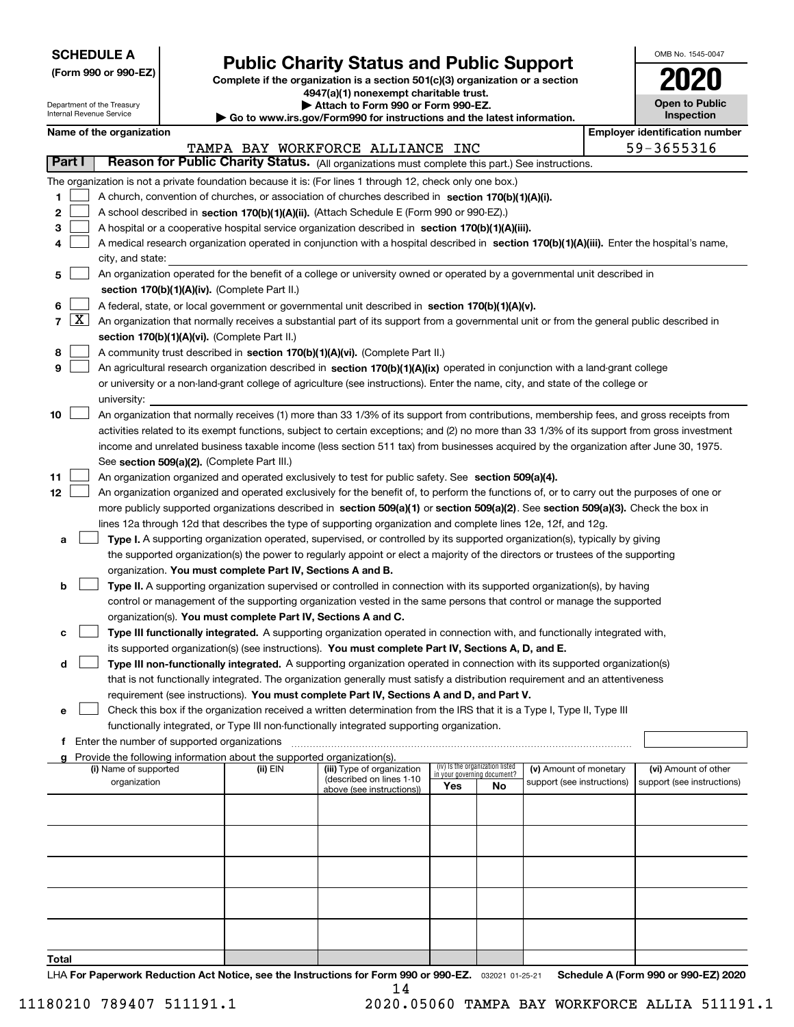**SCHEDULE A**
**(Form 990 or 990-EZ)**

Department of the Treasury
Internal Revenue Service

# Public Charity Status and Public Support

**Complete if the organization is a section 501(c)(3) organization or a section 4947(a)(1) nonexempt charitable trust.**
**▶ Attach to Form 990 or Form 990-EZ.**
**▶ Go to www.irs.gov/Form990 for instructions and the latest information.**

OMB No. 1545-0047

**2020**

**Open to Public Inspection**

**Name of the organization:** TAMPA BAY WORKFORCE ALLIANCE INC

**Employer identification number:** 59-3655316

## Part I Reason for Public Charity Status. (All organizations must complete this part.) See instructions.

The organization is not a private foundation because it is: (For lines 1 through 12, check only one box.)

1. [ ] A church, convention of churches, or association of churches described in **section 170(b)(1)(A)(i).**
2. [ ] A school described in **section 170(b)(1)(A)(ii).** (Attach Schedule E (Form 990 or 990-EZ).)
3. [ ] A hospital or a cooperative hospital service organization described in **section 170(b)(1)(A)(iii).**
4. [ ] A medical research organization operated in conjunction with a hospital described in **section 170(b)(1)(A)(iii).** Enter the hospital's name, city, and state:
5. [ ] An organization operated for the benefit of a college or university owned or operated by a governmental unit described in **section 170(b)(1)(A)(iv).** (Complete Part II.)
6. [ ] A federal, state, or local government or governmental unit described in **section 170(b)(1)(A)(v).**
7. [X] An organization that normally receives a substantial part of its support from a governmental unit or from the general public described in **section 170(b)(1)(A)(vi).** (Complete Part II.)
8. [ ] A community trust described in **section 170(b)(1)(A)(vi).** (Complete Part II.)
9. [ ] An agricultural research organization described in **section 170(b)(1)(A)(ix)** operated in conjunction with a land-grant college or university or a non-land-grant college of agriculture (see instructions). Enter the name, city, and state of the college or university:
10. [ ] An organization that normally receives (1) more than 33 1/3% of its support from contributions, membership fees, and gross receipts from activities related to its exempt functions, subject to certain exceptions; and (2) no more than 33 1/3% of its support from gross investment income and unrelated business taxable income (less section 511 tax) from businesses acquired by the organization after June 30, 1975. See **section 509(a)(2).** (Complete Part III.)
11. [ ] An organization organized and operated exclusively to test for public safety. See **section 509(a)(4).**
12. [ ] An organization organized and operated exclusively for the benefit of, to perform the functions of, or to carry out the purposes of one or more publicly supported organizations described in **section 509(a)(1)** or **section 509(a)(2)**. See **section 509(a)(3).** Check the box in lines 12a through 12d that describes the type of supporting organization and complete lines 12e, 12f, and 12g.
   - **a** [ ] **Type I.** A supporting organization operated, supervised, or controlled by its supported organization(s), typically by giving the supported organization(s) the power to regularly appoint or elect a majority of the directors or trustees of the supporting organization. **You must complete Part IV, Sections A and B.**
   - **b** [ ] **Type II.** A supporting organization supervised or controlled in connection with its supported organization(s), by having control or management of the supporting organization vested in the same persons that control or manage the supported organization(s). **You must complete Part IV, Sections A and C.**
   - **c** [ ] **Type III functionally integrated.** A supporting organization operated in connection with, and functionally integrated with, its supported organization(s) (see instructions). **You must complete Part IV, Sections A, D, and E.**
   - **d** [ ] **Type III non-functionally integrated.** A supporting organization operated in connection with its supported organization(s) that is not functionally integrated. The organization generally must satisfy a distribution requirement and an attentiveness requirement (see instructions). **You must complete Part IV, Sections A and D, and Part V.**
   - **e** [ ] Check this box if the organization received a written determination from the IRS that it is a Type I, Type II, Type III functionally integrated, or Type III non-functionally integrated supporting organization.
   - **f** Enter the number of supported organizations
   - **g** Provide the following information about the supported organization(s).

| (i) Name of supported organization | (ii) EIN | (iii) Type of organization (described on lines 1-10 above (see instructions)) | (iv) Is the organization listed in your governing document? Yes | No | (v) Amount of monetary support (see instructions) | (vi) Amount of other support (see instructions) |
|---|---|---|---|---|---|---|
| | | | | | | |
| | | | | | | |
| | | | | | | |
| | | | | | | |
| | | | | | | |
| **Total** | | | | | | |

LHA **For Paperwork Reduction Act Notice, see the Instructions for Form 990 or 990-EZ.** 032021 01-25-21 **Schedule A (Form 990 or 990-EZ) 2020**

11180210 789407 511191.1 2020.05060 TAMPA BAY WORKFORCE ALLIA 511191.1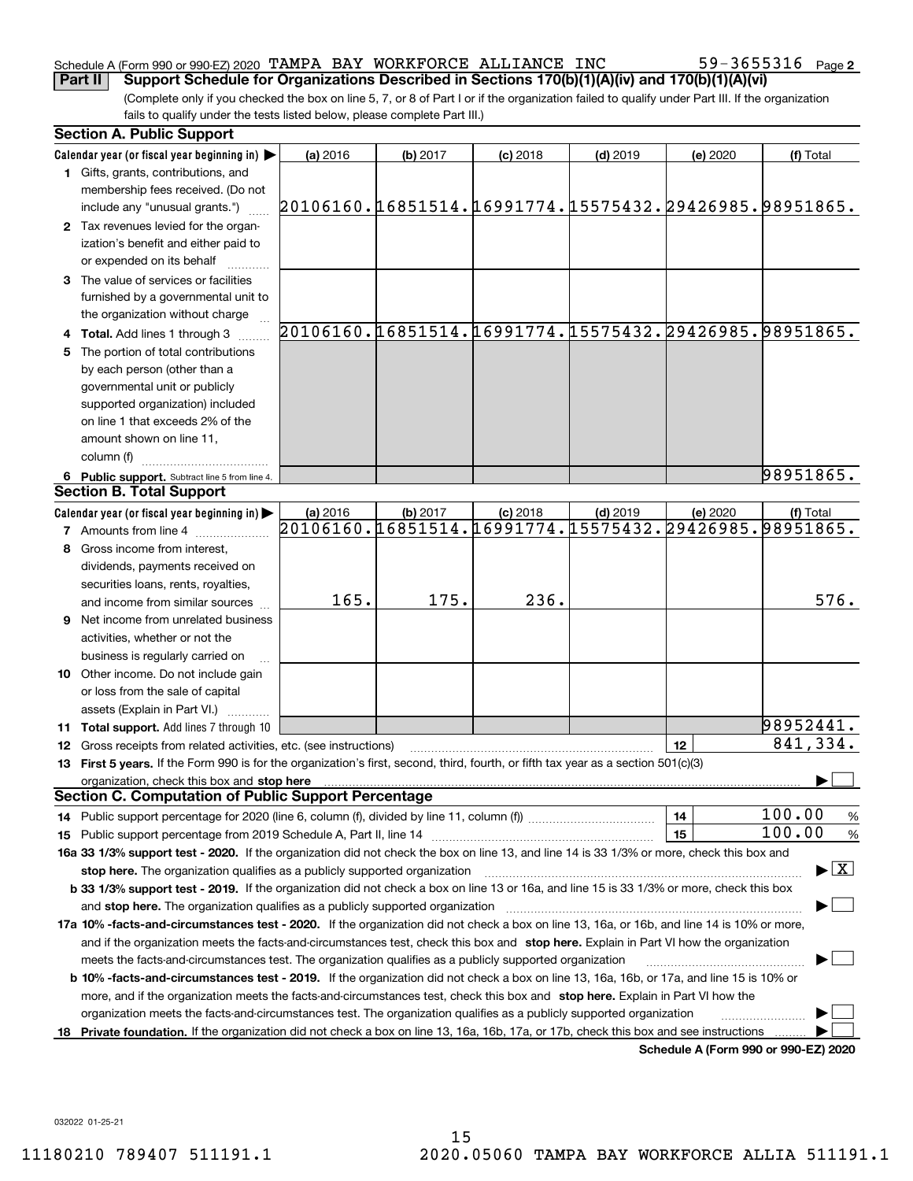Schedule A (Form 990 or 990-EZ) 2020 TAMPA BAY WORKFORCE ALLIANCE INC 59-3655316 Page 2

**Part II** **Support Schedule for Organizations Described in Sections 170(b)(1)(A)(iv) and 170(b)(1)(A)(vi)**

(Complete only if you checked the box on line 5, 7, or 8 of Part I or if the organization failed to qualify under Part III. If the organization fails to qualify under the tests listed below, please complete Part III.)

## Section A. Public Support

| Calendar year (or fiscal year beginning in) ▶ | (a) 2016 | (b) 2017 | (c) 2018 | (d) 2019 | (e) 2020 | (f) Total |
|---|---|---|---|---|---|---|
| 1 Gifts, grants, contributions, and membership fees received. (Do not include any "unusual grants.") | 20106160. | 16851514. | 16991774. | 15575432. | 29426985. | 98951865. |
| 2 Tax revenues levied for the organization's benefit and either paid to or expended on its behalf | | | | | | |
| 3 The value of services or facilities furnished by a governmental unit to the organization without charge | | | | | | |
| 4 Total. Add lines 1 through 3 | 20106160. | 16851514. | 16991774. | 15575432. | 29426985. | 98951865. |
| 5 The portion of total contributions by each person (other than a governmental unit or publicly supported organization) included on line 1 that exceeds 2% of the amount shown on line 11, column (f) | | | | | | |
| 6 Public support. Subtract line 5 from line 4. | | | | | | 98951865. |

## Section B. Total Support

| Calendar year (or fiscal year beginning in) ▶ | (a) 2016 | (b) 2017 | (c) 2018 | (d) 2019 | (e) 2020 | (f) Total |
|---|---|---|---|---|---|---|
| 7 Amounts from line 4 | 20106160. | 16851514. | 16991774. | 15575432. | 29426985. | 98951865. |
| 8 Gross income from interest, dividends, payments received on securities loans, rents, royalties, and income from similar sources | 165. | 175. | 236. | | | 576. |
| 9 Net income from unrelated business activities, whether or not the business is regularly carried on | | | | | | |
| 10 Other income. Do not include gain or loss from the sale of capital assets (Explain in Part VI.) | | | | | | |
| 11 Total support. Add lines 7 through 10 | | | | | | 98952441. |

12 Gross receipts from related activities, etc. (see instructions) | 12 | 841,334.

13 **First 5 years.** If the Form 990 is for the organization's first, second, third, fourth, or fifth tax year as a section 501(c)(3) organization, check this box and **stop here** ▶ ☐

## Section C. Computation of Public Support Percentage

14 Public support percentage for 2020 (line 6, column (f), divided by line 11, column (f)) | 14 | 100.00 %

15 Public support percentage from 2019 Schedule A, Part II, line 14 | 15 | 100.00 %

**16a 33 1/3% support test - 2020.** If the organization did not check the box on line 13, and line 14 is 33 1/3% or more, check this box and **stop here.** The organization qualifies as a publicly supported organization ▶ ☒

**b 33 1/3% support test - 2019.** If the organization did not check a box on line 13 or 16a, and line 15 is 33 1/3% or more, check this box and **stop here.** The organization qualifies as a publicly supported organization ▶ ☐

**17a 10% -facts-and-circumstances test - 2020.** If the organization did not check a box on line 13, 16a, or 16b, and line 14 is 10% or more, and if the organization meets the facts-and-circumstances test, check this box and **stop here.** Explain in Part VI how the organization meets the facts-and-circumstances test. The organization qualifies as a publicly supported organization ▶ ☐

**b 10% -facts-and-circumstances test - 2019.** If the organization did not check a box on line 13, 16a, 16b, or 17a, and line 15 is 10% or more, and if the organization meets the facts-and-circumstances test, check this box and **stop here.** Explain in Part VI how the organization meets the facts-and-circumstances test. The organization qualifies as a publicly supported organization ▶ ☐

**18 Private foundation.** If the organization did not check a box on line 13, 16a, 16b, 17a, or 17b, check this box and see instructions ▶ ☐

**Schedule A (Form 990 or 990-EZ) 2020**

032022 01-25-21

11180210 789407 511191.1 2020.05060 TAMPA BAY WORKFORCE ALLIA 511191.1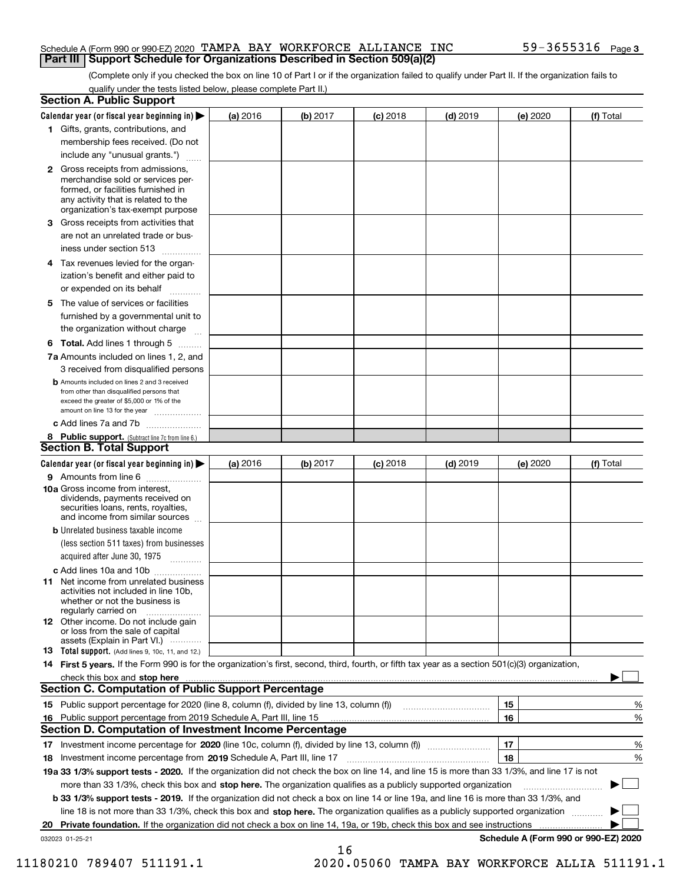Schedule A (Form 990 or 990-EZ) 2020 TAMPA BAY WORKFORCE ALLIANCE INC 59-3655316 Page 3

## Part III Support Schedule for Organizations Described in Section 509(a)(2)

(Complete only if you checked the box on line 10 of Part I or if the organization failed to qualify under Part II. If the organization fails to qualify under the tests listed below, please complete Part II.)

### Section A. Public Support

| Calendar year (or fiscal year beginning in) ▶ | (a) 2016 | (b) 2017 | (c) 2018 | (d) 2019 | (e) 2020 | (f) Total |
|---|---|---|---|---|---|---|
| 1 Gifts, grants, contributions, and membership fees received. (Do not include any "unusual grants.") | | | | | | |
| 2 Gross receipts from admissions, merchandise sold or services performed, or facilities furnished in any activity that is related to the organization's tax-exempt purpose | | | | | | |
| 3 Gross receipts from activities that are not an unrelated trade or business under section 513 | | | | | | |
| 4 Tax revenues levied for the organization's benefit and either paid to or expended on its behalf | | | | | | |
| 5 The value of services or facilities furnished by a governmental unit to the organization without charge | | | | | | |
| 6 Total. Add lines 1 through 5 | | | | | | |
| 7a Amounts included on lines 1, 2, and 3 received from disqualified persons | | | | | | |
| b Amounts included on lines 2 and 3 received from other than disqualified persons that exceed the greater of $5,000 or 1% of the amount on line 13 for the year | | | | | | |
| c Add lines 7a and 7b | | | | | | |
| 8 Public support. (Subtract line 7c from line 6.) | | | | | | |

### Section B. Total Support

| Calendar year (or fiscal year beginning in) ▶ | (a) 2016 | (b) 2017 | (c) 2018 | (d) 2019 | (e) 2020 | (f) Total |
|---|---|---|---|---|---|---|
| 9 Amounts from line 6 | | | | | | |
| 10a Gross income from interest, dividends, payments received on securities loans, rents, royalties, and income from similar sources | | | | | | |
| b Unrelated business taxable income (less section 511 taxes) from businesses acquired after June 30, 1975 | | | | | | |
| c Add lines 10a and 10b | | | | | | |
| 11 Net income from unrelated business activities not included in line 10b, whether or not the business is regularly carried on | | | | | | |
| 12 Other income. Do not include gain or loss from the sale of capital assets (Explain in Part VI.) | | | | | | |
| 13 Total support. (Add lines 9, 10c, 11, and 12.) | | | | | | |

14 **First 5 years.** If the Form 990 is for the organization's first, second, third, fourth, or fifth tax year as a section 501(c)(3) organization, check this box and **stop here** ▶ ☐

### Section C. Computation of Public Support Percentage

| | | |
|---|---|---|
| 15 Public support percentage for 2020 (line 8, column (f), divided by line 13, column (f)) | 15 | % |
| 16 Public support percentage from 2019 Schedule A, Part III, line 15 | 16 | % |

### Section D. Computation of Investment Income Percentage

| | | |
|---|---|---|
| 17 Investment income percentage for **2020** (line 10c, column (f), divided by line 13, column (f)) | 17 | % |
| 18 Investment income percentage from **2019** Schedule A, Part III, line 17 | 18 | % |

**19a 33 1/3% support tests - 2020.** If the organization did not check the box on line 14, and line 15 is more than 33 1/3%, and line 17 is not more than 33 1/3%, check this box and **stop here.** The organization qualifies as a publicly supported organization ▶ ☐

**b 33 1/3% support tests - 2019.** If the organization did not check a box on line 14 or line 19a, and line 16 is more than 33 1/3%, and line 18 is not more than 33 1/3%, check this box and **stop here.** The organization qualifies as a publicly supported organization ▶ ☐

**20 Private foundation.** If the organization did not check a box on line 14, 19a, or 19b, check this box and see instructions ▶ ☐

032023 01-25-21 **Schedule A (Form 990 or 990-EZ) 2020**

11180210 789407 511191.1 2020.05060 TAMPA BAY WORKFORCE ALLIA 511191.1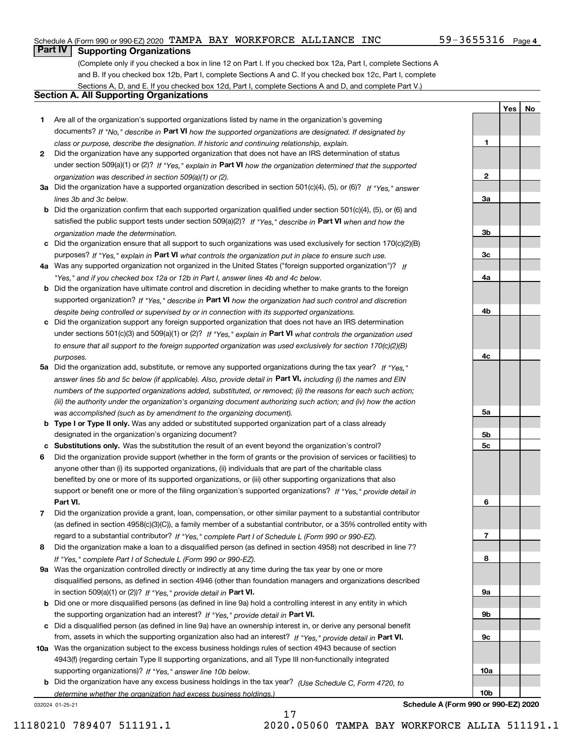Schedule A (Form 990 or 990-EZ) 2020 TAMPA BAY WORKFORCE ALLIANCE INC 59-3655316 Page 4

## Part IV Supporting Organizations

(Complete only if you checked a box in line 12 on Part I. If you checked box 12a, Part I, complete Sections A and B. If you checked box 12b, Part I, complete Sections A and C. If you checked box 12c, Part I, complete Sections A, D, and E. If you checked box 12d, Part I, complete Sections A and D, and complete Part V.)

### Section A. All Supporting Organizations

| | | Line | Yes | No |
|---|---|---|---|---|
| **1** | Are all of the organization's supported organizations listed by name in the organization's governing documents? *If "No," describe in* **Part VI** *how the supported organizations are designated. If designated by class or purpose, describe the designation. If historic and continuing relationship, explain.* | **1** | | |
| **2** | Did the organization have any supported organization that does not have an IRS determination of status under section 509(a)(1) or (2)? *If "Yes," explain in* **Part VI** *how the organization determined that the supported organization was described in section 509(a)(1) or (2).* | **2** | | |
| **3a** | Did the organization have a supported organization described in section 501(c)(4), (5), or (6)? *If "Yes," answer lines 3b and 3c below.* | **3a** | | |
| **b** | Did the organization confirm that each supported organization qualified under section 501(c)(4), (5), or (6) and satisfied the public support tests under section 509(a)(2)? *If "Yes," describe in* **Part VI** *when and how the organization made the determination.* | **3b** | | |
| **c** | Did the organization ensure that all support to such organizations was used exclusively for section 170(c)(2)(B) purposes? *If "Yes," explain in* **Part VI** *what controls the organization put in place to ensure such use.* | **3c** | | |
| **4a** | Was any supported organization not organized in the United States ("foreign supported organization")? *If "Yes," and if you checked box 12a or 12b in Part I, answer lines 4b and 4c below.* | **4a** | | |
| **b** | Did the organization have ultimate control and discretion in deciding whether to make grants to the foreign supported organization? *If "Yes," describe in* **Part VI** *how the organization had such control and discretion despite being controlled or supervised by or in connection with its supported organizations.* | **4b** | | |
| **c** | Did the organization support any foreign supported organization that does not have an IRS determination under sections 501(c)(3) and 509(a)(1) or (2)? *If "Yes," explain in* **Part VI** *what controls the organization used to ensure that all support to the foreign supported organization was used exclusively for section 170(c)(2)(B) purposes.* | **4c** | | |
| **5a** | Did the organization add, substitute, or remove any supported organizations during the tax year? *If "Yes," answer lines 5b and 5c below (if applicable). Also, provide detail in* **Part VI,** *including (i) the names and EIN numbers of the supported organizations added, substituted, or removed; (ii) the reasons for each such action; (iii) the authority under the organization's organizing document authorizing such action; and (iv) how the action was accomplished (such as by amendment to the organizing document).* | **5a** | | |
| **b** | **Type I or Type II only.** Was any added or substituted supported organization part of a class already designated in the organization's organizing document? | **5b** | | |
| **c** | **Substitutions only.** Was the substitution the result of an event beyond the organization's control? | **5c** | | |
| **6** | Did the organization provide support (whether in the form of grants or the provision of services or facilities) to anyone other than (i) its supported organizations, (ii) individuals that are part of the charitable class benefited by one or more of its supported organizations, or (iii) other supporting organizations that also support or benefit one or more of the filing organization's supported organizations? *If "Yes," provide detail in* **Part VI.** | **6** | | |
| **7** | Did the organization provide a grant, loan, compensation, or other similar payment to a substantial contributor (as defined in section 4958(c)(3)(C)), a family member of a substantial contributor, or a 35% controlled entity with regard to a substantial contributor? *If "Yes," complete Part I of Schedule L (Form 990 or 990-EZ).* | **7** | | |
| **8** | Did the organization make a loan to a disqualified person (as defined in section 4958) not described in line 7? *If "Yes," complete Part I of Schedule L (Form 990 or 990-EZ).* | **8** | | |
| **9a** | Was the organization controlled directly or indirectly at any time during the tax year by one or more disqualified persons, as defined in section 4946 (other than foundation managers and organizations described in section 509(a)(1) or (2))? *If "Yes," provide detail in* **Part VI.** | **9a** | | |
| **b** | Did one or more disqualified persons (as defined in line 9a) hold a controlling interest in any entity in which the supporting organization had an interest? *If "Yes," provide detail in* **Part VI.** | **9b** | | |
| **c** | Did a disqualified person (as defined in line 9a) have an ownership interest in, or derive any personal benefit from, assets in which the supporting organization also had an interest? *If "Yes," provide detail in* **Part VI.** | **9c** | | |
| **10a** | Was the organization subject to the excess business holdings rules of section 4943 because of section 4943(f) (regarding certain Type II supporting organizations, and all Type III non-functionally integrated supporting organizations)? *If "Yes," answer line 10b below.* | **10a** | | |
| **b** | Did the organization have any excess business holdings in the tax year? *(Use Schedule C, Form 4720, to determine whether the organization had excess business holdings.)* | **10b** | | |

032024 01-25-21 **Schedule A (Form 990 or 990-EZ) 2020**

11180210 789407 511191.1 2020.05060 TAMPA BAY WORKFORCE ALLIA 511191.1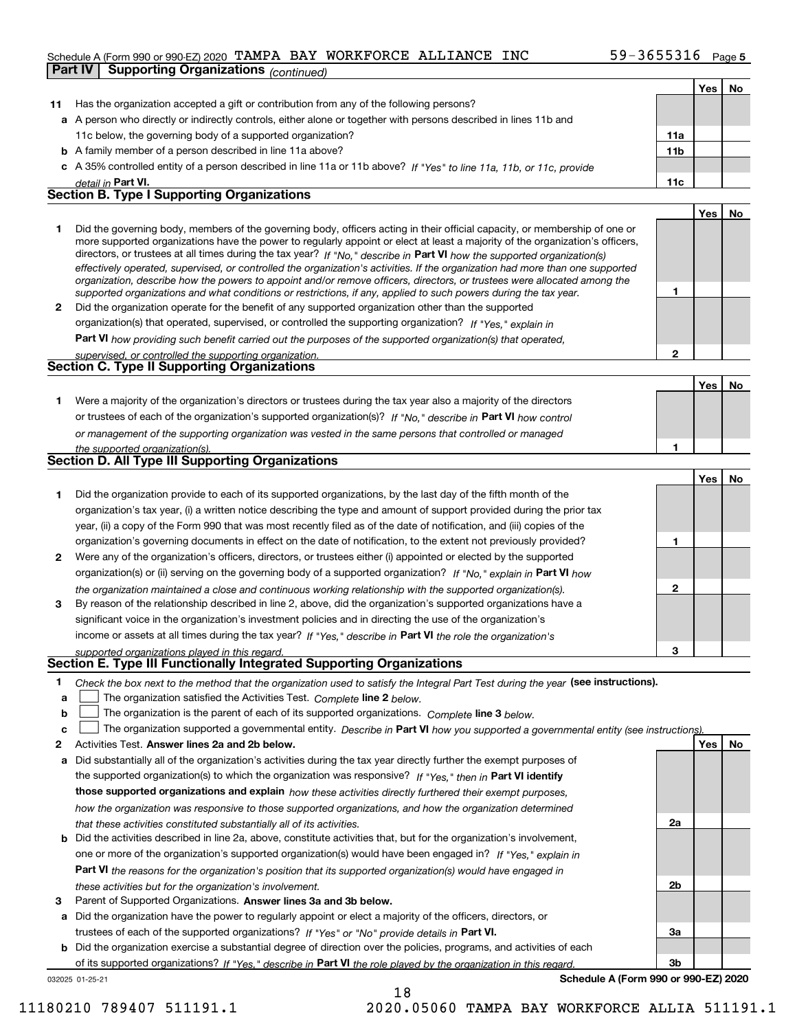Schedule A (Form 990 or 990-EZ) 2020 TAMPA BAY WORKFORCE ALLIANCE INC 59-3655316 Page 5

## Part IV Supporting Organizations *(continued)*

| | | | Yes | No |
|---|---|---|---|---|
| **11** | Has the organization accepted a gift or contribution from any of the following persons? | | | |
| **a** | A person who directly or indirectly controls, either alone or together with persons described in lines 11b and 11c below, the governing body of a supported organization? | 11a | | |
| **b** | A family member of a person described in line 11a above? | 11b | | |
| **c** | A 35% controlled entity of a person described in line 11a or 11b above? *If "Yes" to line 11a, 11b, or 11c, provide detail in* **Part VI.** | 11c | | |

### Section B. Type I Supporting Organizations

| | | | Yes | No |
|---|---|---|---|---|
| **1** | Did the governing body, members of the governing body, officers acting in their official capacity, or membership of one or more supported organizations have the power to regularly appoint or elect at least a majority of the organization's officers, directors, or trustees at all times during the tax year? *If "No," describe in* **Part VI** *how the supported organization(s) effectively operated, supervised, or controlled the organization's activities. If the organization had more than one supported organization, describe how the powers to appoint and/or remove officers, directors, or trustees were allocated among the supported organizations and what conditions or restrictions, if any, applied to such powers during the tax year.* | 1 | | |
| **2** | Did the organization operate for the benefit of any supported organization other than the supported organization(s) that operated, supervised, or controlled the supporting organization? *If "Yes," explain in* **Part VI** *how providing such benefit carried out the purposes of the supported organization(s) that operated, supervised, or controlled the supporting organization.* | 2 | | |

### Section C. Type II Supporting Organizations

| | | | Yes | No |
|---|---|---|---|---|
| **1** | Were a majority of the organization's directors or trustees during the tax year also a majority of the directors or trustees of each of the organization's supported organization(s)? *If "No," describe in* **Part VI** *how control or management of the supporting organization was vested in the same persons that controlled or managed the supported organization(s).* | 1 | | |

### Section D. All Type III Supporting Organizations

| | | | Yes | No |
|---|---|---|---|---|
| **1** | Did the organization provide to each of its supported organizations, by the last day of the fifth month of the organization's tax year, (i) a written notice describing the type and amount of support provided during the prior tax year, (ii) a copy of the Form 990 that was most recently filed as of the date of notification, and (iii) copies of the organization's governing documents in effect on the date of notification, to the extent not previously provided? | 1 | | |
| **2** | Were any of the organization's officers, directors, or trustees either (i) appointed or elected by the supported organization(s) or (ii) serving on the governing body of a supported organization? *If "No," explain in* **Part VI** *how the organization maintained a close and continuous working relationship with the supported organization(s).* | 2 | | |
| **3** | By reason of the relationship described in line 2, above, did the organization's supported organizations have a significant voice in the organization's investment policies and in directing the use of the organization's income or assets at all times during the tax year? *If "Yes," describe in* **Part VI** *the role the organization's supported organizations played in this regard.* | 3 | | |

### Section E. Type III Functionally Integrated Supporting Organizations

**1** *Check the box next to the method that the organization used to satisfy the Integral Part Test during the year* **(see instructions).**

- **a** ☐ The organization satisfied the Activities Test. *Complete* **line 2** *below.*
- **b** ☐ The organization is the parent of each of its supported organizations. *Complete* **line 3** *below.*
- **c** ☐ The organization supported a governmental entity. *Describe in* **Part VI** *how you supported a governmental entity (see instructions).*

| | | | Yes | No |
|---|---|---|---|---|
| **2** | Activities Test. **Answer lines 2a and 2b below.** | | | |
| **a** | Did substantially all of the organization's activities during the tax year directly further the exempt purposes of the supported organization(s) to which the organization was responsive? *If "Yes," then in* **Part VI identify those supported organizations and explain** *how these activities directly furthered their exempt purposes, how the organization was responsive to those supported organizations, and how the organization determined that these activities constituted substantially all of its activities.* | 2a | | |
| **b** | Did the activities described in line 2a, above, constitute activities that, but for the organization's involvement, one or more of the organization's supported organization(s) would have been engaged in? *If "Yes," explain in* **Part VI** *the reasons for the organization's position that its supported organization(s) would have engaged in these activities but for the organization's involvement.* | 2b | | |
| **3** | Parent of Supported Organizations. **Answer lines 3a and 3b below.** | | | |
| **a** | Did the organization have the power to regularly appoint or elect a majority of the officers, directors, or trustees of each of the supported organizations? *If "Yes" or "No" provide details in* **Part VI.** | 3a | | |
| **b** | Did the organization exercise a substantial degree of direction over the policies, programs, and activities of each of its supported organizations? *If "Yes," describe in* **Part VI** *the role played by the organization in this regard.* | 3b | | |

032025 01-25-21 **Schedule A (Form 990 or 990-EZ) 2020**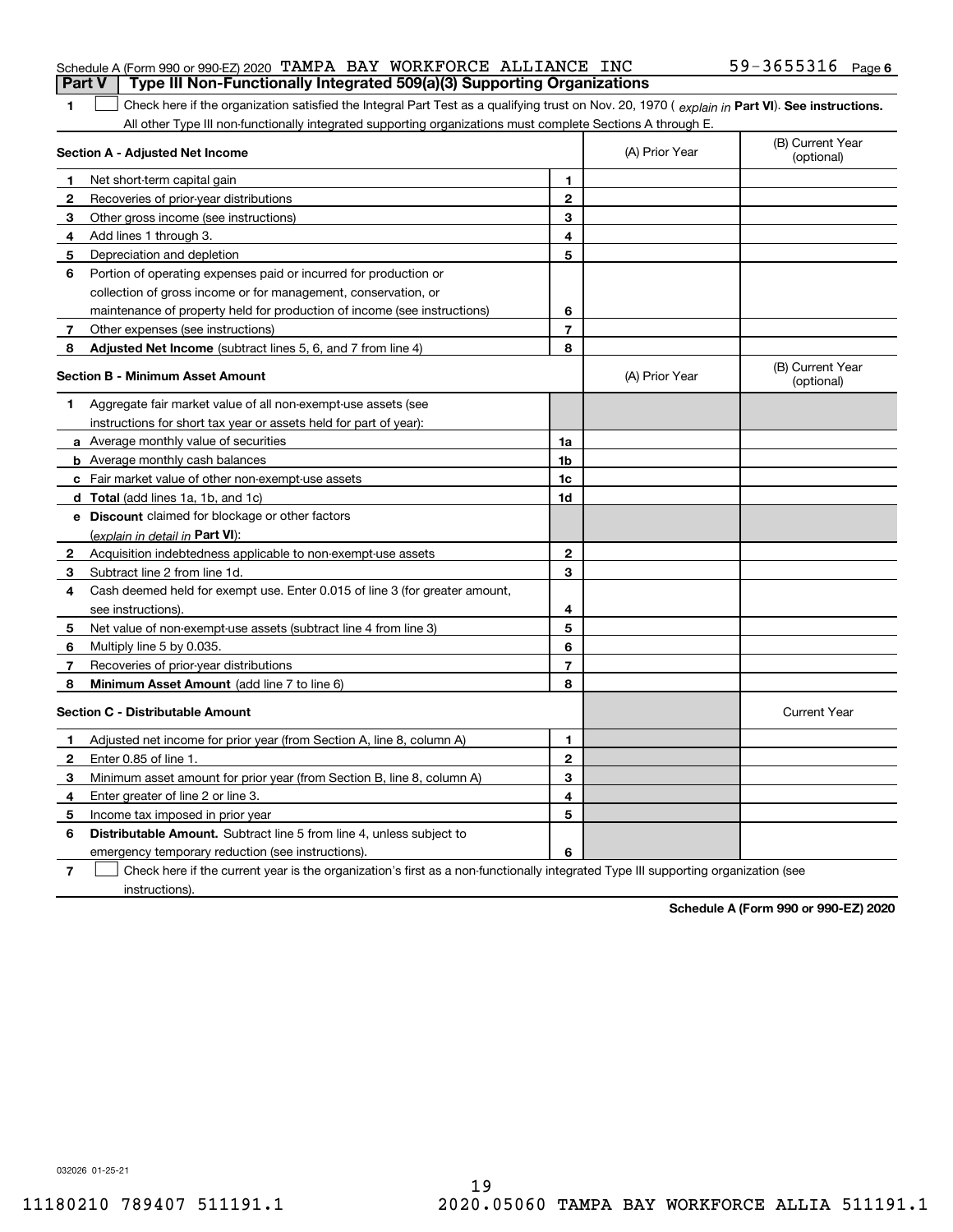Schedule A (Form 990 or 990-EZ) 2020 TAMPA BAY WORKFORCE ALLIANCE INC 59-3655316 Page 6

**Part V | Type III Non-Functionally Integrated 509(a)(3) Supporting Organizations**

1 ☐ Check here if the organization satisfied the Integral Part Test as a qualifying trust on Nov. 20, 1970 ( *explain in* **Part VI**). **See instructions.** All other Type III non-functionally integrated supporting organizations must complete Sections A through E.

| **Section A - Adjusted Net Income** | | | (A) Prior Year | (B) Current Year (optional) |
|---|---|---|---|---|
| 1 | Net short-term capital gain | 1 | | |
| 2 | Recoveries of prior-year distributions | 2 | | |
| 3 | Other gross income (see instructions) | 3 | | |
| 4 | Add lines 1 through 3. | 4 | | |
| 5 | Depreciation and depletion | 5 | | |
| 6 | Portion of operating expenses paid or incurred for production or collection of gross income or for management, conservation, or maintenance of property held for production of income (see instructions) | 6 | | |
| 7 | Other expenses (see instructions) | 7 | | |
| 8 | **Adjusted Net Income** (subtract lines 5, 6, and 7 from line 4) | 8 | | |

| **Section B - Minimum Asset Amount** | | | (A) Prior Year | (B) Current Year (optional) |
|---|---|---|---|---|
| 1 | Aggregate fair market value of all non-exempt-use assets (see instructions for short tax year or assets held for part of year): | | | |
| a | Average monthly value of securities | 1a | | |
| b | Average monthly cash balances | 1b | | |
| c | Fair market value of other non-exempt-use assets | 1c | | |
| d | **Total** (add lines 1a, 1b, and 1c) | 1d | | |
| e | **Discount** claimed for blockage or other factors (*explain in detail in* **Part VI**): | | | |
| 2 | Acquisition indebtedness applicable to non-exempt-use assets | 2 | | |
| 3 | Subtract line 2 from line 1d. | 3 | | |
| 4 | Cash deemed held for exempt use. Enter 0.015 of line 3 (for greater amount, see instructions). | 4 | | |
| 5 | Net value of non-exempt-use assets (subtract line 4 from line 3) | 5 | | |
| 6 | Multiply line 5 by 0.035. | 6 | | |
| 7 | Recoveries of prior-year distributions | 7 | | |
| 8 | **Minimum Asset Amount** (add line 7 to line 6) | 8 | | |

| **Section C - Distributable Amount** | | | | Current Year |
|---|---|---|---|---|
| 1 | Adjusted net income for prior year (from Section A, line 8, column A) | 1 | | |
| 2 | Enter 0.85 of line 1. | 2 | | |
| 3 | Minimum asset amount for prior year (from Section B, line 8, column A) | 3 | | |
| 4 | Enter greater of line 2 or line 3. | 4 | | |
| 5 | Income tax imposed in prior year | 5 | | |
| 6 | **Distributable Amount.** Subtract line 5 from line 4, unless subject to emergency temporary reduction (see instructions). | 6 | | |

7 ☐ Check here if the current year is the organization's first as a non-functionally integrated Type III supporting organization (see instructions).

**Schedule A (Form 990 or 990-EZ) 2020**

032026 01-25-21

11180210 789407 511191.1 2020.05060 TAMPA BAY WORKFORCE ALLIA 511191.1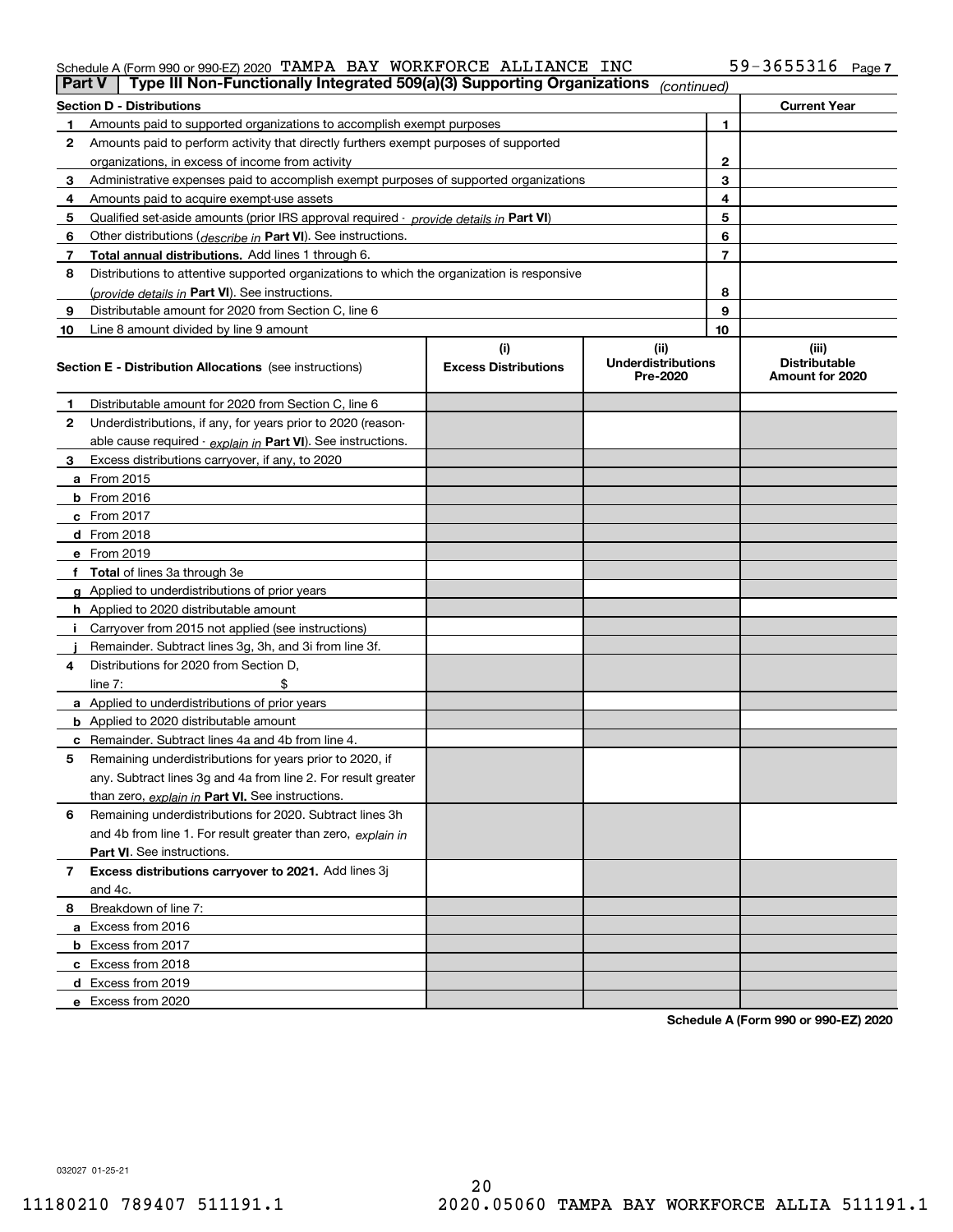Schedule A (Form 990 or 990-EZ) 2020 TAMPA BAY WORKFORCE ALLIANCE INC 59-3655316 Page 7

**Part V | Type III Non-Functionally Integrated 509(a)(3) Supporting Organizations** *(continued)*

| Section D - Distributions | | | Current Year |
|---|---|---|---|
| 1 | Amounts paid to supported organizations to accomplish exempt purposes | 1 | |
| 2 | Amounts paid to perform activity that directly furthers exempt purposes of supported organizations, in excess of income from activity | 2 | |
| 3 | Administrative expenses paid to accomplish exempt purposes of supported organizations | 3 | |
| 4 | Amounts paid to acquire exempt-use assets | 4 | |
| 5 | Qualified set-aside amounts (prior IRS approval required - *provide details in* **Part VI**) | 5 | |
| 6 | Other distributions (*describe in* **Part VI**). See instructions. | 6 | |
| 7 | **Total annual distributions.** Add lines 1 through 6. | 7 | |
| 8 | Distributions to attentive supported organizations to which the organization is responsive (*provide details in* **Part VI**). See instructions. | 8 | |
| 9 | Distributable amount for 2020 from Section C, line 6 | 9 | |
| 10 | Line 8 amount divided by line 9 amount | 10 | |

| Section E - Distribution Allocations (see instructions) | (i) Excess Distributions | (ii) Underdistributions Pre-2020 | (iii) Distributable Amount for 2020 |
|---|---|---|---|
| **1** Distributable amount for 2020 from Section C, line 6 | | | |
| **2** Underdistributions, if any, for years prior to 2020 (reasonable cause required - *explain in* **Part VI**). See instructions. | | | |
| **3** Excess distributions carryover, if any, to 2020 | | | |
| **a** From 2015 | | | |
| **b** From 2016 | | | |
| **c** From 2017 | | | |
| **d** From 2018 | | | |
| **e** From 2019 | | | |
| **f Total** of lines 3a through 3e | | | |
| **g** Applied to underdistributions of prior years | | | |
| **h** Applied to 2020 distributable amount | | | |
| **i** Carryover from 2015 not applied (see instructions) | | | |
| **j** Remainder. Subtract lines 3g, 3h, and 3i from line 3f. | | | |
| **4** Distributions for 2020 from Section D, line 7: $ | | | |
| **a** Applied to underdistributions of prior years | | | |
| **b** Applied to 2020 distributable amount | | | |
| **c** Remainder. Subtract lines 4a and 4b from line 4. | | | |
| **5** Remaining underdistributions for years prior to 2020, if any. Subtract lines 3g and 4a from line 2. For result greater than zero, *explain in* **Part VI.** See instructions. | | | |
| **6** Remaining underdistributions for 2020. Subtract lines 3h and 4b from line 1. For result greater than zero, *explain in* **Part VI**. See instructions. | | | |
| **7 Excess distributions carryover to 2021.** Add lines 3j and 4c. | | | |
| **8** Breakdown of line 7: | | | |
| **a** Excess from 2016 | | | |
| **b** Excess from 2017 | | | |
| **c** Excess from 2018 | | | |
| **d** Excess from 2019 | | | |
| **e** Excess from 2020 | | | |

**Schedule A (Form 990 or 990-EZ) 2020**

032027 01-25-21

11180210 789407 511191.1 2020.05060 TAMPA BAY WORKFORCE ALLIA 511191.1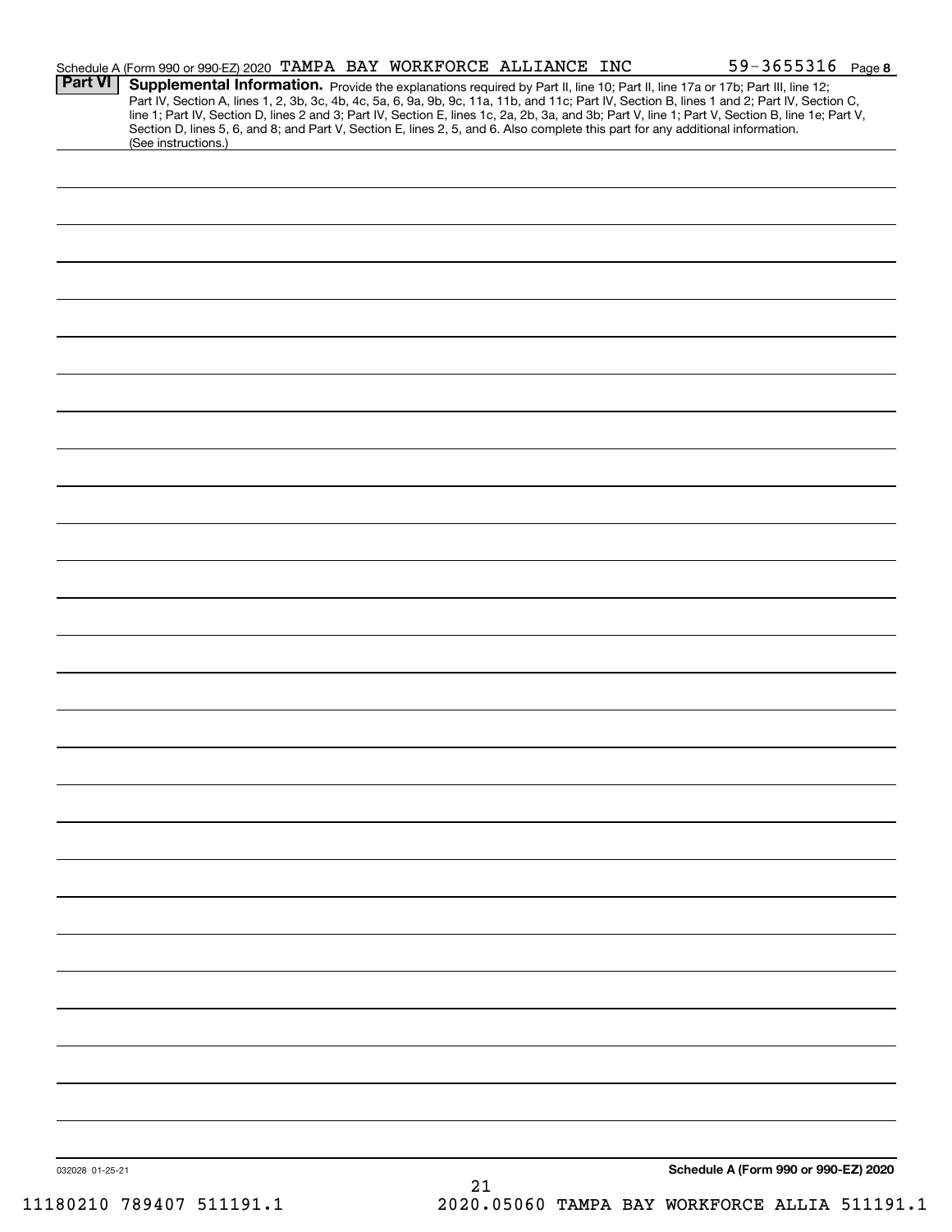Schedule A (Form 990 or 990-EZ) 2020 TAMPA BAY WORKFORCE ALLIANCE INC 59-3655316 Page **8**

**Part VI** **Supplemental Information.** Provide the explanations required by Part II, line 10; Part II, line 17a or 17b; Part III, line 12; Part IV, Section A, lines 1, 2, 3b, 3c, 4b, 4c, 5a, 6, 9a, 9b, 9c, 11a, 11b, and 11c; Part IV, Section B, lines 1 and 2; Part IV, Section C, line 1; Part IV, Section D, lines 2 and 3; Part IV, Section E, lines 1c, 2a, 2b, 3a, and 3b; Part V, line 1; Part V, Section B, line 1e; Part V, Section D, lines 5, 6, and 8; and Part V, Section E, lines 2, 5, and 6. Also complete this part for any additional information. (See instructions.)

032028 01-25-21

**Schedule A (Form 990 or 990-EZ) 2020**

11180210 789407 511191.1 2020.05060 TAMPA BAY WORKFORCE ALLIA 511191.1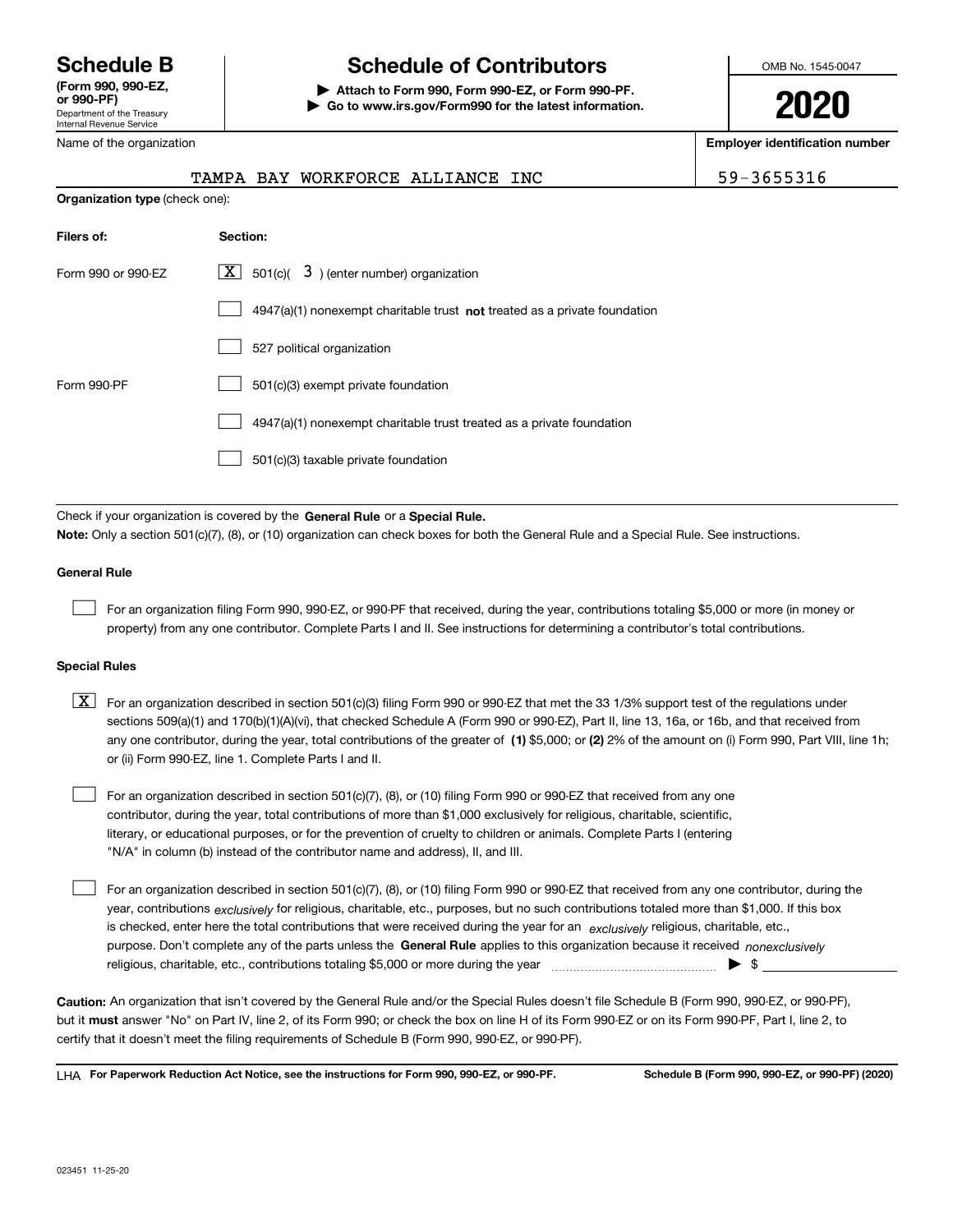**Schedule B**
**(Form 990, 990-EZ, or 990-PF)**
Department of the Treasury
Internal Revenue Service

# Schedule of Contributors

**▶ Attach to Form 990, Form 990-EZ, or Form 990-PF.**
**▶ Go to www.irs.gov/Form990 for the latest information.**

OMB No. 1545-0047

**2020**

| Name of the organization | Employer identification number |
|---|---|
| TAMPA BAY WORKFORCE ALLIANCE INC | 59-3655316 |

**Organization type** (check one):

| Filers of: | Section: |
|---|---|
| Form 990 or 990-EZ | [X] 501(c)( 3 ) (enter number) organization |
| | [ ] 4947(a)(1) nonexempt charitable trust **not** treated as a private foundation |
| | [ ] 527 political organization |
| Form 990-PF | [ ] 501(c)(3) exempt private foundation |
| | [ ] 4947(a)(1) nonexempt charitable trust treated as a private foundation |
| | [ ] 501(c)(3) taxable private foundation |

Check if your organization is covered by the **General Rule** or a **Special Rule.**

**Note:** Only a section 501(c)(7), (8), or (10) organization can check boxes for both the General Rule and a Special Rule. See instructions.

**General Rule**

[ ] For an organization filing Form 990, 990-EZ, or 990-PF that received, during the year, contributions totaling $5,000 or more (in money or property) from any one contributor. Complete Parts I and II. See instructions for determining a contributor's total contributions.

**Special Rules**

[X] For an organization described in section 501(c)(3) filing Form 990 or 990-EZ that met the 33 1/3% support test of the regulations under sections 509(a)(1) and 170(b)(1)(A)(vi), that checked Schedule A (Form 990 or 990-EZ), Part II, line 13, 16a, or 16b, and that received from any one contributor, during the year, total contributions of the greater of **(1)** $5,000; or **(2)** 2% of the amount on (i) Form 990, Part VIII, line 1h; or (ii) Form 990-EZ, line 1. Complete Parts I and II.

[ ] For an organization described in section 501(c)(7), (8), or (10) filing Form 990 or 990-EZ that received from any one contributor, during the year, total contributions of more than $1,000 exclusively for religious, charitable, scientific, literary, or educational purposes, or for the prevention of cruelty to children or animals. Complete Parts I (entering "N/A" in column (b) instead of the contributor name and address), II, and III.

[ ] For an organization described in section 501(c)(7), (8), or (10) filing Form 990 or 990-EZ that received from any one contributor, during the year, contributions *exclusively* for religious, charitable, etc., purposes, but no such contributions totaled more than $1,000. If this box is checked, enter here the total contributions that were received during the year for an *exclusively* religious, charitable, etc., purpose. Don't complete any of the parts unless the **General Rule** applies to this organization because it received *nonexclusively* religious, charitable, etc., contributions totaling $5,000 or more during the year ▶ $

**Caution:** An organization that isn't covered by the General Rule and/or the Special Rules doesn't file Schedule B (Form 990, 990-EZ, or 990-PF), but it **must** answer "No" on Part IV, line 2, of its Form 990; or check the box on line H of its Form 990-EZ or on its Form 990-PF, Part I, line 2, to certify that it doesn't meet the filing requirements of Schedule B (Form 990, 990-EZ, or 990-PF).

LHA **For Paperwork Reduction Act Notice, see the instructions for Form 990, 990-EZ, or 990-PF.** **Schedule B (Form 990, 990-EZ, or 990-PF) (2020)**

023451 11-25-20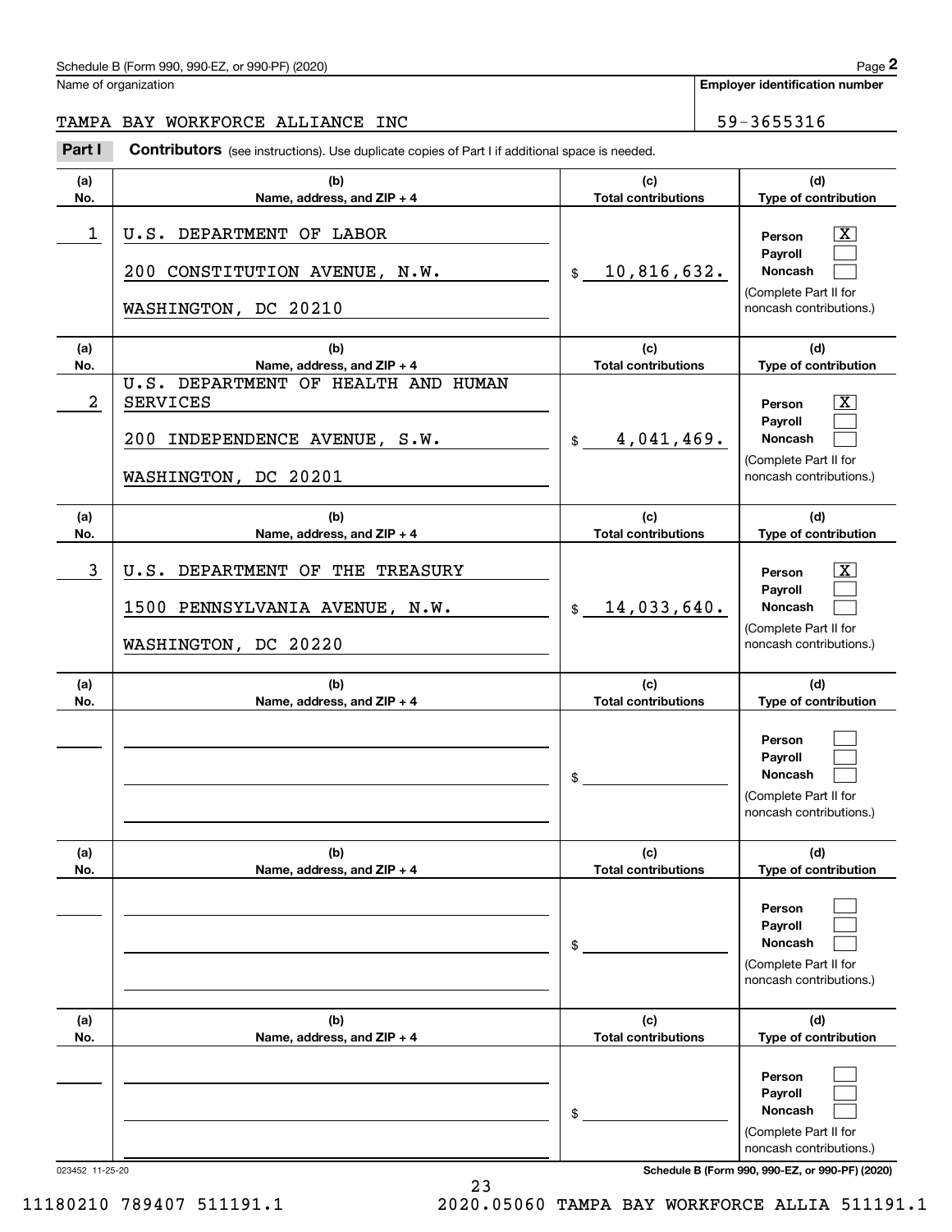Schedule B (Form 990, 990-EZ, or 990-PF) (2020)

Name of organization: TAMPA BAY WORKFORCE ALLIANCE INC

Employer identification number: 59-3655316

**Part I** **Contributors** (see instructions). Use duplicate copies of Part I if additional space is needed.

| (a) No. | (b) Name, address, and ZIP + 4 | (c) Total contributions | (d) Type of contribution |
|---|---|---|---|
| 1 | U.S. DEPARTMENT OF LABOR<br>200 CONSTITUTION AVENUE, N.W.<br>WASHINGTON, DC 20210 | $ 10,816,632. | Person [X]<br>Payroll [ ]<br>Noncash [ ]<br>(Complete Part II for noncash contributions.) |
| 2 | U.S. DEPARTMENT OF HEALTH AND HUMAN SERVICES<br>200 INDEPENDENCE AVENUE, S.W.<br>WASHINGTON, DC 20201 | $ 4,041,469. | Person [X]<br>Payroll [ ]<br>Noncash [ ]<br>(Complete Part II for noncash contributions.) |
| 3 | U.S. DEPARTMENT OF THE TREASURY<br>1500 PENNSYLVANIA AVENUE, N.W.<br>WASHINGTON, DC 20220 | $ 14,033,640. | Person [X]<br>Payroll [ ]<br>Noncash [ ]<br>(Complete Part II for noncash contributions.) |
| | | $ | Person [ ]<br>Payroll [ ]<br>Noncash [ ]<br>(Complete Part II for noncash contributions.) |
| | | $ | Person [ ]<br>Payroll [ ]<br>Noncash [ ]<br>(Complete Part II for noncash contributions.) |
| | | $ | Person [ ]<br>Payroll [ ]<br>Noncash [ ]<br>(Complete Part II for noncash contributions.) |

023452 11-25-20

Schedule B (Form 990, 990-EZ, or 990-PF) (2020)

11180210 789407 511191.1 2020.05060 TAMPA BAY WORKFORCE ALLIA 511191.1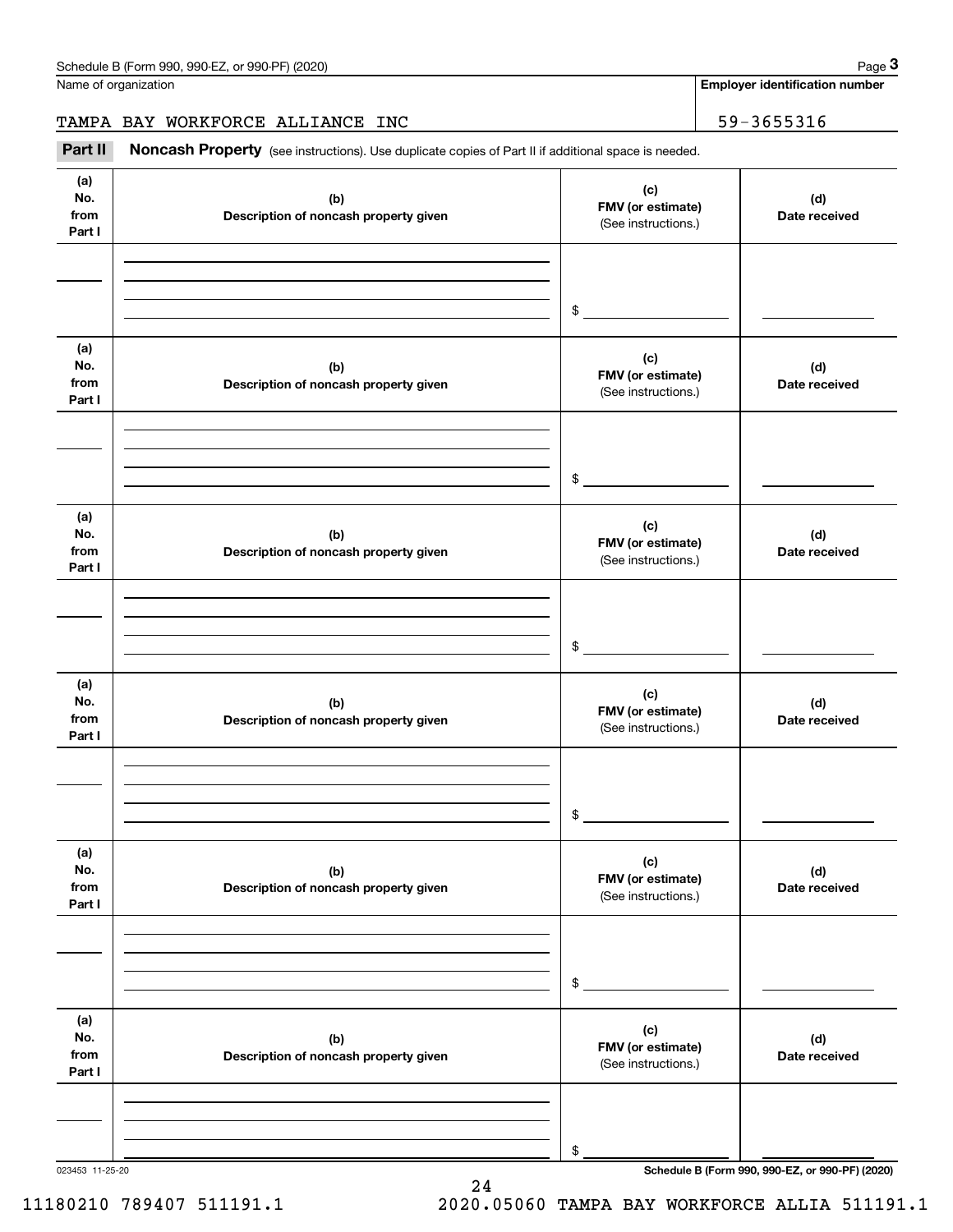Name of organization

**Employer identification number**

TAMPA BAY WORKFORCE ALLIANCE INC

59-3655316

**Part II** **Noncash Property** (see instructions). Use duplicate copies of Part II if additional space is needed.

| (a) No. from Part I | (b) Description of noncash property given | (c) FMV (or estimate) (See instructions.) | (d) Date received |
|---|---|---|---|
| | | $ | |

| (a) No. from Part I | (b) Description of noncash property given | (c) FMV (or estimate) (See instructions.) | (d) Date received |
|---|---|---|---|
| | | $ | |

| (a) No. from Part I | (b) Description of noncash property given | (c) FMV (or estimate) (See instructions.) | (d) Date received |
|---|---|---|---|
| | | $ | |

| (a) No. from Part I | (b) Description of noncash property given | (c) FMV (or estimate) (See instructions.) | (d) Date received |
|---|---|---|---|
| | | $ | |

| (a) No. from Part I | (b) Description of noncash property given | (c) FMV (or estimate) (See instructions.) | (d) Date received |
|---|---|---|---|
| | | $ | |

| (a) No. from Part I | (b) Description of noncash property given | (c) FMV (or estimate) (See instructions.) | (d) Date received |
|---|---|---|---|
| | | $ | |

023453 11-25-20

**Schedule B (Form 990, 990-EZ, or 990-PF) (2020)**

11180210 789407 511191.1 2020.05060 TAMPA BAY WORKFORCE ALLIA 511191.1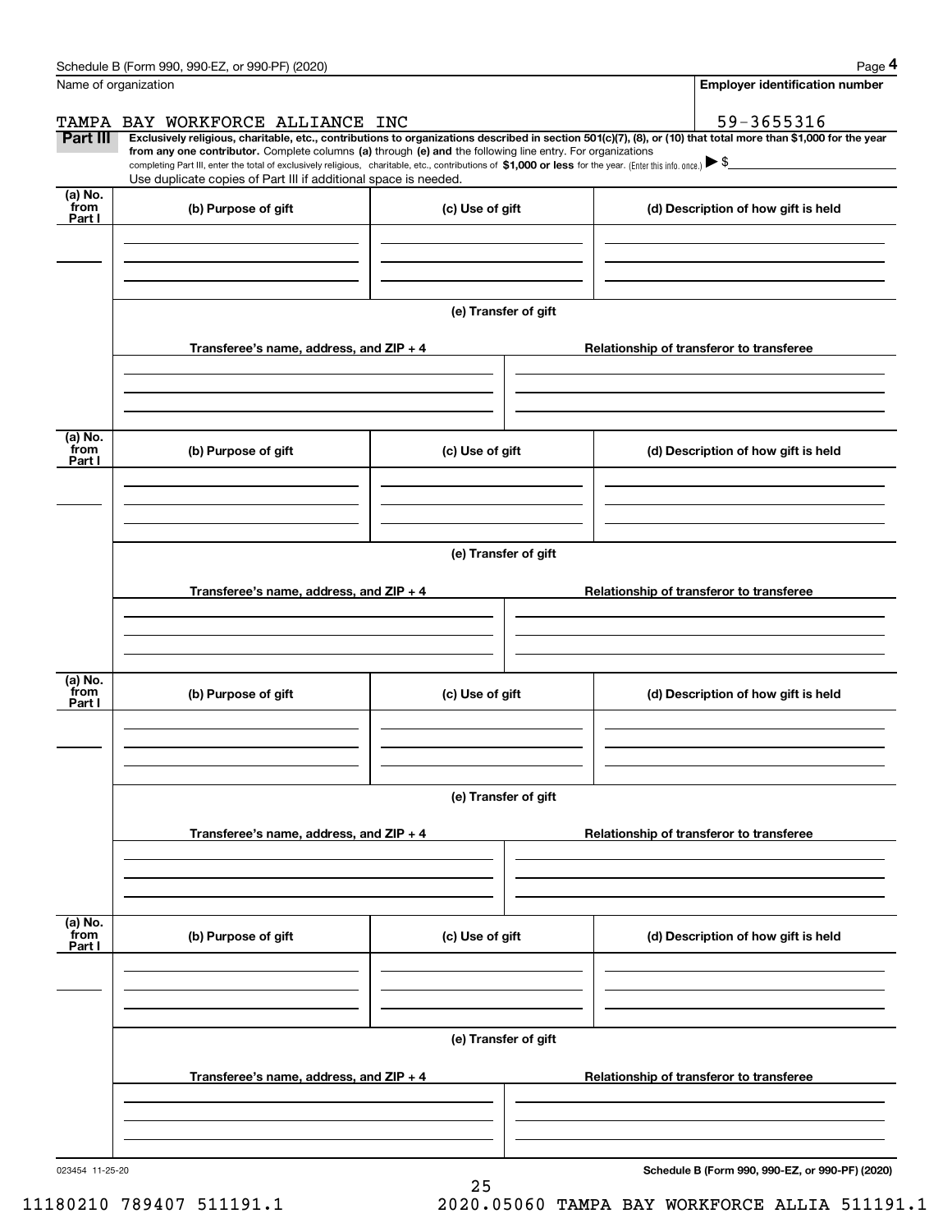Name of organization: TAMPA BAY WORKFORCE ALLIANCE INC

Employer identification number: 59-3655316

## Part III

**Exclusively religious, charitable, etc., contributions to organizations described in section 501(c)(7), (8), or (10) that total more than $1,000 for the year from any one contributor.** Complete columns **(a)** through **(e) and** the following line entry. For organizations completing Part III, enter the total of exclusively religious, charitable, etc., contributions of **$1,000 or less** for the year. (Enter this info. once.) ▶ $

Use duplicate copies of Part III if additional space is needed.

| (a) No. from Part I | (b) Purpose of gift | (c) Use of gift | (d) Description of how gift is held |
|---|---|---|---|
| | | | |

**(e) Transfer of gift**

| Transferee's name, address, and ZIP + 4 | Relationship of transferor to transferee |
|---|---|
| | |

| (a) No. from Part I | (b) Purpose of gift | (c) Use of gift | (d) Description of how gift is held |
|---|---|---|---|
| | | | |

**(e) Transfer of gift**

| Transferee's name, address, and ZIP + 4 | Relationship of transferor to transferee |
|---|---|
| | |

| (a) No. from Part I | (b) Purpose of gift | (c) Use of gift | (d) Description of how gift is held |
|---|---|---|---|
| | | | |

**(e) Transfer of gift**

| Transferee's name, address, and ZIP + 4 | Relationship of transferor to transferee |
|---|---|
| | |

| (a) No. from Part I | (b) Purpose of gift | (c) Use of gift | (d) Description of how gift is held |
|---|---|---|---|
| | | | |

**(e) Transfer of gift**

| Transferee's name, address, and ZIP + 4 | Relationship of transferor to transferee |
|---|---|
| | |

023454 11-25-20

11180210 789407 511191.1 2020.05060 TAMPA BAY WORKFORCE ALLIA 511191.1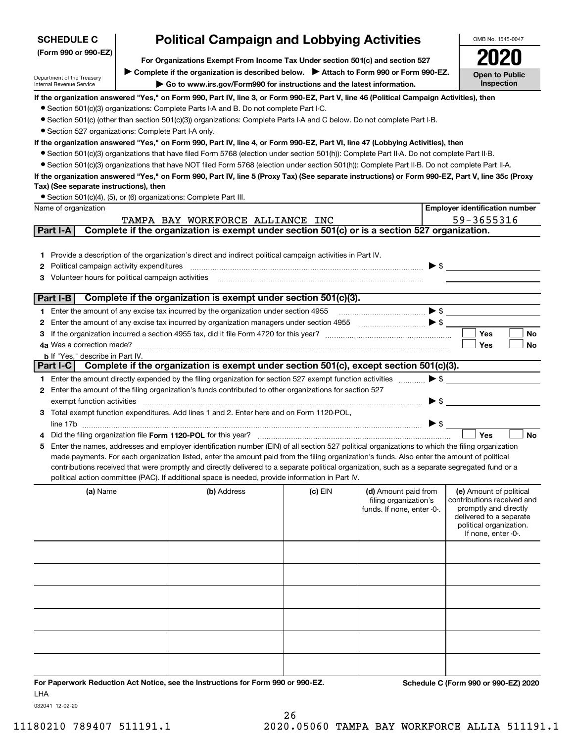**SCHEDULE C (Form 990 or 990-EZ)**

Department of the Treasury
Internal Revenue Service

# Political Campaign and Lobbying Activities

**For Organizations Exempt From Income Tax Under section 501(c) and section 527**

▶ **Complete if the organization is described below.** ▶ **Attach to Form 990 or Form 990-EZ.**

▶ **Go to www.irs.gov/Form990 for instructions and the latest information.**

OMB No. 1545-0047

**2020**

**Open to Public Inspection**

**If the organization answered "Yes," on Form 990, Part IV, line 3, or Form 990-EZ, Part V, line 46 (Political Campaign Activities), then**

- Section 501(c)(3) organizations: Complete Parts I-A and B. Do not complete Part I-C.
- Section 501(c) (other than section 501(c)(3)) organizations: Complete Parts I-A and C below. Do not complete Part I-B.
- Section 527 organizations: Complete Part I-A only.

**If the organization answered "Yes," on Form 990, Part IV, line 4, or Form 990-EZ, Part VI, line 47 (Lobbying Activities), then**

- Section 501(c)(3) organizations that have filed Form 5768 (election under section 501(h)): Complete Part II-A. Do not complete Part II-B.
- Section 501(c)(3) organizations that have NOT filed Form 5768 (election under section 501(h)): Complete Part II-B. Do not complete Part II-A.

**If the organization answered "Yes," on Form 990, Part IV, line 5 (Proxy Tax) (See separate instructions) or Form 990-EZ, Part V, line 35c (Proxy Tax) (See separate instructions), then**

- Section 501(c)(4), (5), or (6) organizations: Complete Part III.

| Name of organization | Employer identification number |
|---|---|
| TAMPA BAY WORKFORCE ALLIANCE INC | 59-3655316 |

## Part I-A Complete if the organization is exempt under section 501(c) or is a section 527 organization.

1. Provide a description of the organization's direct and indirect political campaign activities in Part IV.
2. Political campaign activity expenditures ▶ $
3. Volunteer hours for political campaign activities

## Part I-B Complete if the organization is exempt under section 501(c)(3).

1. Enter the amount of any excise tax incurred by the organization under section 4955 ▶ $
2. Enter the amount of any excise tax incurred by organization managers under section 4955 ▶ $
3. If the organization incurred a section 4955 tax, did it file Form 4720 for this year? ☐ Yes ☐ No

4a. Was a correction made? ☐ Yes ☐ No

b. If "Yes," describe in Part IV.

## Part I-C Complete if the organization is exempt under section 501(c), except section 501(c)(3).

1. Enter the amount directly expended by the filing organization for section 527 exempt function activities ▶ $
2. Enter the amount of the filing organization's funds contributed to other organizations for section 527 exempt function activities ▶ $
3. Total exempt function expenditures. Add lines 1 and 2. Enter here and on Form 1120-POL, line 17b ▶ $
4. Did the filing organization file **Form 1120-POL** for this year? ☐ Yes ☐ No
5. Enter the names, addresses and employer identification number (EIN) of all section 527 political organizations to which the filing organization made payments. For each organization listed, enter the amount paid from the filing organization's funds. Also enter the amount of political contributions received that were promptly and directly delivered to a separate political organization, such as a separate segregated fund or a political action committee (PAC). If additional space is needed, provide information in Part IV.

| (a) Name | (b) Address | (c) EIN | (d) Amount paid from filing organization's funds. If none, enter -0-. | (e) Amount of political contributions received and promptly and directly delivered to a separate political organization. If none, enter -0-. |
|---|---|---|---|---|
| | | | | |
| | | | | |
| | | | | |
| | | | | |
| | | | | |
| | | | | |

**For Paperwork Reduction Act Notice, see the Instructions for Form 990 or 990-EZ.** **Schedule C (Form 990 or 990-EZ) 2020**

LHA

032041 12-02-20

11180210 789407 511191.1 2020.05060 TAMPA BAY WORKFORCE ALLIA 511191.1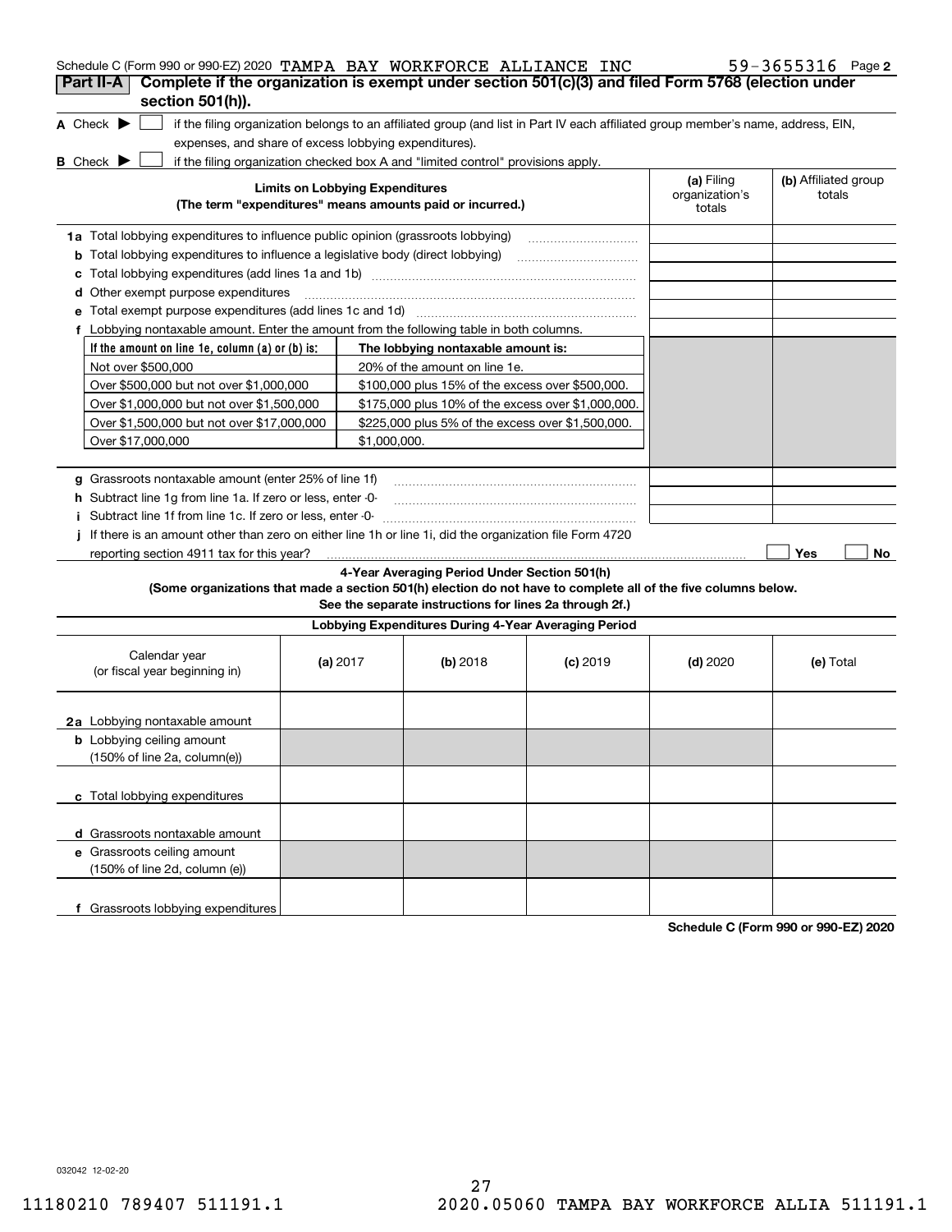Schedule C (Form 990 or 990-EZ) 2020 TAMPA BAY WORKFORCE ALLIANCE INC 59-3655316 Page 2

## Part II-A Complete if the organization is exempt under section 501(c)(3) and filed Form 5768 (election under section 501(h)).

**A** Check ▶ ☐ if the filing organization belongs to an affiliated group (and list in Part IV each affiliated group member's name, address, EIN, expenses, and share of excess lobbying expenditures).

**B** Check ▶ ☐ if the filing organization checked box A and "limited control" provisions apply.

| **Limits on Lobbying Expenditures** (The term "expenditures" means amounts paid or incurred.) | **(a)** Filing organization's totals | **(b)** Affiliated group totals |
|---|---|---|
| **1a** Total lobbying expenditures to influence public opinion (grassroots lobbying) | | |
| **b** Total lobbying expenditures to influence a legislative body (direct lobbying) | | |
| **c** Total lobbying expenditures (add lines 1a and 1b) | | |
| **d** Other exempt purpose expenditures | | |
| **e** Total exempt purpose expenditures (add lines 1c and 1d) | | |
| **f** Lobbying nontaxable amount. Enter the amount from the following table in both columns. | | |

| If the amount on line 1e, column (a) or (b) is: | The lobbying nontaxable amount is: |
|---|---|
| Not over $500,000 | 20% of the amount on line 1e. |
| Over $500,000 but not over $1,000,000 | $100,000 plus 15% of the excess over $500,000. |
| Over $1,000,000 but not over $1,500,000 | $175,000 plus 10% of the excess over $1,000,000. |
| Over $1,500,000 but not over $17,000,000 | $225,000 plus 5% of the excess over $1,500,000. |
| Over $17,000,000 | $1,000,000. |

| | (a) | (b) |
|---|---|---|
| **g** Grassroots nontaxable amount (enter 25% of line 1f) | | |
| **h** Subtract line 1g from line 1a. If zero or less, enter -0- | | |
| **i** Subtract line 1f from line 1c. If zero or less, enter -0- | | |

**j** If there is an amount other than zero on either line 1h or line 1i, did the organization file Form 4720 reporting section 4911 tax for this year? ☐ Yes ☐ No

### 4-Year Averaging Period Under Section 501(h)

**(Some organizations that made a section 501(h) election do not have to complete all of the five columns below. See the separate instructions for lines 2a through 2f.)**

| Lobbying Expenditures During 4-Year Averaging Period | | | | | |
|---|---|---|---|---|---|
| Calendar year (or fiscal year beginning in) | **(a)** 2017 | **(b)** 2018 | **(c)** 2019 | **(d)** 2020 | **(e)** Total |
| **2a** Lobbying nontaxable amount | | | | | |
| **b** Lobbying ceiling amount (150% of line 2a, column(e)) | | | | | |
| **c** Total lobbying expenditures | | | | | |
| **d** Grassroots nontaxable amount | | | | | |
| **e** Grassroots ceiling amount (150% of line 2d, column (e)) | | | | | |
| **f** Grassroots lobbying expenditures | | | | | |

**Schedule C (Form 990 or 990-EZ) 2020**

032042 12-02-20

11180210 789407 511191.1 2020.05060 TAMPA BAY WORKFORCE ALLIA 511191.1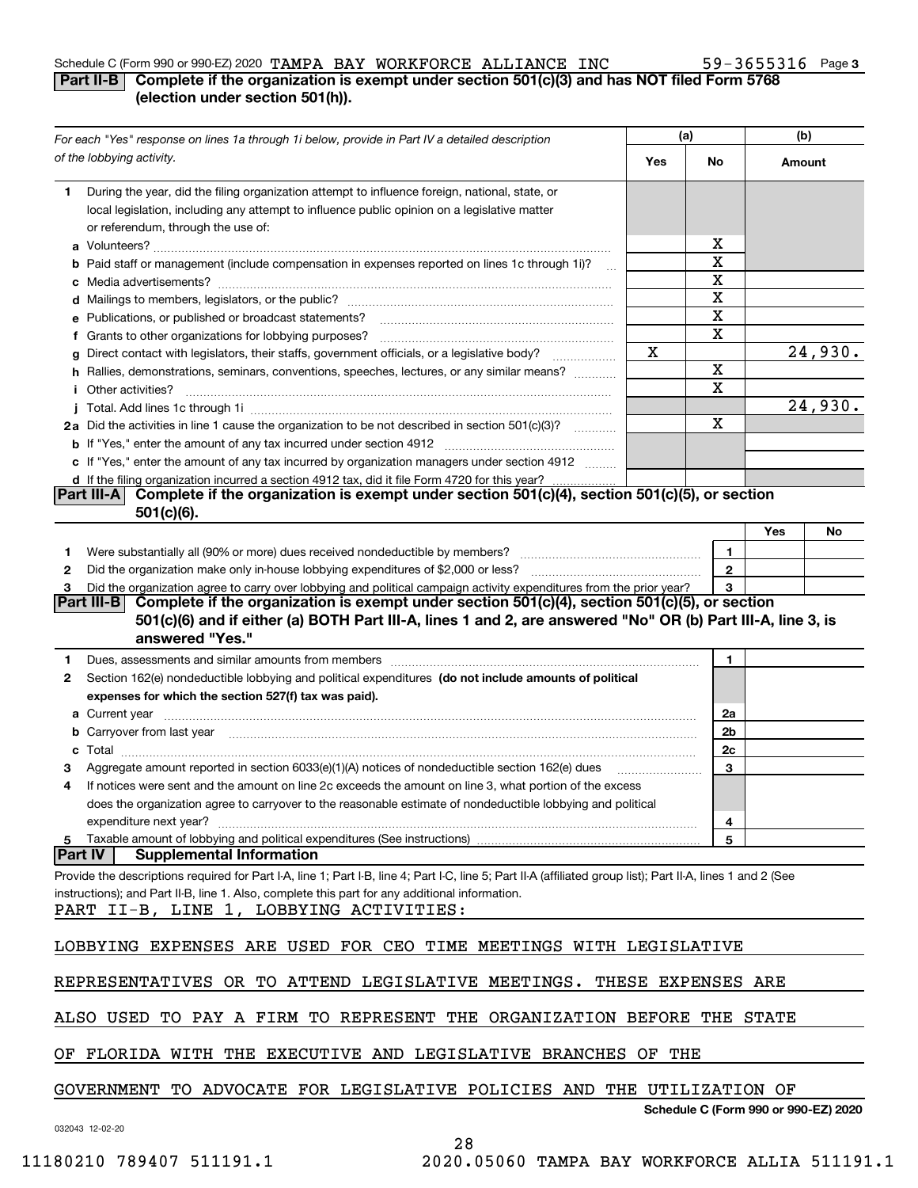Schedule C (Form 990 or 990-EZ) 2020 TAMPA BAY WORKFORCE ALLIANCE INC 59-3655316 Page 3

## Part II-B Complete if the organization is exempt under section 501(c)(3) and has NOT filed Form 5768 (election under section 501(h)).

| *For each "Yes" response on lines 1a through 1i below, provide in Part IV a detailed description of the lobbying activity.* | (a) Yes | (a) No | (b) Amount |
|---|---|---|---|
| **1** During the year, did the filing organization attempt to influence foreign, national, state, or local legislation, including any attempt to influence public opinion on a legislative matter or referendum, through the use of: | | | |
| **a** Volunteers? | | X | |
| **b** Paid staff or management (include compensation in expenses reported on lines 1c through 1i)? | | X | |
| **c** Media advertisements? | | X | |
| **d** Mailings to members, legislators, or the public? | | X | |
| **e** Publications, or published or broadcast statements? | | X | |
| **f** Grants to other organizations for lobbying purposes? | | X | |
| **g** Direct contact with legislators, their staffs, government officials, or a legislative body? | X | | 24,930. |
| **h** Rallies, demonstrations, seminars, conventions, speeches, lectures, or any similar means? | | X | |
| **i** Other activities? | | X | |
| **j** Total. Add lines 1c through 1i | | | 24,930. |
| **2a** Did the activities in line 1 cause the organization to be not described in section 501(c)(3)? | | X | |
| **b** If "Yes," enter the amount of any tax incurred under section 4912 | | | |
| **c** If "Yes," enter the amount of any tax incurred by organization managers under section 4912 | | | |
| **d** If the filing organization incurred a section 4912 tax, did it file Form 4720 for this year? | | | |

## Part III-A Complete if the organization is exempt under section 501(c)(4), section 501(c)(5), or section 501(c)(6).

| | | | Yes | No |
|---|---|---|---|---|
| **1** | Were substantially all (90% or more) dues received nondeductible by members? | 1 | | |
| **2** | Did the organization make only in-house lobbying expenditures of $2,000 or less? | 2 | | |
| **3** | Did the organization agree to carry over lobbying and political campaign activity expenditures from the prior year? | 3 | | |

## Part III-B Complete if the organization is exempt under section 501(c)(4), section 501(c)(5), or section 501(c)(6) and if either (a) BOTH Part III-A, lines 1 and 2, are answered "No" OR (b) Part III-A, line 3, is answered "Yes."

| | | | |
|---|---|---|---|
| **1** | Dues, assessments and similar amounts from members | 1 | |
| **2** | Section 162(e) nondeductible lobbying and political expenditures **(do not include amounts of political expenses for which the section 527(f) tax was paid).** | | |
| **a** | Current year | 2a | |
| **b** | Carryover from last year | 2b | |
| **c** | Total | 2c | |
| **3** | Aggregate amount reported in section 6033(e)(1)(A) notices of nondeductible section 162(e) dues | 3 | |
| **4** | If notices were sent and the amount on line 2c exceeds the amount on line 3, what portion of the excess does the organization agree to carryover to the reasonable estimate of nondeductible lobbying and political expenditure next year? | 4 | |
| **5** | Taxable amount of lobbying and political expenditures (See instructions) | 5 | |

## Part IV Supplemental Information

Provide the descriptions required for Part I-A, line 1; Part I-B, line 4; Part I-C, line 5; Part II-A (affiliated group list); Part II-A, lines 1 and 2 (See instructions); and Part II-B, line 1. Also, complete this part for any additional information.

PART II-B, LINE 1, LOBBYING ACTIVITIES:

LOBBYING EXPENSES ARE USED FOR CEO TIME MEETINGS WITH LEGISLATIVE REPRESENTATIVES OR TO ATTEND LEGISLATIVE MEETINGS. THESE EXPENSES ARE ALSO USED TO PAY A FIRM TO REPRESENT THE ORGANIZATION BEFORE THE STATE OF FLORIDA WITH THE EXECUTIVE AND LEGISLATIVE BRANCHES OF THE GOVERNMENT TO ADVOCATE FOR LEGISLATIVE POLICIES AND THE UTILIZATION OF

Schedule C (Form 990 or 990-EZ) 2020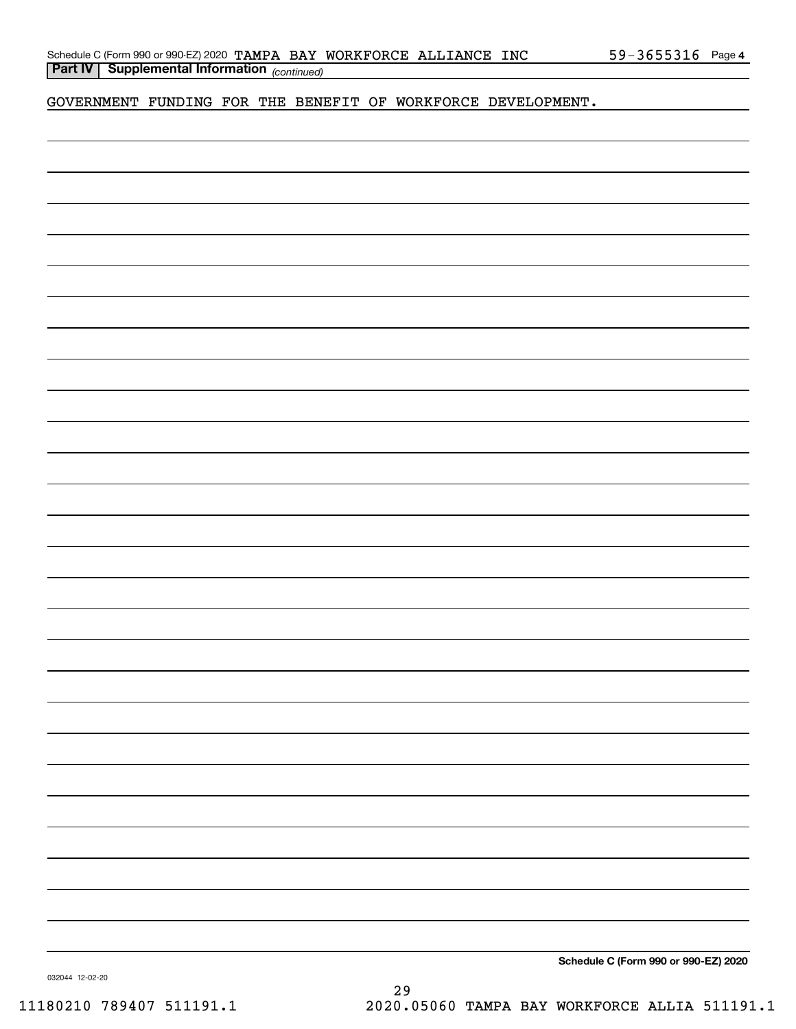**Part IV | Supplemental Information** *(continued)*

GOVERNMENT FUNDING FOR THE BENEFIT OF WORKFORCE DEVELOPMENT.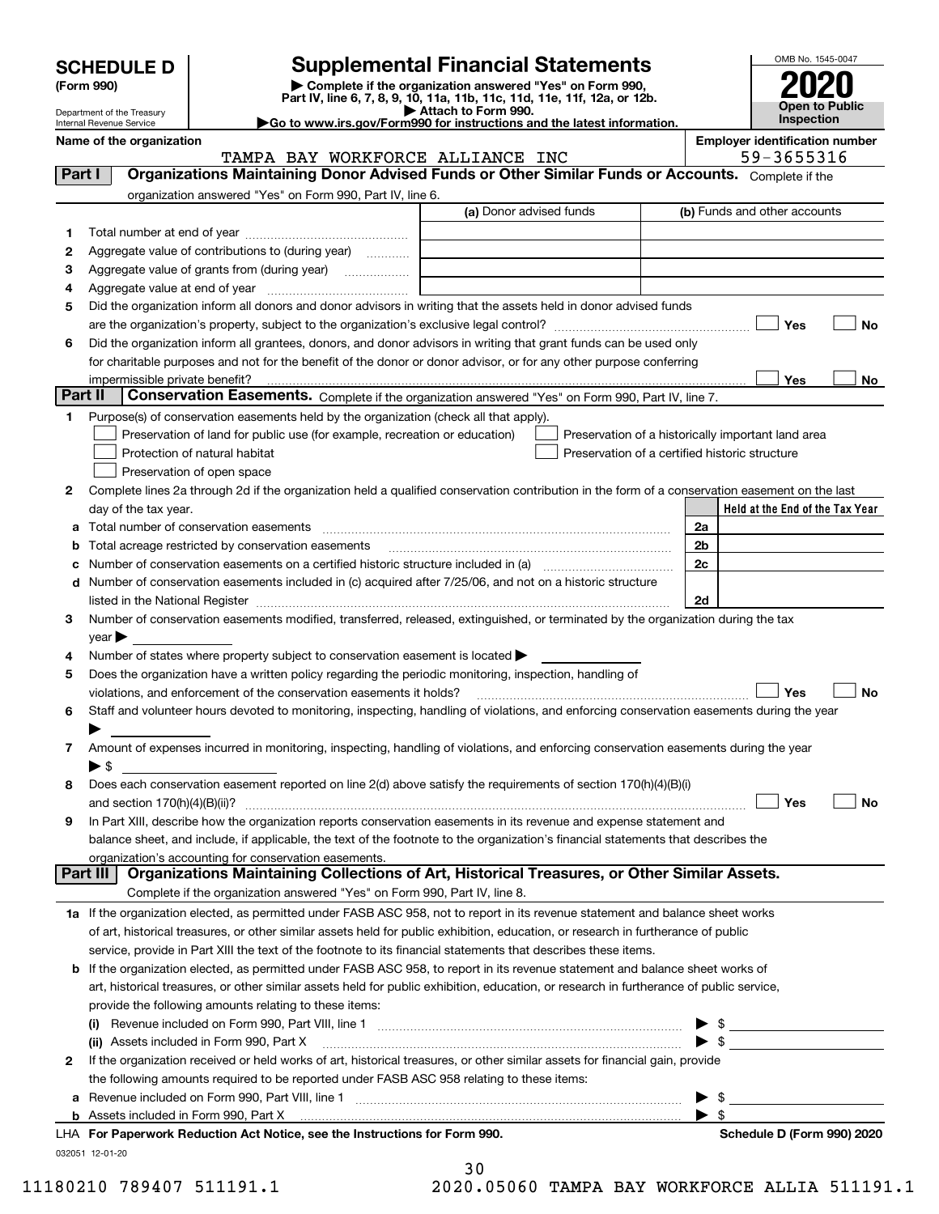# SCHEDULE D (Form 990)

Department of the Treasury
Internal Revenue Service

## Supplemental Financial Statements

▶ Complete if the organization answered "Yes" on Form 990, Part IV, line 6, 7, 8, 9, 10, 11a, 11b, 11c, 11d, 11e, 11f, 12a, or 12b.
▶ Attach to Form 990.
▶Go to www.irs.gov/Form990 for instructions and the latest information.

OMB No. 1545-0047

**2020**

**Open to Public Inspection**

**Name of the organization:** TAMPA BAY WORKFORCE ALLIANCE INC

**Employer identification number:** 59-3655316

### Part I — Organizations Maintaining Donor Advised Funds or Other Similar Funds or Accounts.
Complete if the organization answered "Yes" on Form 990, Part IV, line 6.

| | | (a) Donor advised funds | (b) Funds and other accounts |
|---|---|---|---|
| 1 | Total number at end of year | | |
| 2 | Aggregate value of contributions to (during year) | | |
| 3 | Aggregate value of grants from (during year) | | |
| 4 | Aggregate value at end of year | | |

5 Did the organization inform all donors and donor advisors in writing that the assets held in donor advised funds are the organization's property, subject to the organization's exclusive legal control? ☐ Yes ☐ No

6 Did the organization inform all grantees, donors, and donor advisors in writing that grant funds can be used only for charitable purposes and not for the benefit of the donor or donor advisor, or for any other purpose conferring impermissible private benefit? ☐ Yes ☐ No

### Part II — Conservation Easements.
Complete if the organization answered "Yes" on Form 990, Part IV, line 7.

1 Purpose(s) of conservation easements held by the organization (check all that apply).

☐ Preservation of land for public use (for example, recreation or education)
☐ Protection of natural habitat
☐ Preservation of open space
☐ Preservation of a historically important land area
☐ Preservation of a certified historic structure

2 Complete lines 2a through 2d if the organization held a qualified conservation contribution in the form of a conservation easement on the last day of the tax year.

| | | | Held at the End of the Tax Year |
|---|---|---|---|
| a | Total number of conservation easements | 2a | |
| b | Total acreage restricted by conservation easements | 2b | |
| c | Number of conservation easements on a certified historic structure included in (a) | 2c | |
| d | Number of conservation easements included in (c) acquired after 7/25/06, and not on a historic structure listed in the National Register | 2d | |

3 Number of conservation easements modified, transferred, released, extinguished, or terminated by the organization during the tax year ▶

4 Number of states where property subject to conservation easement is located ▶

5 Does the organization have a written policy regarding the periodic monitoring, inspection, handling of violations, and enforcement of the conservation easements it holds? ☐ Yes ☐ No

6 Staff and volunteer hours devoted to monitoring, inspecting, handling of violations, and enforcing conservation easements during the year ▶

7 Amount of expenses incurred in monitoring, inspecting, handling of violations, and enforcing conservation easements during the year ▶ $

8 Does each conservation easement reported on line 2(d) above satisfy the requirements of section 170(h)(4)(B)(i) and section 170(h)(4)(B)(ii)? ☐ Yes ☐ No

9 In Part XIII, describe how the organization reports conservation easements in its revenue and expense statement and balance sheet, and include, if applicable, the text of the footnote to the organization's financial statements that describes the organization's accounting for conservation easements.

### Part III — Organizations Maintaining Collections of Art, Historical Treasures, or Other Similar Assets.
Complete if the organization answered "Yes" on Form 990, Part IV, line 8.

1a If the organization elected, as permitted under FASB ASC 958, not to report in its revenue statement and balance sheet works of art, historical treasures, or other similar assets held for public exhibition, education, or research in furtherance of public service, provide in Part XIII the text of the footnote to its financial statements that describes these items.

b If the organization elected, as permitted under FASB ASC 958, to report in its revenue statement and balance sheet works of art, historical treasures, or other similar assets held for public exhibition, education, or research in furtherance of public service, provide the following amounts relating to these items:

(i) Revenue included on Form 990, Part VIII, line 1 ▶ $

(ii) Assets included in Form 990, Part X ▶ $

2 If the organization received or held works of art, historical treasures, or other similar assets for financial gain, provide the following amounts required to be reported under FASB ASC 958 relating to these items:

a Revenue included on Form 990, Part VIII, line 1 ▶ $

b Assets included in Form 990, Part X ▶ $

LHA For Paperwork Reduction Act Notice, see the Instructions for Form 990. **Schedule D (Form 990) 2020**

032051 12-01-20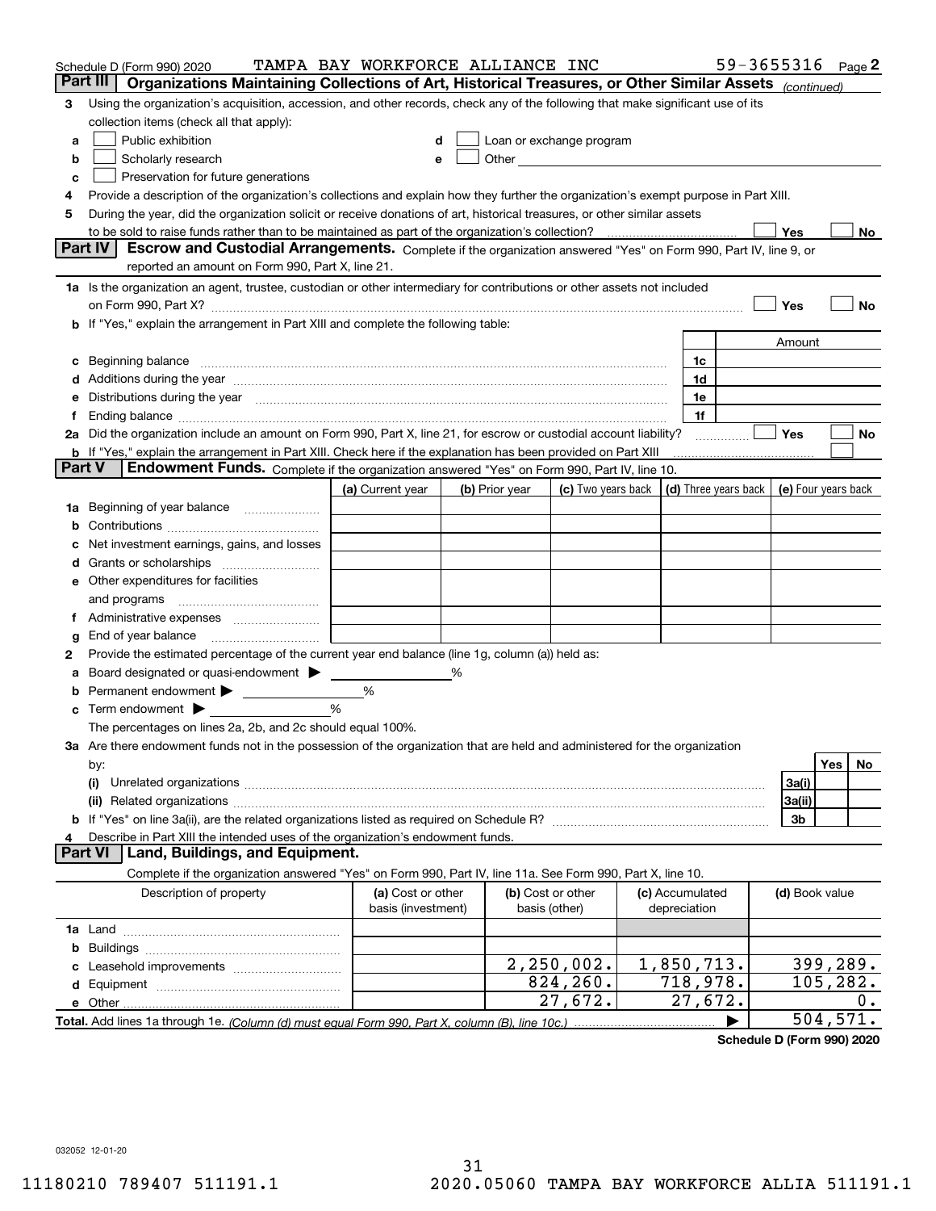Schedule D (Form 990) 2020 TAMPA BAY WORKFORCE ALLIANCE INC 59-3655316 Page 2

## Part III Organizations Maintaining Collections of Art, Historical Treasures, or Other Similar Assets *(continued)*

**3** Using the organization's acquisition, accession, and other records, check any of the following that make significant use of its collection items (check all that apply):

- **a** ☐ Public exhibition
- **b** ☐ Scholarly research
- **c** ☐ Preservation for future generations
- **d** ☐ Loan or exchange program
- **e** ☐ Other

**4** Provide a description of the organization's collections and explain how they further the organization's exempt purpose in Part XIII.

**5** During the year, did the organization solicit or receive donations of art, historical treasures, or other similar assets to be sold to raise funds rather than to be maintained as part of the organization's collection? ☐ Yes ☐ No

## Part IV Escrow and Custodial Arrangements.

Complete if the organization answered "Yes" on Form 990, Part IV, line 9, or reported an amount on Form 990, Part X, line 21.

**1a** Is the organization an agent, trustee, custodian or other intermediary for contributions or other assets not included on Form 990, Part X? ☐ Yes ☐ No

**b** If "Yes," explain the arrangement in Part XIII and complete the following table:

| | | Amount |
|---|---|---|
| **c** Beginning balance | 1c | |
| **d** Additions during the year | 1d | |
| **e** Distributions during the year | 1e | |
| **f** Ending balance | 1f | |

**2a** Did the organization include an amount on Form 990, Part X, line 21, for escrow or custodial account liability? ☐ Yes ☐ No

**b** If "Yes," explain the arrangement in Part XIII. Check here if the explanation has been provided on Part XIII ☐

## Part V Endowment Funds.

Complete if the organization answered "Yes" on Form 990, Part IV, line 10.

| | (a) Current year | (b) Prior year | (c) Two years back | (d) Three years back | (e) Four years back |
|---|---|---|---|---|---|
| **1a** Beginning of year balance | | | | | |
| **b** Contributions | | | | | |
| **c** Net investment earnings, gains, and losses | | | | | |
| **d** Grants or scholarships | | | | | |
| **e** Other expenditures for facilities and programs | | | | | |
| **f** Administrative expenses | | | | | |
| **g** End of year balance | | | | | |

**2** Provide the estimated percentage of the current year end balance (line 1g, column (a)) held as:

- **a** Board designated or quasi-endowment ▶ ______ %
- **b** Permanent endowment ▶ ______ %
- **c** Term endowment ▶ ______ %

The percentages on lines 2a, 2b, and 2c should equal 100%.

**3a** Are there endowment funds not in the possession of the organization that are held and administered for the organization by:

| | | Yes | No |
|---|---|---|---|
| **(i)** Unrelated organizations | 3a(i) | | |
| **(ii)** Related organizations | 3a(ii) | | |
| **b** If "Yes" on line 3a(ii), are the related organizations listed as required on Schedule R? | 3b | | |

**4** Describe in Part XIII the intended uses of the organization's endowment funds.

## Part VI Land, Buildings, and Equipment.

Complete if the organization answered "Yes" on Form 990, Part IV, line 11a. See Form 990, Part X, line 10.

| Description of property | (a) Cost or other basis (investment) | (b) Cost or other basis (other) | (c) Accumulated depreciation | (d) Book value |
|---|---|---|---|---|
| **1a** Land | | | | |
| **b** Buildings | | | | |
| **c** Leasehold improvements | | 2,250,002. | 1,850,713. | 399,289. |
| **d** Equipment | | 824,260. | 718,978. | 105,282. |
| **e** Other | | 27,672. | 27,672. | 0. |
| **Total.** Add lines 1a through 1e. *(Column (d) must equal Form 990, Part X, column (B), line 10c.)* | | | ▶ | 504,571. |

**Schedule D (Form 990) 2020**

032052 12-01-20

11180210 789407 511191.1 2020.05060 TAMPA BAY WORKFORCE ALLIA 511191.1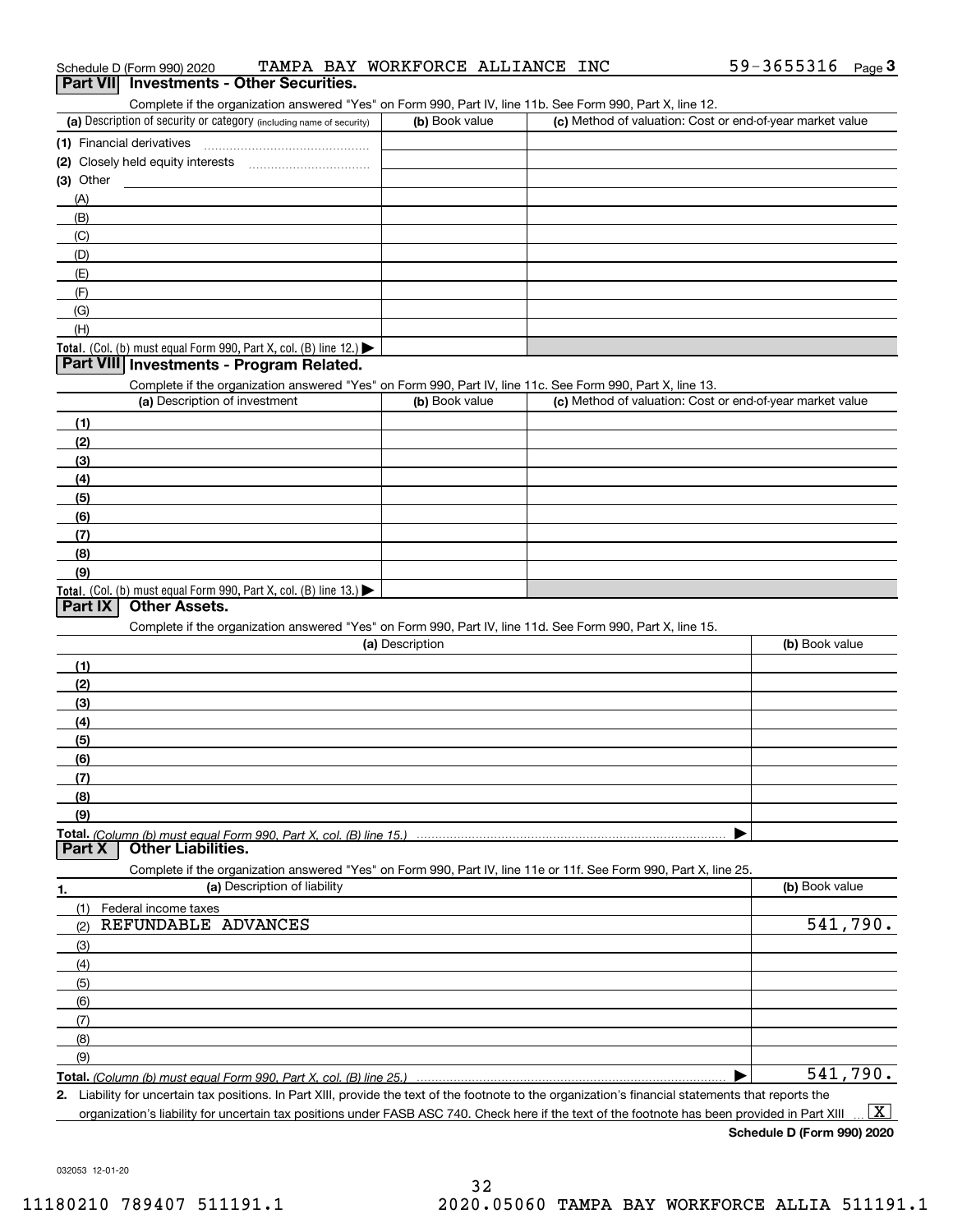Schedule D (Form 990) 2020 TAMPA BAY WORKFORCE ALLIANCE INC 59-3655316

## Part VII Investments - Other Securities.

Complete if the organization answered "Yes" on Form 990, Part IV, line 11b. See Form 990, Part X, line 12.

| (a) Description of security or category (including name of security) | (b) Book value | (c) Method of valuation: Cost or end-of-year market value |
|---|---|---|
| (1) Financial derivatives | | |
| (2) Closely held equity interests | | |
| (3) Other | | |
| (A) | | |
| (B) | | |
| (C) | | |
| (D) | | |
| (E) | | |
| (F) | | |
| (G) | | |
| (H) | | |
| **Total.** (Col. (b) must equal Form 990, Part X, col. (B) line 12.) | | |

## Part VIII Investments - Program Related.

Complete if the organization answered "Yes" on Form 990, Part IV, line 11c. See Form 990, Part X, line 13.

| (a) Description of investment | (b) Book value | (c) Method of valuation: Cost or end-of-year market value |
|---|---|---|
| (1) | | |
| (2) | | |
| (3) | | |
| (4) | | |
| (5) | | |
| (6) | | |
| (7) | | |
| (8) | | |
| (9) | | |
| **Total.** (Col. (b) must equal Form 990, Part X, col. (B) line 13.) | | |

## Part IX Other Assets.

Complete if the organization answered "Yes" on Form 990, Part IV, line 11d. See Form 990, Part X, line 15.

| (a) Description | (b) Book value |
|---|---|
| (1) | |
| (2) | |
| (3) | |
| (4) | |
| (5) | |
| (6) | |
| (7) | |
| (8) | |
| (9) | |
| **Total.** (Column (b) must equal Form 990, Part X, col. (B) line 15.) | |

## Part X Other Liabilities.

Complete if the organization answered "Yes" on Form 990, Part IV, line 11e or 11f. See Form 990, Part X, line 25.

| 1. (a) Description of liability | (b) Book value |
|---|---|
| (1) Federal income taxes | |
| (2) REFUNDABLE ADVANCES | 541,790. |
| (3) | |
| (4) | |
| (5) | |
| (6) | |
| (7) | |
| (8) | |
| (9) | |
| **Total.** (Column (b) must equal Form 990, Part X, col. (B) line 25.) | 541,790. |

**2.** Liability for uncertain tax positions. In Part XIII, provide the text of the footnote to the organization's financial statements that reports the organization's liability for uncertain tax positions under FASB ASC 740. Check here if the text of the footnote has been provided in Part XIII [X]

**Schedule D (Form 990) 2020**

032053 12-01-20

11180210 789407 511191.1 2020.05060 TAMPA BAY WORKFORCE ALLIA 511191.1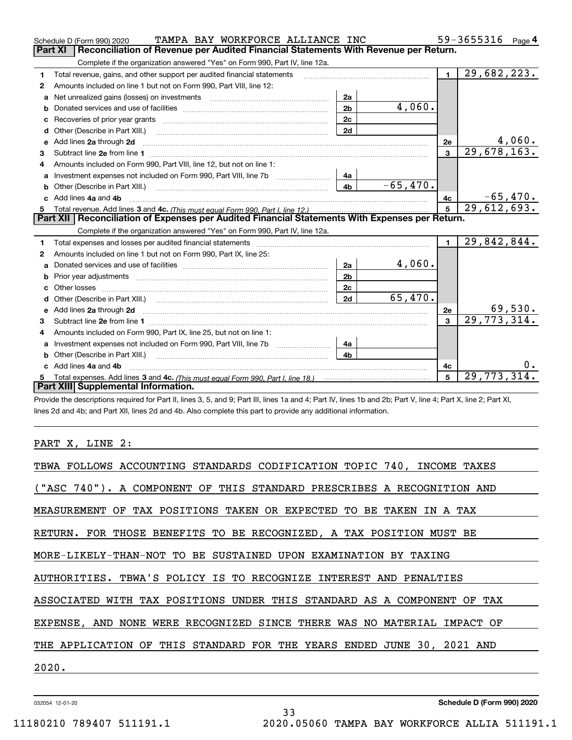Schedule D (Form 990) 2020 TAMPA BAY WORKFORCE ALLIANCE INC 59-3655316 Page 4

## Part XI Reconciliation of Revenue per Audited Financial Statements With Revenue per Return.

Complete if the organization answered "Yes" on Form 990, Part IV, line 12a.

| | | | | | |
|---|---|---|---|---|---|
| 1 | Total revenue, gains, and other support per audited financial statements | | | 1 | 29,682,223. |
| 2 | Amounts included on line 1 but not on Form 990, Part VIII, line 12: | | | | |
| a | Net unrealized gains (losses) on investments | 2a | | | |
| b | Donated services and use of facilities | 2b | 4,060. | | |
| c | Recoveries of prior year grants | 2c | | | |
| d | Other (Describe in Part XIII.) | 2d | | | |
| e | Add lines 2a through 2d | | | 2e | 4,060. |
| 3 | Subtract line 2e from line 1 | | | 3 | 29,678,163. |
| 4 | Amounts included on Form 990, Part VIII, line 12, but not on line 1: | | | | |
| a | Investment expenses not included on Form 990, Part VIII, line 7b | 4a | | | |
| b | Other (Describe in Part XIII.) | 4b | -65,470. | | |
| c | Add lines 4a and 4b | | | 4c | -65,470. |
| 5 | Total revenue. Add lines 3 and 4c. *(This must equal Form 990, Part I, line 12.)* | | | 5 | 29,612,693. |

## Part XII Reconciliation of Expenses per Audited Financial Statements With Expenses per Return.

Complete if the organization answered "Yes" on Form 990, Part IV, line 12a.

| | | | | | |
|---|---|---|---|---|---|
| 1 | Total expenses and losses per audited financial statements | | | 1 | 29,842,844. |
| 2 | Amounts included on line 1 but not on Form 990, Part IX, line 25: | | | | |
| a | Donated services and use of facilities | 2a | 4,060. | | |
| b | Prior year adjustments | 2b | | | |
| c | Other losses | 2c | | | |
| d | Other (Describe in Part XIII.) | 2d | 65,470. | | |
| e | Add lines 2a through 2d | | | 2e | 69,530. |
| 3 | Subtract line 2e from line 1 | | | 3 | 29,773,314. |
| 4 | Amounts included on Form 990, Part IX, line 25, but not on line 1: | | | | |
| a | Investment expenses not included on Form 990, Part VIII, line 7b | 4a | | | |
| b | Other (Describe in Part XIII.) | 4b | | | |
| c | Add lines 4a and 4b | | | 4c | 0. |
| 5 | Total expenses. Add lines 3 and 4c. *(This must equal Form 990, Part I, line 18.)* | | | 5 | 29,773,314. |

## Part XIII Supplemental Information.

Provide the descriptions required for Part II, lines 3, 5, and 9; Part III, lines 1a and 4; Part IV, lines 1b and 2b; Part V, line 4; Part X, line 2; Part XI, lines 2d and 4b; and Part XII, lines 2d and 4b. Also complete this part to provide any additional information.

PART X, LINE 2:

TBWA FOLLOWS ACCOUNTING STANDARDS CODIFICATION TOPIC 740, INCOME TAXES ("ASC 740"). A COMPONENT OF THIS STANDARD PRESCRIBES A RECOGNITION AND MEASUREMENT OF TAX POSITIONS TAKEN OR EXPECTED TO BE TAKEN IN A TAX RETURN. FOR THOSE BENEFITS TO BE RECOGNIZED, A TAX POSITION MUST BE MORE-LIKELY-THAN-NOT TO BE SUSTAINED UPON EXAMINATION BY TAXING AUTHORITIES. TBWA'S POLICY IS TO RECOGNIZE INTEREST AND PENALTIES ASSOCIATED WITH TAX POSITIONS UNDER THIS STANDARD AS A COMPONENT OF TAX EXPENSE, AND NONE WERE RECOGNIZED SINCE THERE WAS NO MATERIAL IMPACT OF THE APPLICATION OF THIS STANDARD FOR THE YEARS ENDED JUNE 30, 2021 AND 2020.

032054 12-01-20 Schedule D (Form 990) 2020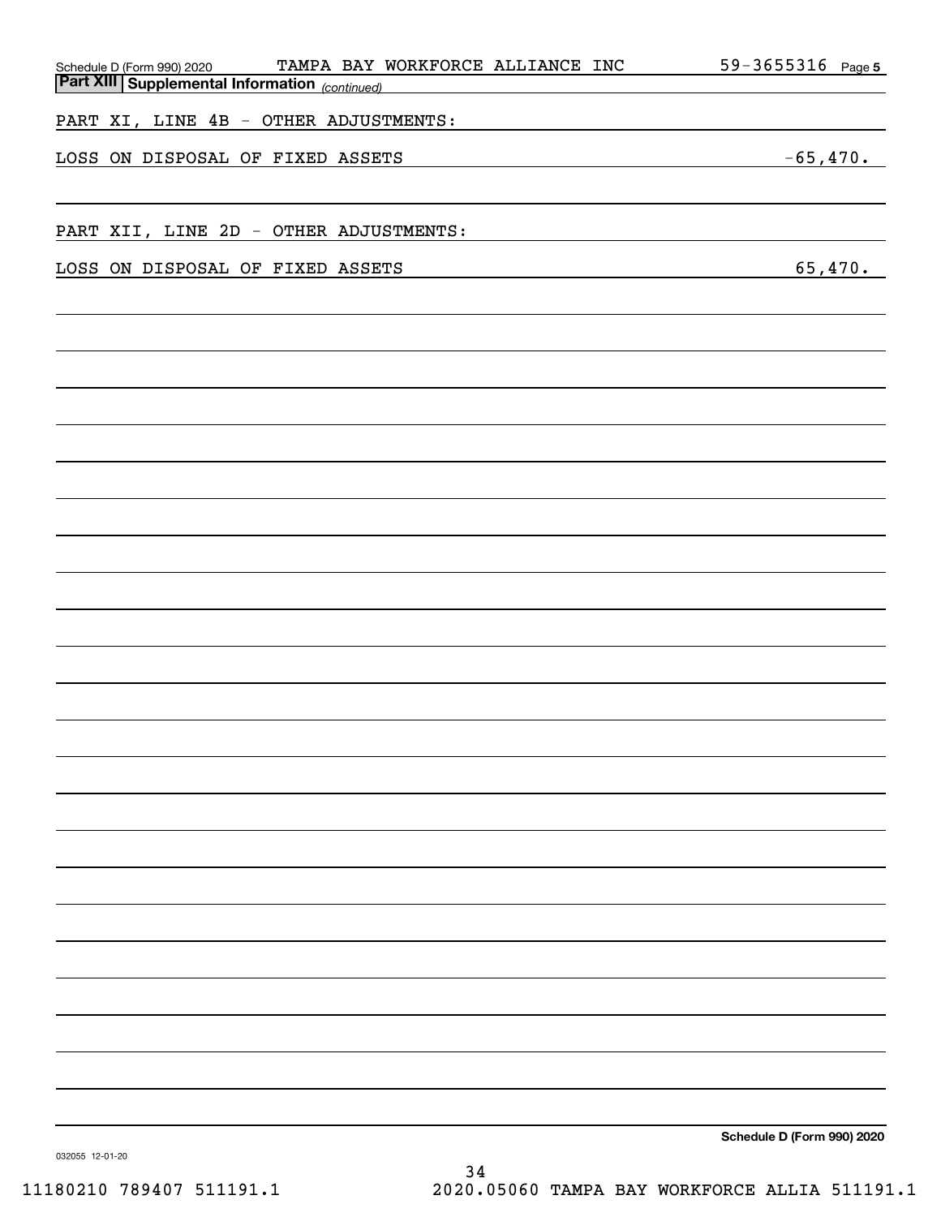Schedule D (Form 990) 2020 TAMPA BAY WORKFORCE ALLIANCE INC 59-3655316 Page 5

**Part XIII Supplemental Information** *(continued)*

PART XI, LINE 4B - OTHER ADJUSTMENTS:

LOSS ON DISPOSAL OF FIXED ASSETS -65,470.

PART XII, LINE 2D - OTHER ADJUSTMENTS:

LOSS ON DISPOSAL OF FIXED ASSETS 65,470.

**Schedule D (Form 990) 2020**

032055 12-01-20

11180210 789407 511191.1 2020.05060 TAMPA BAY WORKFORCE ALLIA 511191.1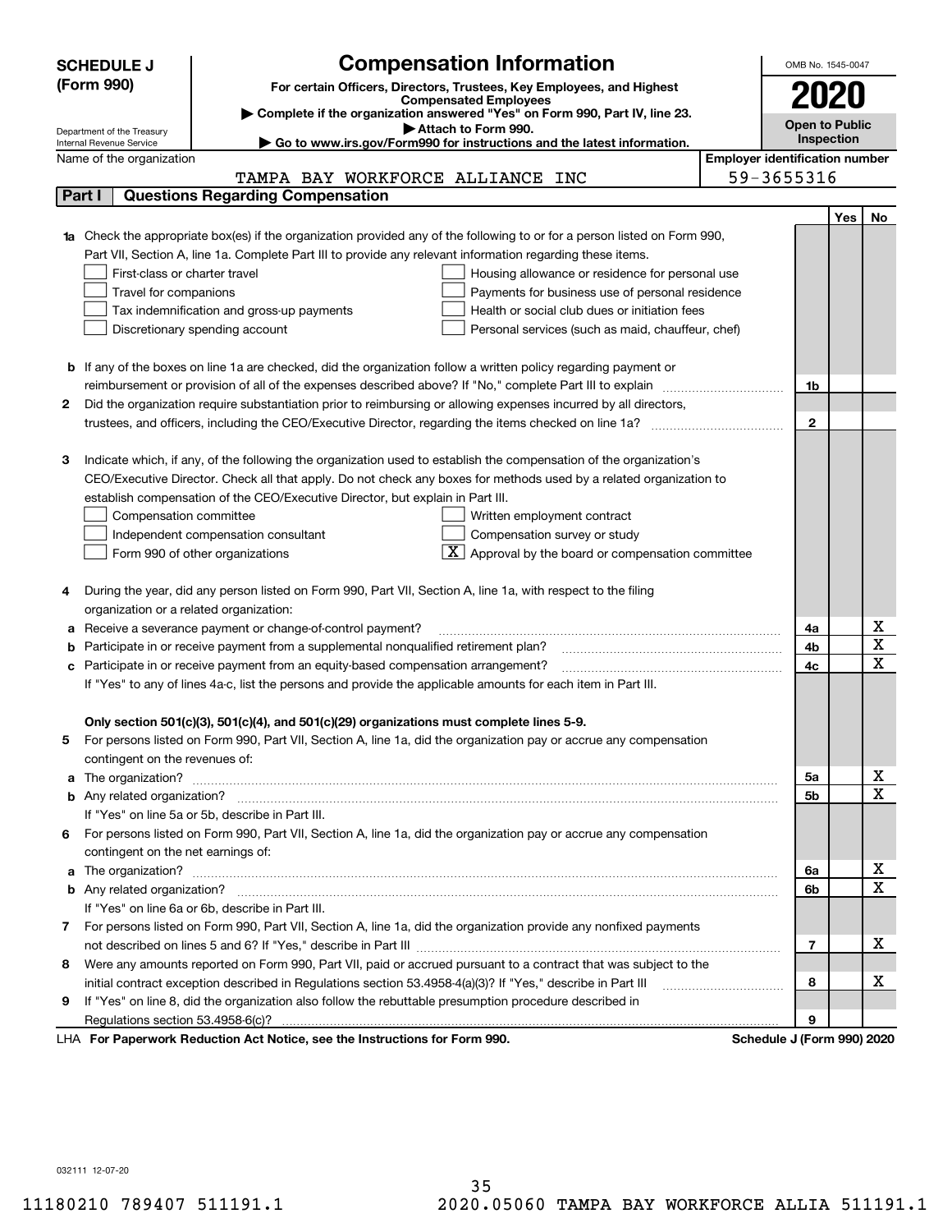**SCHEDULE J (Form 990)**

# Compensation Information

**For certain Officers, Directors, Trustees, Key Employees, and Highest Compensated Employees**

▶ Complete if the organization answered "Yes" on Form 990, Part IV, line 23.
▶ Attach to Form 990.
▶ Go to www.irs.gov/Form990 for instructions and the latest information.

Department of the Treasury
Internal Revenue Service

OMB No. 1545-0047

**2020**

**Open to Public Inspection**

Name of the organization: TAMPA BAY WORKFORCE ALLIANCE INC

Employer identification number: 59-3655316

## Part I — Questions Regarding Compensation

| | | | Yes | No |
|---|---|---|---|---|
| **1a** | Check the appropriate box(es) if the organization provided any of the following to or for a person listed on Form 990, Part VII, Section A, line 1a. Complete Part III to provide any relevant information regarding these items.<br>☐ First-class or charter travel ☐ Housing allowance or residence for personal use<br>☐ Travel for companions ☐ Payments for business use of personal residence<br>☐ Tax indemnification and gross-up payments ☐ Health or social club dues or initiation fees<br>☐ Discretionary spending account ☐ Personal services (such as maid, chauffeur, chef) | | | |
| **b** | If any of the boxes on line 1a are checked, did the organization follow a written policy regarding payment or reimbursement or provision of all of the expenses described above? If "No," complete Part III to explain | 1b | | |
| **2** | Did the organization require substantiation prior to reimbursing or allowing expenses incurred by all directors, trustees, and officers, including the CEO/Executive Director, regarding the items checked on line 1a? | 2 | | |
| **3** | Indicate which, if any, of the following the organization used to establish the compensation of the organization's CEO/Executive Director. Check all that apply. Do not check any boxes for methods used by a related organization to establish compensation of the CEO/Executive Director, but explain in Part III.<br>☐ Compensation committee ☐ Written employment contract<br>☐ Independent compensation consultant ☐ Compensation survey or study<br>☐ Form 990 of other organizations ☒ Approval by the board or compensation committee | | | |
| **4** | During the year, did any person listed on Form 990, Part VII, Section A, line 1a, with respect to the filing organization or a related organization: | | | |
| **a** | Receive a severance payment or change-of-control payment? | 4a | | X |
| **b** | Participate in or receive payment from a supplemental nonqualified retirement plan? | 4b | | X |
| **c** | Participate in or receive payment from an equity-based compensation arrangement? | 4c | | X |
| | If "Yes" to any of lines 4a-c, list the persons and provide the applicable amounts for each item in Part III. | | | |
| | **Only section 501(c)(3), 501(c)(4), and 501(c)(29) organizations must complete lines 5-9.** | | | |
| **5** | For persons listed on Form 990, Part VII, Section A, line 1a, did the organization pay or accrue any compensation contingent on the revenues of: | | | |
| **a** | The organization? | 5a | | X |
| **b** | Any related organization? | 5b | | X |
| | If "Yes" on line 5a or 5b, describe in Part III. | | | |
| **6** | For persons listed on Form 990, Part VII, Section A, line 1a, did the organization pay or accrue any compensation contingent on the net earnings of: | | | |
| **a** | The organization? | 6a | | X |
| **b** | Any related organization? | 6b | | X |
| | If "Yes" on line 6a or 6b, describe in Part III. | | | |
| **7** | For persons listed on Form 990, Part VII, Section A, line 1a, did the organization provide any nonfixed payments not described on lines 5 and 6? If "Yes," describe in Part III | 7 | | X |
| **8** | Were any amounts reported on Form 990, Part VII, paid or accrued pursuant to a contract that was subject to the initial contract exception described in Regulations section 53.4958-4(a)(3)? If "Yes," describe in Part III | 8 | | X |
| **9** | If "Yes" on line 8, did the organization also follow the rebuttable presumption procedure described in Regulations section 53.4958-6(c)? | 9 | | |

LHA **For Paperwork Reduction Act Notice, see the Instructions for Form 990.** **Schedule J (Form 990) 2020**

032111 12-07-20

11180210 789407 511191.1 2020.05060 TAMPA BAY WORKFORCE ALLIA 511191.1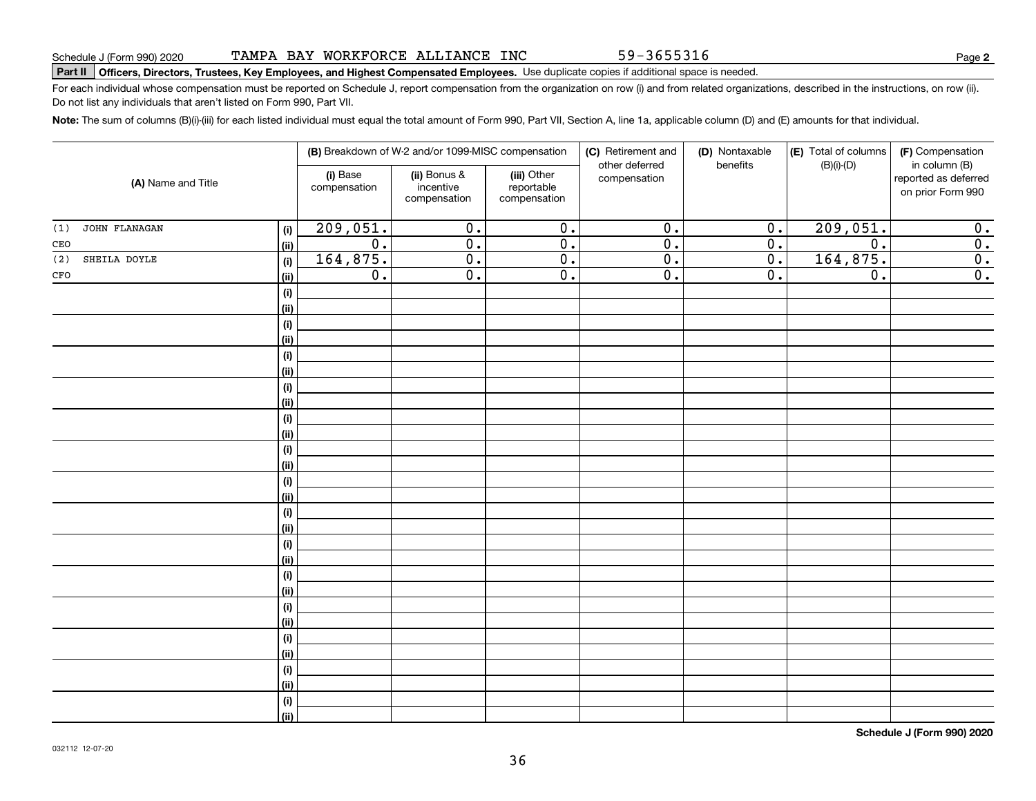Schedule J (Form 990) 2020 TAMPA BAY WORKFORCE ALLIANCE INC 59-3655316

**Part II** **Officers, Directors, Trustees, Key Employees, and Highest Compensated Employees.** Use duplicate copies if additional space is needed.

For each individual whose compensation must be reported on Schedule J, report compensation from the organization on row (i) and from related organizations, described in the instructions, on row (ii). Do not list any individuals that aren't listed on Form 990, Part VII.

**Note:** The sum of columns (B)(i)-(iii) for each listed individual must equal the total amount of Form 990, Part VII, Section A, line 1a, applicable column (D) and (E) amounts for that individual.

| (A) Name and Title | | (B) Breakdown of W-2 and/or 1099-MISC compensation | | | (C) Retirement and other deferred compensation | (D) Nontaxable benefits | (E) Total of columns (B)(i)-(D) | (F) Compensation in column (B) reported as deferred on prior Form 990 |
|---|---|---|---|---|---|---|---|---|
| | | (i) Base compensation | (ii) Bonus & incentive compensation | (iii) Other reportable compensation | | | | |
| (1) JOHN FLANAGAN | (i) | 209,051. | 0. | 0. | 0. | 0. | 209,051. | 0. |
| CEO | (ii) | 0. | 0. | 0. | 0. | 0. | 0. | 0. |
| (2) SHEILA DOYLE | (i) | 164,875. | 0. | 0. | 0. | 0. | 164,875. | 0. |
| CFO | (ii) | 0. | 0. | 0. | 0. | 0. | 0. | 0. |
| | (i) | | | | | | | |
| | (ii) | | | | | | | |
| | (i) | | | | | | | |
| | (ii) | | | | | | | |
| | (i) | | | | | | | |
| | (ii) | | | | | | | |
| | (i) | | | | | | | |
| | (ii) | | | | | | | |
| | (i) | | | | | | | |
| | (ii) | | | | | | | |
| | (i) | | | | | | | |
| | (ii) | | | | | | | |
| | (i) | | | | | | | |
| | (ii) | | | | | | | |
| | (i) | | | | | | | |
| | (ii) | | | | | | | |
| | (i) | | | | | | | |
| | (ii) | | | | | | | |
| | (i) | | | | | | | |
| | (ii) | | | | | | | |
| | (i) | | | | | | | |
| | (ii) | | | | | | | |
| | (i) | | | | | | | |
| | (ii) | | | | | | | |
| | (i) | | | | | | | |
| | (ii) | | | | | | | |
| | (i) | | | | | | | |
| | (ii) | | | | | | | |

**Schedule J (Form 990) 2020**

032112 12-07-20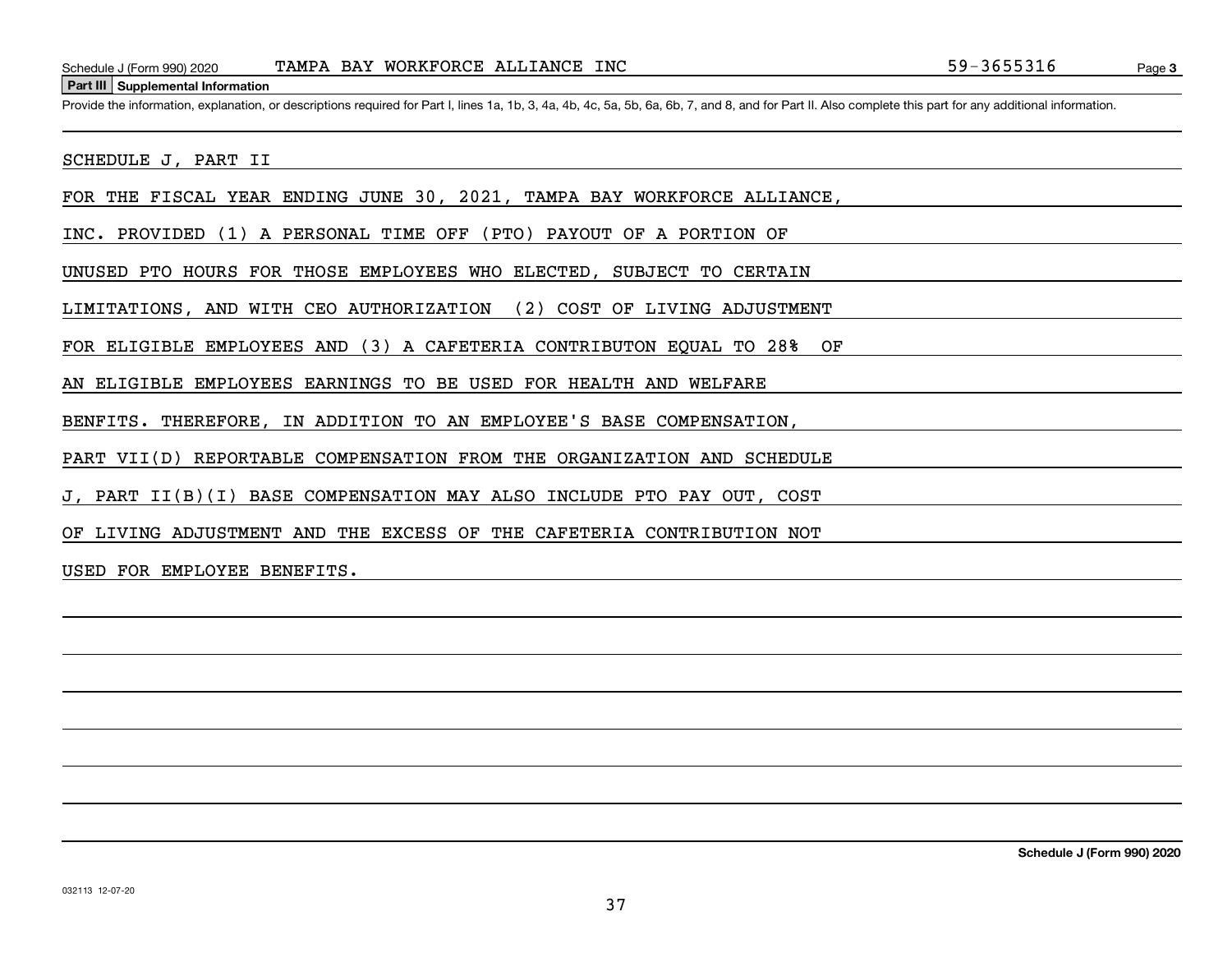**Part III Supplemental Information**

Provide the information, explanation, or descriptions required for Part I, lines 1a, 1b, 3, 4a, 4b, 4c, 5a, 5b, 6a, 6b, 7, and 8, and for Part II. Also complete this part for any additional information.

SCHEDULE J, PART II

FOR THE FISCAL YEAR ENDING JUNE 30, 2021, TAMPA BAY WORKFORCE ALLIANCE, INC. PROVIDED (1) A PERSONAL TIME OFF (PTO) PAYOUT OF A PORTION OF UNUSED PTO HOURS FOR THOSE EMPLOYEES WHO ELECTED, SUBJECT TO CERTAIN LIMITATIONS, AND WITH CEO AUTHORIZATION (2) COST OF LIVING ADJUSTMENT FOR ELIGIBLE EMPLOYEES AND (3) A CAFETERIA CONTRIBUTON EQUAL TO 28% OF AN ELIGIBLE EMPLOYEES EARNINGS TO BE USED FOR HEALTH AND WELFARE BENFITS. THEREFORE, IN ADDITION TO AN EMPLOYEE'S BASE COMPENSATION, PART VII(D) REPORTABLE COMPENSATION FROM THE ORGANIZATION AND SCHEDULE J, PART II(B)(I) BASE COMPENSATION MAY ALSO INCLUDE PTO PAY OUT, COST OF LIVING ADJUSTMENT AND THE EXCESS OF THE CAFETERIA CONTRIBUTION NOT USED FOR EMPLOYEE BENEFITS.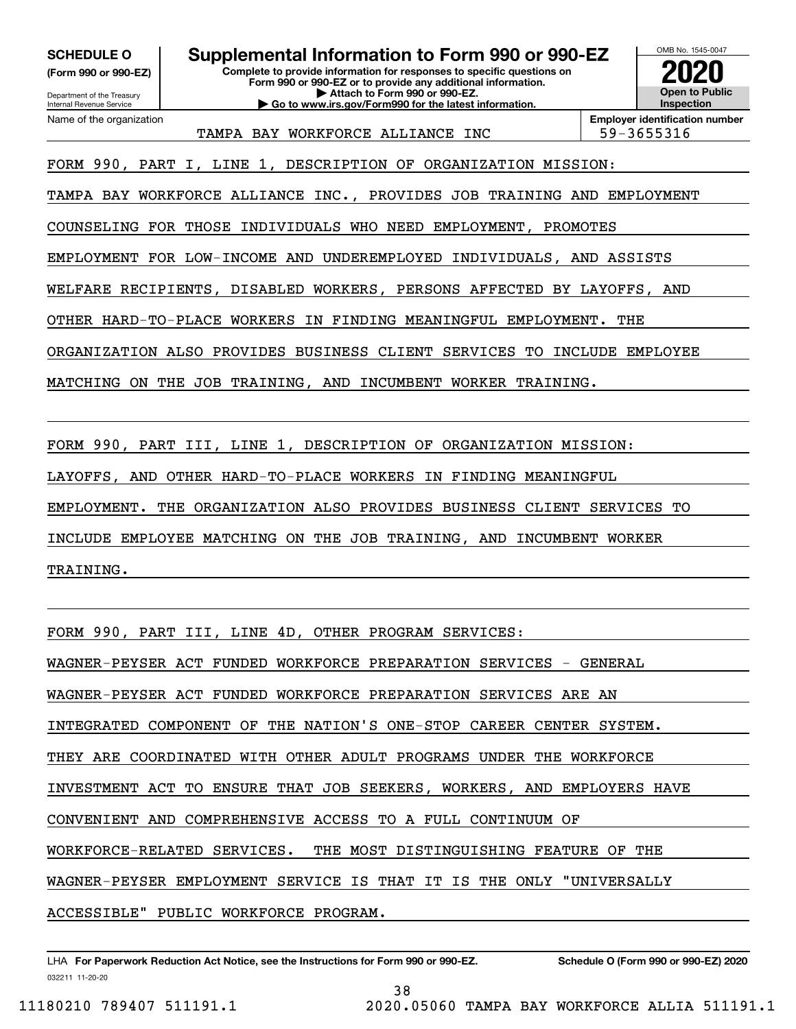**SCHEDULE O**
**(Form 990 or 990-EZ)**

Department of the Treasury
Internal Revenue Service

# Supplemental Information to Form 990 or 990-EZ

**Complete to provide information for responses to specific questions on Form 990 or 990-EZ or to provide any additional information.**
**▶ Attach to Form 990 or 990-EZ.**
**▶ Go to www.irs.gov/Form990 for the latest information.**

OMB No. 1545-0047

**2020**

**Open to Public Inspection**

Name of the organization: TAMPA BAY WORKFORCE ALLIANCE INC

**Employer identification number:** 59-3655316

FORM 990, PART I, LINE 1, DESCRIPTION OF ORGANIZATION MISSION:

TAMPA BAY WORKFORCE ALLIANCE INC., PROVIDES JOB TRAINING AND EMPLOYMENT COUNSELING FOR THOSE INDIVIDUALS WHO NEED EMPLOYMENT, PROMOTES EMPLOYMENT FOR LOW-INCOME AND UNDEREMPLOYED INDIVIDUALS, AND ASSISTS WELFARE RECIPIENTS, DISABLED WORKERS, PERSONS AFFECTED BY LAYOFFS, AND OTHER HARD-TO-PLACE WORKERS IN FINDING MEANINGFUL EMPLOYMENT. THE ORGANIZATION ALSO PROVIDES BUSINESS CLIENT SERVICES TO INCLUDE EMPLOYEE MATCHING ON THE JOB TRAINING, AND INCUMBENT WORKER TRAINING.

FORM 990, PART III, LINE 1, DESCRIPTION OF ORGANIZATION MISSION:

LAYOFFS, AND OTHER HARD-TO-PLACE WORKERS IN FINDING MEANINGFUL EMPLOYMENT. THE ORGANIZATION ALSO PROVIDES BUSINESS CLIENT SERVICES TO INCLUDE EMPLOYEE MATCHING ON THE JOB TRAINING, AND INCUMBENT WORKER TRAINING.

FORM 990, PART III, LINE 4D, OTHER PROGRAM SERVICES:

WAGNER-PEYSER ACT FUNDED WORKFORCE PREPARATION SERVICES - GENERAL

WAGNER-PEYSER ACT FUNDED WORKFORCE PREPARATION SERVICES ARE AN INTEGRATED COMPONENT OF THE NATION'S ONE-STOP CAREER CENTER SYSTEM. THEY ARE COORDINATED WITH OTHER ADULT PROGRAMS UNDER THE WORKFORCE INVESTMENT ACT TO ENSURE THAT JOB SEEKERS, WORKERS, AND EMPLOYERS HAVE CONVENIENT AND COMPREHENSIVE ACCESS TO A FULL CONTINUUM OF WORKFORCE-RELATED SERVICES. THE MOST DISTINGUISHING FEATURE OF THE WAGNER-PEYSER EMPLOYMENT SERVICE IS THAT IT IS THE ONLY "UNIVERSALLY ACCESSIBLE" PUBLIC WORKFORCE PROGRAM.

LHA **For Paperwork Reduction Act Notice, see the Instructions for Form 990 or 990-EZ.** **Schedule O (Form 990 or 990-EZ) 2020**

032211 11-20-20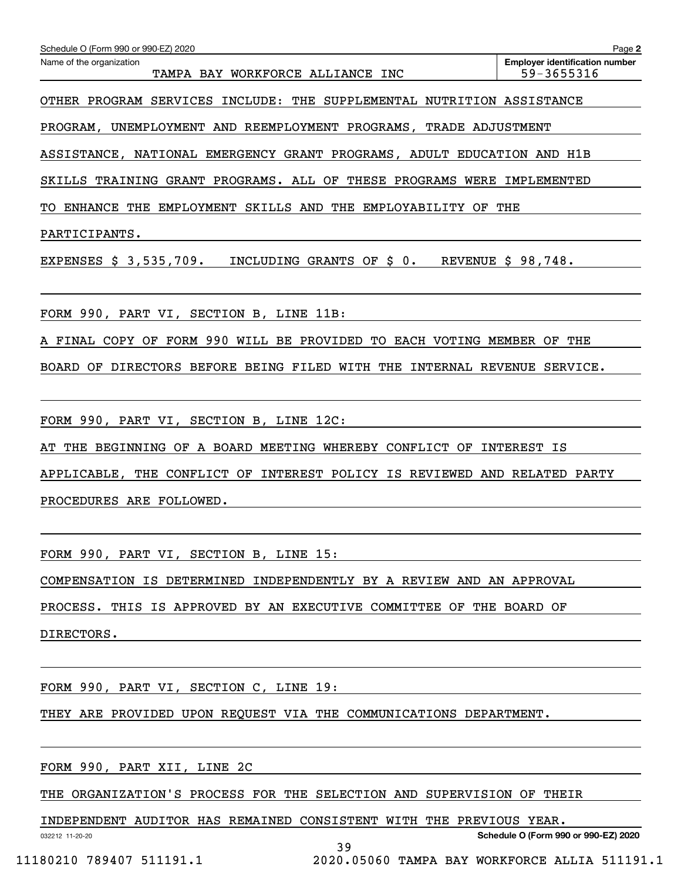Schedule O (Form 990 or 990-EZ) 2020

Name of the organization: TAMPA BAY WORKFORCE ALLIANCE INC

Employer identification number: 59-3655316

OTHER PROGRAM SERVICES INCLUDE: THE SUPPLEMENTAL NUTRITION ASSISTANCE PROGRAM, UNEMPLOYMENT AND REEMPLOYMENT PROGRAMS, TRADE ADJUSTMENT ASSISTANCE, NATIONAL EMERGENCY GRANT PROGRAMS, ADULT EDUCATION AND H1B SKILLS TRAINING GRANT PROGRAMS. ALL OF THESE PROGRAMS WERE IMPLEMENTED TO ENHANCE THE EMPLOYMENT SKILLS AND THE EMPLOYABILITY OF THE PARTICIPANTS.

EXPENSES $ 3,535,709. INCLUDING GRANTS OF $ 0. REVENUE $ 98,748.

FORM 990, PART VI, SECTION B, LINE 11B:

A FINAL COPY OF FORM 990 WILL BE PROVIDED TO EACH VOTING MEMBER OF THE BOARD OF DIRECTORS BEFORE BEING FILED WITH THE INTERNAL REVENUE SERVICE.

FORM 990, PART VI, SECTION B, LINE 12C:

AT THE BEGINNING OF A BOARD MEETING WHEREBY CONFLICT OF INTEREST IS APPLICABLE, THE CONFLICT OF INTEREST POLICY IS REVIEWED AND RELATED PARTY PROCEDURES ARE FOLLOWED.

FORM 990, PART VI, SECTION B, LINE 15:

COMPENSATION IS DETERMINED INDEPENDENTLY BY A REVIEW AND AN APPROVAL PROCESS. THIS IS APPROVED BY AN EXECUTIVE COMMITTEE OF THE BOARD OF DIRECTORS.

FORM 990, PART VI, SECTION C, LINE 19:

THEY ARE PROVIDED UPON REQUEST VIA THE COMMUNICATIONS DEPARTMENT.

FORM 990, PART XII, LINE 2C

THE ORGANIZATION'S PROCESS FOR THE SELECTION AND SUPERVISION OF THEIR INDEPENDENT AUDITOR HAS REMAINED CONSISTENT WITH THE PREVIOUS YEAR.

032212 11-20-20

Schedule O (Form 990 or 990-EZ) 2020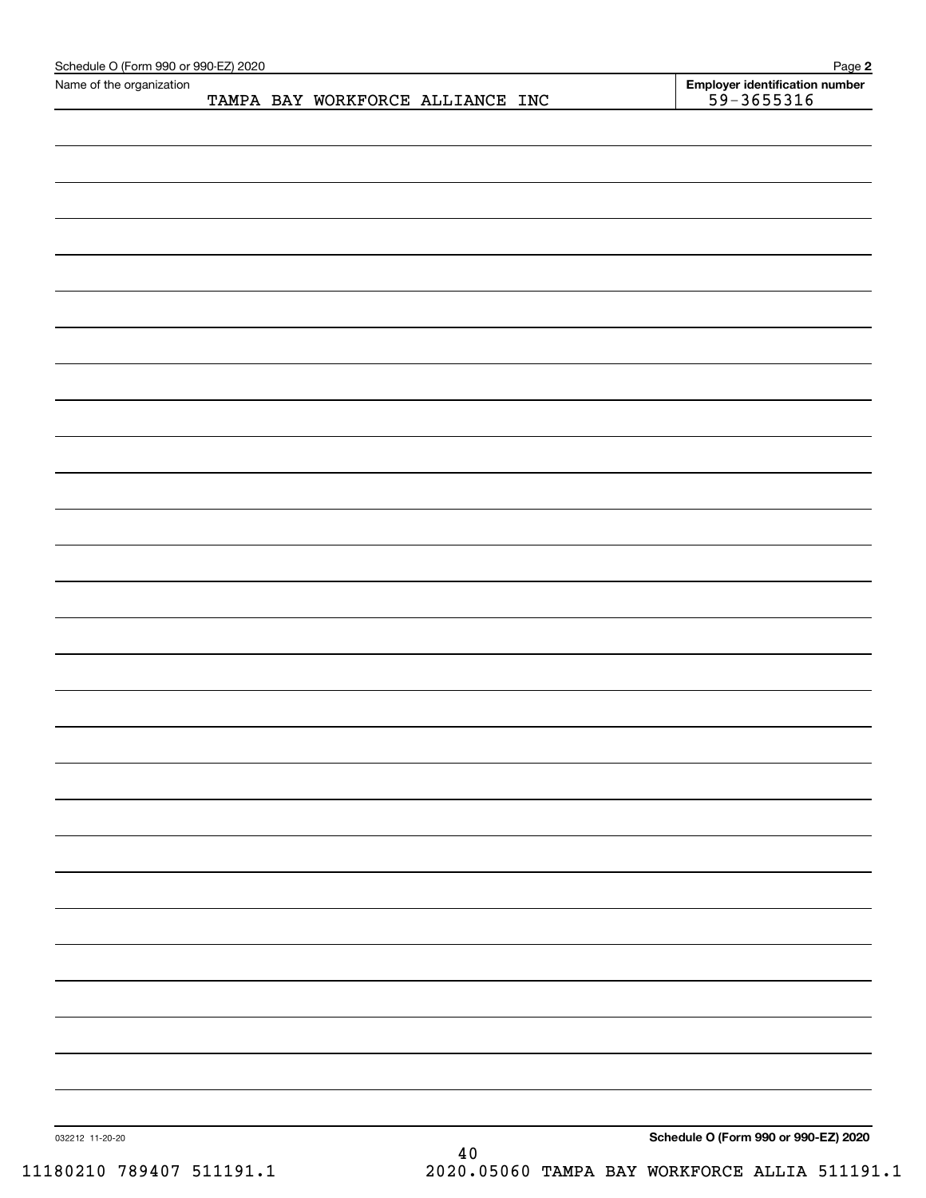Schedule O (Form 990 or 990-EZ) 2020

Name of the organization: TAMPA BAY WORKFORCE ALLIANCE INC

Employer identification number: 59-3655316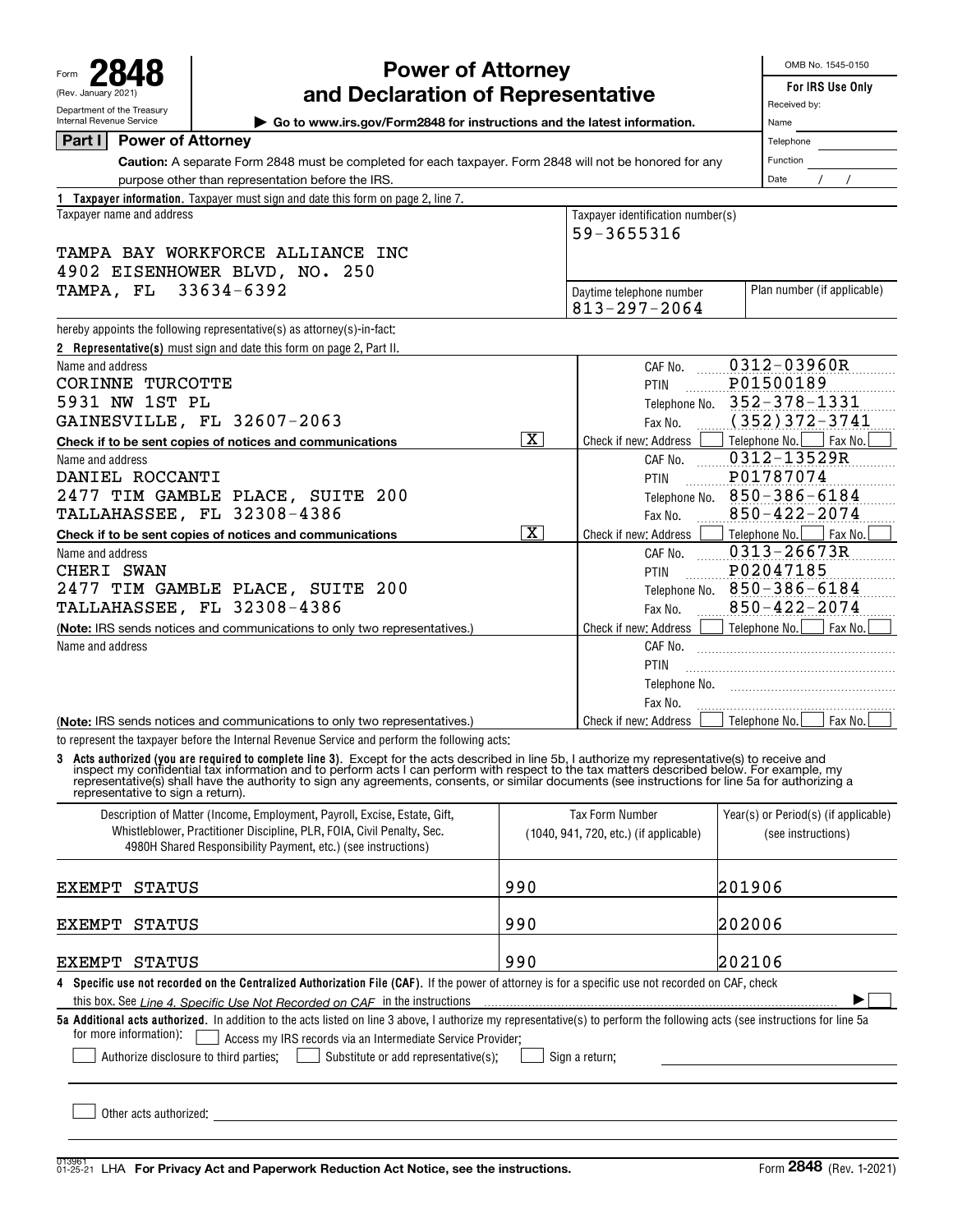Form **2848** (Rev. January 2021)
Department of the Treasury
Internal Revenue Service

# Power of Attorney and Declaration of Representative

▶ Go to www.irs.gov/Form2848 for instructions and the latest information.

OMB No. 1545-0150

**For IRS Use Only**
Received by:
Name
Telephone
Function
Date / /

## Part I Power of Attorney

**Caution:** A separate Form 2848 must be completed for each taxpayer. Form 2848 will not be honored for any purpose other than representation before the IRS.

**1 Taxpayer information.** Taxpayer must sign and date this form on page 2, line 7.

| Taxpayer name and address | Taxpayer identification number(s) | |
|---|---|---|
| TAMPA BAY WORKFORCE ALLIANCE INC<br>4902 EISENHOWER BLVD, NO. 250<br>TAMPA, FL 33634-6392 | 59-3655316 | |
| | Daytime telephone number<br>813-297-2064 | Plan number (if applicable) |

hereby appoints the following representative(s) as attorney(s)-in-fact:

**2 Representative(s)** must sign and date this form on page 2, Part II.

| Name and address | |
|---|---|
| CORINNE TURCOTTE<br>5931 NW 1ST PL<br>GAINESVILLE, FL 32607-2063<br>**Check if to be sent copies of notices and communications** [X] | CAF No. 0312-03960R<br>PTIN P01500189<br>Telephone No. 352-378-1331<br>Fax No. (352)372-3741<br>Check if new: Address [ ] Telephone No. [ ] Fax No. [ ] |
| DANIEL ROCCANTI<br>2477 TIM GAMBLE PLACE, SUITE 200<br>TALLAHASSEE, FL 32308-4386<br>**Check if to be sent copies of notices and communications** [X] | CAF No. 0312-13529R<br>PTIN P01787074<br>Telephone No. 850-386-6184<br>Fax No. 850-422-2074<br>Check if new: Address [ ] Telephone No. [ ] Fax No. [ ] |
| CHERI SWAN<br>2477 TIM GAMBLE PLACE, SUITE 200<br>TALLAHASSEE, FL 32308-4386<br>(**Note:** IRS sends notices and communications to only two representatives.) | CAF No. 0313-26673R<br>PTIN P02047185<br>Telephone No. 850-386-6184<br>Fax No. 850-422-2074<br>Check if new: Address [ ] Telephone No. [ ] Fax No. [ ] |
| <br>(**Note:** IRS sends notices and communications to only two representatives.) | CAF No.<br>PTIN<br>Telephone No.<br>Fax No.<br>Check if new: Address [ ] Telephone No. [ ] Fax No. [ ] |

to represent the taxpayer before the Internal Revenue Service and perform the following acts:

**3 Acts authorized (you are required to complete line 3).** Except for the acts described in line 5b, I authorize my representative(s) to receive and inspect my confidential tax information and to perform acts I can perform with respect to the tax matters described below. For example, my representative(s) shall have the authority to sign any agreements, consents, or similar documents (see instructions for line 5a for authorizing a representative to sign a return).

| Description of Matter (Income, Employment, Payroll, Excise, Estate, Gift, Whistleblower, Practitioner Discipline, PLR, FOIA, Civil Penalty, Sec. 4980H Shared Responsibility Payment, etc.) (see instructions) | Tax Form Number (1040, 941, 720, etc.) (if applicable) | Year(s) or Period(s) (if applicable) (see instructions) |
|---|---|---|
| EXEMPT STATUS | 990 | 201906 |
| EXEMPT STATUS | 990 | 202006 |
| EXEMPT STATUS | 990 | 202106 |

**4 Specific use not recorded on the Centralized Authorization File (CAF).** If the power of attorney is for a specific use not recorded on CAF, check this box. See *Line 4. Specific Use Not Recorded on CAF* in the instructions ▶ [ ]

**5a Additional acts authorized.** In addition to the acts listed on line 3 above, I authorize my representative(s) to perform the following acts (see instructions for line 5a for more information): [ ] Access my IRS records via an Intermediate Service Provider;

[ ] Authorize disclosure to third parties; [ ] Substitute or add representative(s); [ ] Sign a return;

[ ] Other acts authorized:

For Privacy Act and Paperwork Reduction Act Notice, see the instructions. Form **2848** (Rev. 1-2021)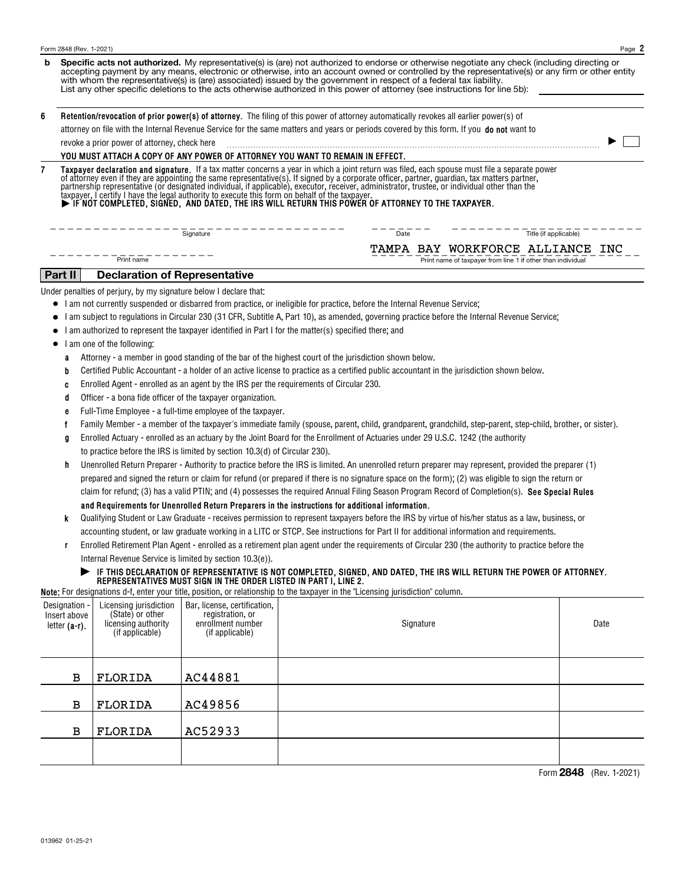**b Specific acts not authorized.** My representative(s) is (are) not authorized to endorse or otherwise negotiate any check (including directing or accepting payment by any means, electronic or otherwise, into an account owned or controlled by the representative(s) or any firm or other entity with whom the representative(s) is (are) associated) issued by the government in respect of a federal tax liability.
List any other specific deletions to the acts otherwise authorized in this power of attorney (see instructions for line 5b):

**6 Retention/revocation of prior power(s) of attorney.** The filing of this power of attorney automatically revokes all earlier power(s) of attorney on file with the Internal Revenue Service for the same matters and years or periods covered by this form. If you **do not** want to revoke a prior power of attorney, check here ▶ ☐

**YOU MUST ATTACH A COPY OF ANY POWER OF ATTORNEY YOU WANT TO REMAIN IN EFFECT.**

**7 Taxpayer declaration and signature.** If a tax matter concerns a year in which a joint return was filed, each spouse must file a separate power of attorney even if they are appointing the same representative(s). If signed by a corporate officer, partner, guardian, tax matters partner, partnership representative (or designated individual, if applicable), executor, receiver, administrator, trustee, or individual other than the taxpayer, I certify I have the legal authority to execute this form on behalf of the taxpayer.
▶ **IF NOT COMPLETED, SIGNED, AND DATED, THE IRS WILL RETURN THIS POWER OF ATTORNEY TO THE TAXPAYER.**

Signature ____________ Date ____________ Title (if applicable) ____________

Print name ____________ TAMPA BAY WORKFORCE ALLIANCE INC
Print name of taxpayer from line 1 if other than individual

## Part II Declaration of Representative

Under penalties of perjury, by my signature below I declare that:

- I am not currently suspended or disbarred from practice, or ineligible for practice, before the Internal Revenue Service;
- I am subject to regulations in Circular 230 (31 CFR, Subtitle A, Part 10), as amended, governing practice before the Internal Revenue Service;
- I am authorized to represent the taxpayer identified in Part I for the matter(s) specified there; and
- I am one of the following:
  - **a** Attorney - a member in good standing of the bar of the highest court of the jurisdiction shown below.
  - **b** Certified Public Accountant - a holder of an active license to practice as a certified public accountant in the jurisdiction shown below.
  - **c** Enrolled Agent - enrolled as an agent by the IRS per the requirements of Circular 230.
  - **d** Officer - a bona fide officer of the taxpayer organization.
  - **e** Full-Time Employee - a full-time employee of the taxpayer.
  - **f** Family Member - a member of the taxpayer's immediate family (spouse, parent, child, grandparent, grandchild, step-parent, step-child, brother, or sister).
  - **g** Enrolled Actuary - enrolled as an actuary by the Joint Board for the Enrollment of Actuaries under 29 U.S.C. 1242 (the authority to practice before the IRS is limited by section 10.3(d) of Circular 230).
  - **h** Unenrolled Return Preparer - Authority to practice before the IRS is limited. An unenrolled return preparer may represent, provided the preparer (1) prepared and signed the return or claim for refund (or prepared if there is no signature space on the form); (2) was eligible to sign the return or claim for refund; (3) has a valid PTIN; and (4) possesses the required Annual Filing Season Program Record of Completion(s). **See Special Rules and Requirements for Unenrolled Return Preparers in the instructions for additional information.**
  - **k** Qualifying Student or Law Graduate - receives permission to represent taxpayers before the IRS by virtue of his/her status as a law, business, or accounting student, or law graduate working in a LITC or STCP. See instructions for Part II for additional information and requirements.
  - **r** Enrolled Retirement Plan Agent - enrolled as a retirement plan agent under the requirements of Circular 230 (the authority to practice before the Internal Revenue Service is limited by section 10.3(e)).

▶ **IF THIS DECLARATION OF REPRESENTATIVE IS NOT COMPLETED, SIGNED, AND DATED, THE IRS WILL RETURN THE POWER OF ATTORNEY. REPRESENTATIVES MUST SIGN IN THE ORDER LISTED IN PART I, LINE 2.**

**Note:** For designations d-f, enter your title, position, or relationship to the taxpayer in the "Licensing jurisdiction" column.

| Designation - Insert above letter (a-r). | Licensing jurisdiction (State) or other licensing authority (if applicable) | Bar, license, certification, registration, or enrollment number (if applicable) | Signature | Date |
|---|---|---|---|---|
| B | FLORIDA | AC44881 | | |
| B | FLORIDA | AC49856 | | |
| B | FLORIDA | AC52933 | | |
| | | | | |

Form **2848** (Rev. 1-2021)

013962 01-25-21